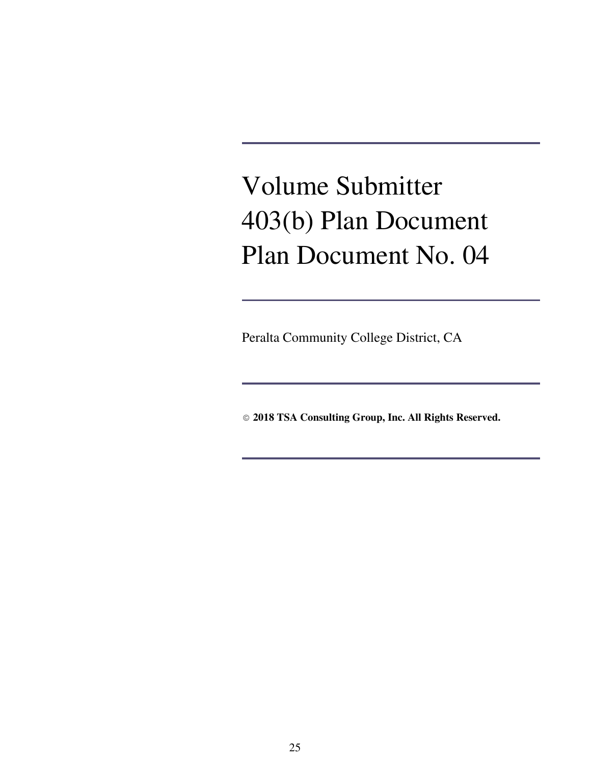# Volume Submitter 403(b) Plan Document Plan Document No. 04

Peralta Community College District, CA

**© 2018 TSA Consulting Group, Inc. All Rights Reserved.**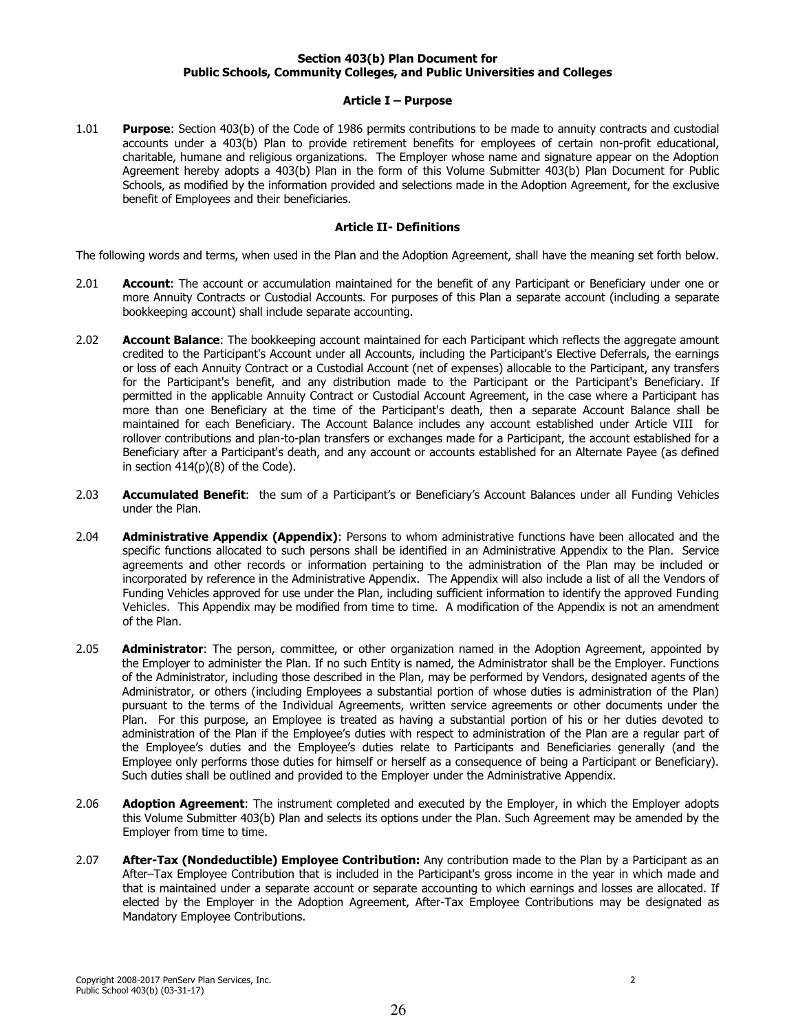**Section 403(b) Plan Document for**
**Public Schools, Community Colleges, and Public Universities and Colleges**

## Article I – Purpose

1.01 **Purpose**: Section 403(b) of the Code of 1986 permits contributions to be made to annuity contracts and custodial accounts under a 403(b) Plan to provide retirement benefits for employees of certain non-profit educational, charitable, humane and religious organizations. The Employer whose name and signature appear on the Adoption Agreement hereby adopts a 403(b) Plan in the form of this Volume Submitter 403(b) Plan Document for Public Schools, as modified by the information provided and selections made in the Adoption Agreement, for the exclusive benefit of Employees and their beneficiaries.

## Article II- Definitions

The following words and terms, when used in the Plan and the Adoption Agreement, shall have the meaning set forth below.

2.01 **Account**: The account or accumulation maintained for the benefit of any Participant or Beneficiary under one or more Annuity Contracts or Custodial Accounts. For purposes of this Plan a separate account (including a separate bookkeeping account) shall include separate accounting.

2.02 **Account Balance**: The bookkeeping account maintained for each Participant which reflects the aggregate amount credited to the Participant's Account under all Accounts, including the Participant's Elective Deferrals, the earnings or loss of each Annuity Contract or a Custodial Account (net of expenses) allocable to the Participant, any transfers for the Participant's benefit, and any distribution made to the Participant or the Participant's Beneficiary. If permitted in the applicable Annuity Contract or Custodial Account Agreement, in the case where a Participant has more than one Beneficiary at the time of the Participant's death, then a separate Account Balance shall be maintained for each Beneficiary. The Account Balance includes any account established under Article VIII for rollover contributions and plan-to-plan transfers or exchanges made for a Participant, the account established for a Beneficiary after a Participant's death, and any account or accounts established for an Alternate Payee (as defined in section 414(p)(8) of the Code).

2.03 **Accumulated Benefit**: the sum of a Participant's or Beneficiary's Account Balances under all Funding Vehicles under the Plan.

2.04 **Administrative Appendix (Appendix)**: Persons to whom administrative functions have been allocated and the specific functions allocated to such persons shall be identified in an Administrative Appendix to the Plan. Service agreements and other records or information pertaining to the administration of the Plan may be included or incorporated by reference in the Administrative Appendix. The Appendix will also include a list of all the Vendors of Funding Vehicles approved for use under the Plan, including sufficient information to identify the approved Funding Vehicles. This Appendix may be modified from time to time. A modification of the Appendix is not an amendment of the Plan.

2.05 **Administrator**: The person, committee, or other organization named in the Adoption Agreement, appointed by the Employer to administer the Plan. If no such Entity is named, the Administrator shall be the Employer. Functions of the Administrator, including those described in the Plan, may be performed by Vendors, designated agents of the Administrator, or others (including Employees a substantial portion of whose duties is administration of the Plan) pursuant to the terms of the Individual Agreements, written service agreements or other documents under the Plan. For this purpose, an Employee is treated as having a substantial portion of his or her duties devoted to administration of the Plan if the Employee's duties with respect to administration of the Plan are a regular part of the Employee's duties and the Employee's duties relate to Participants and Beneficiaries generally (and the Employee only performs those duties for himself or herself as a consequence of being a Participant or Beneficiary). Such duties shall be outlined and provided to the Employer under the Administrative Appendix.

2.06 **Adoption Agreement**: The instrument completed and executed by the Employer, in which the Employer adopts this Volume Submitter 403(b) Plan and selects its options under the Plan. Such Agreement may be amended by the Employer from time to time.

2.07 **After-Tax (Nondeductible) Employee Contribution:** Any contribution made to the Plan by a Participant as an After–Tax Employee Contribution that is included in the Participant's gross income in the year in which made and that is maintained under a separate account or separate accounting to which earnings and losses are allocated. If elected by the Employer in the Adoption Agreement, After-Tax Employee Contributions may be designated as Mandatory Employee Contributions.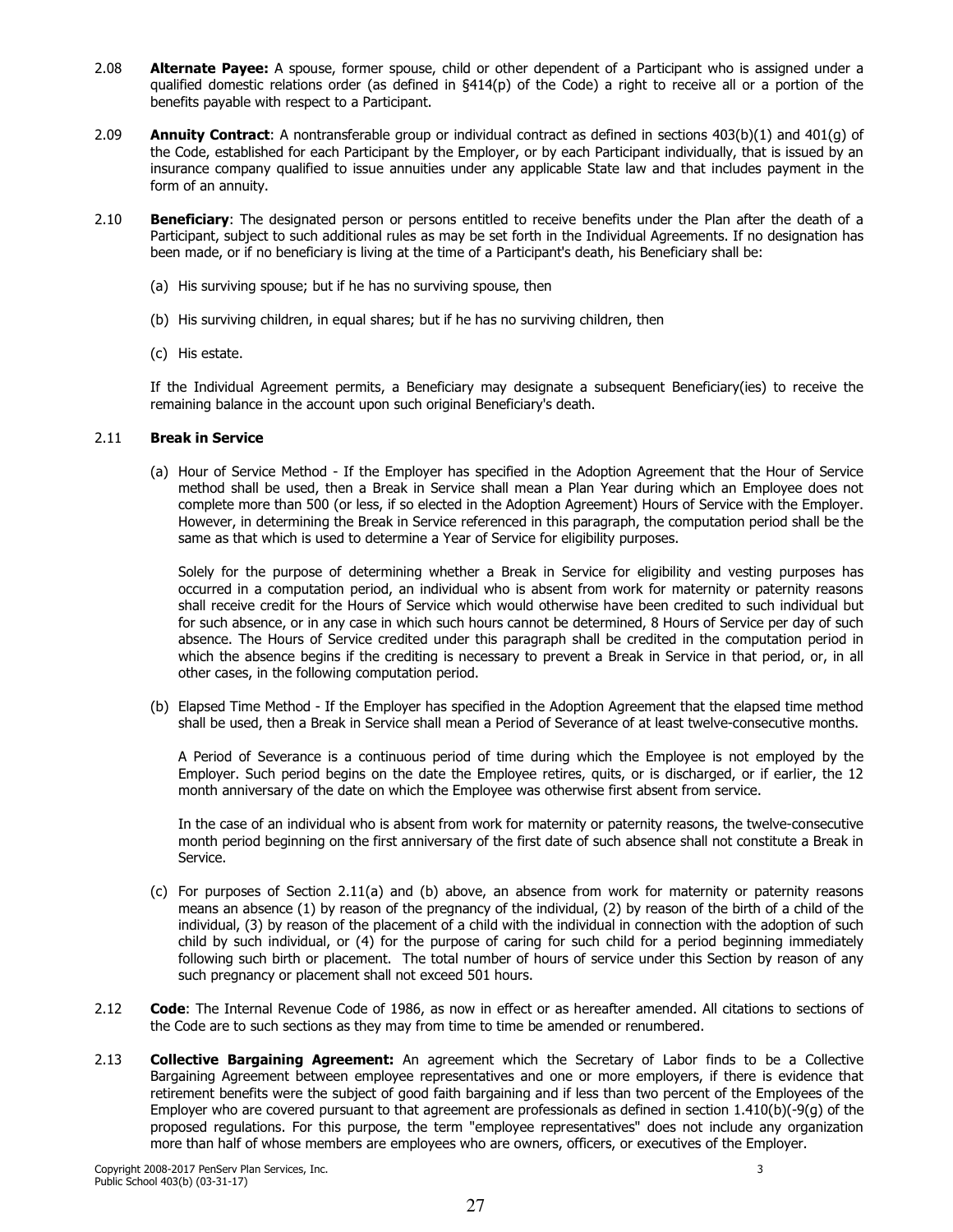2.08 **Alternate Payee:** A spouse, former spouse, child or other dependent of a Participant who is assigned under a qualified domestic relations order (as defined in §414(p) of the Code) a right to receive all or a portion of the benefits payable with respect to a Participant.

2.09 **Annuity Contract**: A nontransferable group or individual contract as defined in sections 403(b)(1) and 401(g) of the Code, established for each Participant by the Employer, or by each Participant individually, that is issued by an insurance company qualified to issue annuities under any applicable State law and that includes payment in the form of an annuity.

2.10 **Beneficiary**: The designated person or persons entitled to receive benefits under the Plan after the death of a Participant, subject to such additional rules as may be set forth in the Individual Agreements. If no designation has been made, or if no beneficiary is living at the time of a Participant's death, his Beneficiary shall be:

(a) His surviving spouse; but if he has no surviving spouse, then

(b) His surviving children, in equal shares; but if he has no surviving children, then

(c) His estate.

If the Individual Agreement permits, a Beneficiary may designate a subsequent Beneficiary(ies) to receive the remaining balance in the account upon such original Beneficiary's death.

2.11 **Break in Service**

(a) Hour of Service Method - If the Employer has specified in the Adoption Agreement that the Hour of Service method shall be used, then a Break in Service shall mean a Plan Year during which an Employee does not complete more than 500 (or less, if so elected in the Adoption Agreement) Hours of Service with the Employer. However, in determining the Break in Service referenced in this paragraph, the computation period shall be the same as that which is used to determine a Year of Service for eligibility purposes.

Solely for the purpose of determining whether a Break in Service for eligibility and vesting purposes has occurred in a computation period, an individual who is absent from work for maternity or paternity reasons shall receive credit for the Hours of Service which would otherwise have been credited to such individual but for such absence, or in any case in which such hours cannot be determined, 8 Hours of Service per day of such absence. The Hours of Service credited under this paragraph shall be credited in the computation period in which the absence begins if the crediting is necessary to prevent a Break in Service in that period, or, in all other cases, in the following computation period.

(b) Elapsed Time Method - If the Employer has specified in the Adoption Agreement that the elapsed time method shall be used, then a Break in Service shall mean a Period of Severance of at least twelve-consecutive months.

A Period of Severance is a continuous period of time during which the Employee is not employed by the Employer. Such period begins on the date the Employee retires, quits, or is discharged, or if earlier, the 12 month anniversary of the date on which the Employee was otherwise first absent from service.

In the case of an individual who is absent from work for maternity or paternity reasons, the twelve-consecutive month period beginning on the first anniversary of the first date of such absence shall not constitute a Break in Service.

(c) For purposes of Section 2.11(a) and (b) above, an absence from work for maternity or paternity reasons means an absence (1) by reason of the pregnancy of the individual, (2) by reason of the birth of a child of the individual, (3) by reason of the placement of a child with the individual in connection with the adoption of such child by such individual, or (4) for the purpose of caring for such child for a period beginning immediately following such birth or placement. The total number of hours of service under this Section by reason of any such pregnancy or placement shall not exceed 501 hours.

2.12 **Code**: The Internal Revenue Code of 1986, as now in effect or as hereafter amended. All citations to sections of the Code are to such sections as they may from time to time be amended or renumbered.

2.13 **Collective Bargaining Agreement:** An agreement which the Secretary of Labor finds to be a Collective Bargaining Agreement between employee representatives and one or more employers, if there is evidence that retirement benefits were the subject of good faith bargaining and if less than two percent of the Employees of the Employer who are covered pursuant to that agreement are professionals as defined in section 1.410(b)(-9(g) of the proposed regulations. For this purpose, the term "employee representatives" does not include any organization more than half of whose members are employees who are owners, officers, or executives of the Employer.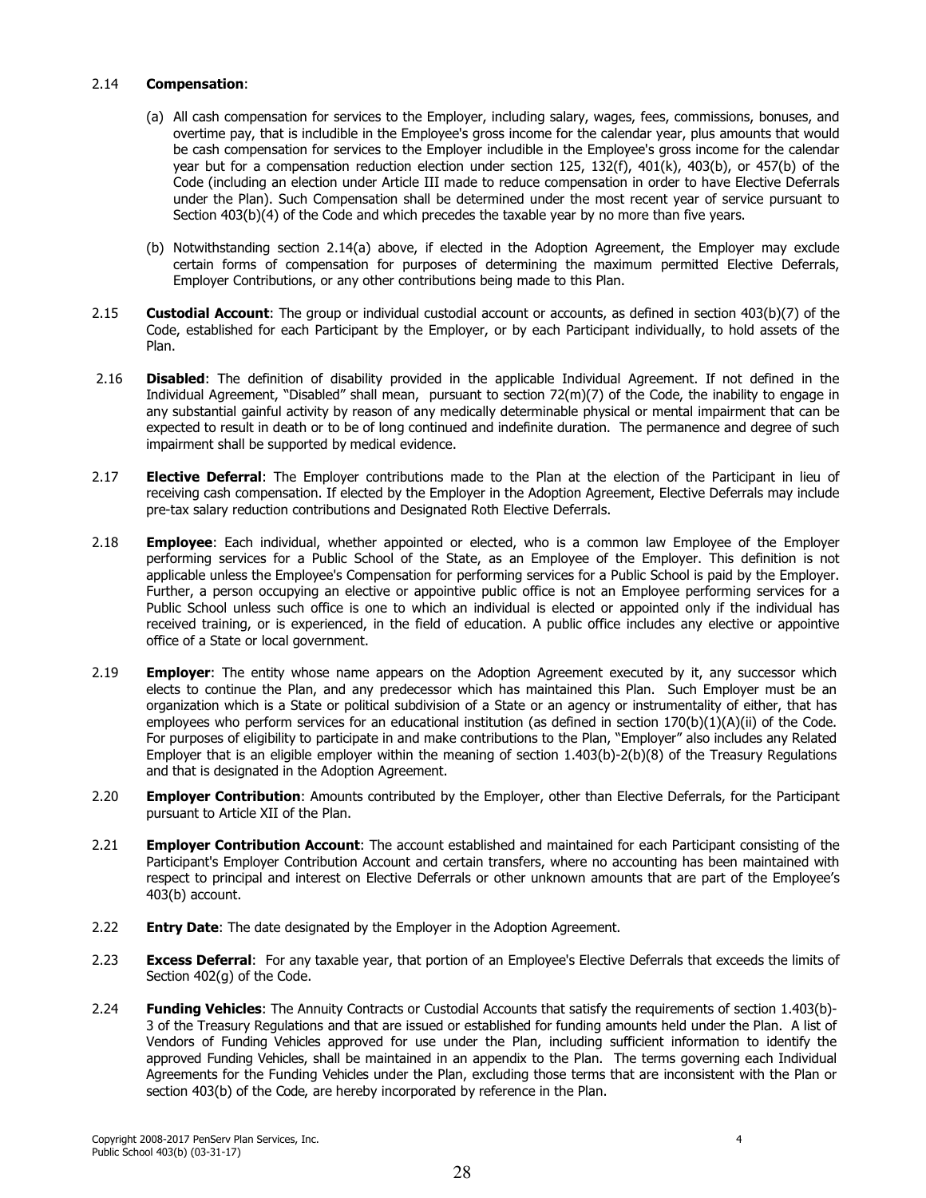2.14 **Compensation**:

(a) All cash compensation for services to the Employer, including salary, wages, fees, commissions, bonuses, and overtime pay, that is includible in the Employee's gross income for the calendar year, plus amounts that would be cash compensation for services to the Employer includible in the Employee's gross income for the calendar year but for a compensation reduction election under section 125, 132(f), 401(k), 403(b), or 457(b) of the Code (including an election under Article III made to reduce compensation in order to have Elective Deferrals under the Plan). Such Compensation shall be determined under the most recent year of service pursuant to Section 403(b)(4) of the Code and which precedes the taxable year by no more than five years.

(b) Notwithstanding section 2.14(a) above, if elected in the Adoption Agreement, the Employer may exclude certain forms of compensation for purposes of determining the maximum permitted Elective Deferrals, Employer Contributions, or any other contributions being made to this Plan.

2.15 **Custodial Account**: The group or individual custodial account or accounts, as defined in section 403(b)(7) of the Code, established for each Participant by the Employer, or by each Participant individually, to hold assets of the Plan.

2.16 **Disabled**: The definition of disability provided in the applicable Individual Agreement. If not defined in the Individual Agreement, "Disabled" shall mean, pursuant to section 72(m)(7) of the Code, the inability to engage in any substantial gainful activity by reason of any medically determinable physical or mental impairment that can be expected to result in death or to be of long continued and indefinite duration. The permanence and degree of such impairment shall be supported by medical evidence.

2.17 **Elective Deferral**: The Employer contributions made to the Plan at the election of the Participant in lieu of receiving cash compensation. If elected by the Employer in the Adoption Agreement, Elective Deferrals may include pre-tax salary reduction contributions and Designated Roth Elective Deferrals.

2.18 **Employee**: Each individual, whether appointed or elected, who is a common law Employee of the Employer performing services for a Public School of the State, as an Employee of the Employer. This definition is not applicable unless the Employee's Compensation for performing services for a Public School is paid by the Employer. Further, a person occupying an elective or appointive public office is not an Employee performing services for a Public School unless such office is one to which an individual is elected or appointed only if the individual has received training, or is experienced, in the field of education. A public office includes any elective or appointive office of a State or local government.

2.19 **Employer**: The entity whose name appears on the Adoption Agreement executed by it, any successor which elects to continue the Plan, and any predecessor which has maintained this Plan. Such Employer must be an organization which is a State or political subdivision of a State or an agency or instrumentality of either, that has employees who perform services for an educational institution (as defined in section 170(b)(1)(A)(ii) of the Code. For purposes of eligibility to participate in and make contributions to the Plan, "Employer" also includes any Related Employer that is an eligible employer within the meaning of section 1.403(b)-2(b)(8) of the Treasury Regulations and that is designated in the Adoption Agreement.

2.20 **Employer Contribution**: Amounts contributed by the Employer, other than Elective Deferrals, for the Participant pursuant to Article XII of the Plan.

2.21 **Employer Contribution Account**: The account established and maintained for each Participant consisting of the Participant's Employer Contribution Account and certain transfers, where no accounting has been maintained with respect to principal and interest on Elective Deferrals or other unknown amounts that are part of the Employee's 403(b) account.

2.22 **Entry Date**: The date designated by the Employer in the Adoption Agreement.

2.23 **Excess Deferral**: For any taxable year, that portion of an Employee's Elective Deferrals that exceeds the limits of Section 402(g) of the Code.

2.24 **Funding Vehicles**: The Annuity Contracts or Custodial Accounts that satisfy the requirements of section 1.403(b)-3 of the Treasury Regulations and that are issued or established for funding amounts held under the Plan. A list of Vendors of Funding Vehicles approved for use under the Plan, including sufficient information to identify the approved Funding Vehicles, shall be maintained in an appendix to the Plan. The terms governing each Individual Agreements for the Funding Vehicles under the Plan, excluding those terms that are inconsistent with the Plan or section 403(b) of the Code, are hereby incorporated by reference in the Plan.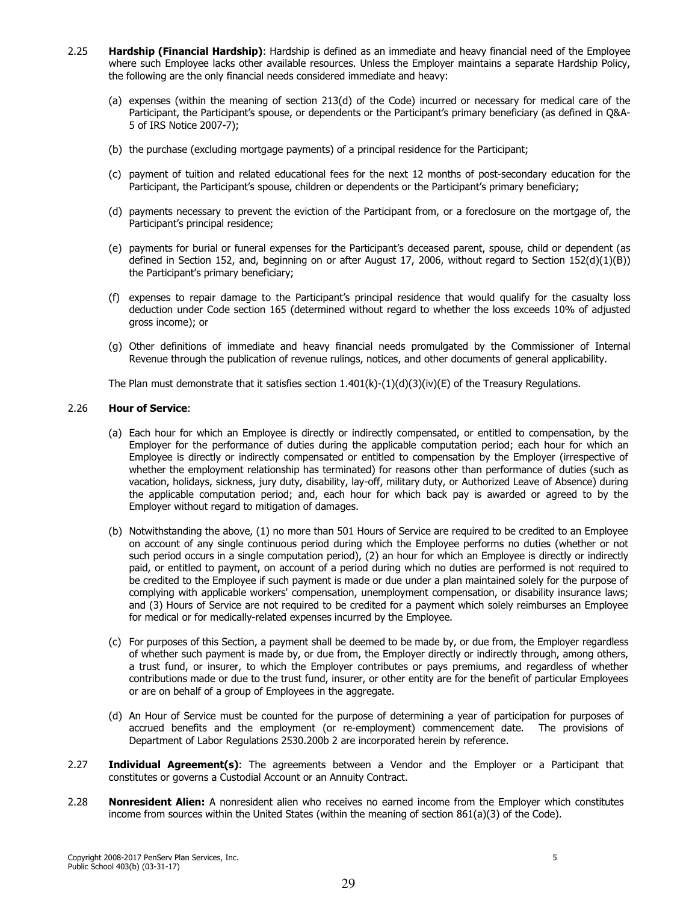2.25 **Hardship (Financial Hardship)**: Hardship is defined as an immediate and heavy financial need of the Employee where such Employee lacks other available resources. Unless the Employer maintains a separate Hardship Policy, the following are the only financial needs considered immediate and heavy:

(a) expenses (within the meaning of section 213(d) of the Code) incurred or necessary for medical care of the Participant, the Participant's spouse, or dependents or the Participant's primary beneficiary (as defined in Q&A-5 of IRS Notice 2007-7);

(b) the purchase (excluding mortgage payments) of a principal residence for the Participant;

(c) payment of tuition and related educational fees for the next 12 months of post-secondary education for the Participant, the Participant's spouse, children or dependents or the Participant's primary beneficiary;

(d) payments necessary to prevent the eviction of the Participant from, or a foreclosure on the mortgage of, the Participant's principal residence;

(e) payments for burial or funeral expenses for the Participant's deceased parent, spouse, child or dependent (as defined in Section 152, and, beginning on or after August 17, 2006, without regard to Section 152(d)(1)(B)) the Participant's primary beneficiary;

(f) expenses to repair damage to the Participant's principal residence that would qualify for the casualty loss deduction under Code section 165 (determined without regard to whether the loss exceeds 10% of adjusted gross income); or

(g) Other definitions of immediate and heavy financial needs promulgated by the Commissioner of Internal Revenue through the publication of revenue rulings, notices, and other documents of general applicability.

The Plan must demonstrate that it satisfies section 1.401(k)-(1)(d)(3)(iv)(E) of the Treasury Regulations.

2.26 **Hour of Service**:

(a) Each hour for which an Employee is directly or indirectly compensated, or entitled to compensation, by the Employer for the performance of duties during the applicable computation period; each hour for which an Employee is directly or indirectly compensated or entitled to compensation by the Employer (irrespective of whether the employment relationship has terminated) for reasons other than performance of duties (such as vacation, holidays, sickness, jury duty, disability, lay-off, military duty, or Authorized Leave of Absence) during the applicable computation period; and, each hour for which back pay is awarded or agreed to by the Employer without regard to mitigation of damages.

(b) Notwithstanding the above, (1) no more than 501 Hours of Service are required to be credited to an Employee on account of any single continuous period during which the Employee performs no duties (whether or not such period occurs in a single computation period), (2) an hour for which an Employee is directly or indirectly paid, or entitled to payment, on account of a period during which no duties are performed is not required to be credited to the Employee if such payment is made or due under a plan maintained solely for the purpose of complying with applicable workers' compensation, unemployment compensation, or disability insurance laws; and (3) Hours of Service are not required to be credited for a payment which solely reimburses an Employee for medical or for medically-related expenses incurred by the Employee.

(c) For purposes of this Section, a payment shall be deemed to be made by, or due from, the Employer regardless of whether such payment is made by, or due from, the Employer directly or indirectly through, among others, a trust fund, or insurer, to which the Employer contributes or pays premiums, and regardless of whether contributions made or due to the trust fund, insurer, or other entity are for the benefit of particular Employees or are on behalf of a group of Employees in the aggregate.

(d) An Hour of Service must be counted for the purpose of determining a year of participation for purposes of accrued benefits and the employment (or re-employment) commencement date. The provisions of Department of Labor Regulations 2530.200b 2 are incorporated herein by reference.

2.27 **Individual Agreement(s)**: The agreements between a Vendor and the Employer or a Participant that constitutes or governs a Custodial Account or an Annuity Contract.

2.28 **Nonresident Alien:** A nonresident alien who receives no earned income from the Employer which constitutes income from sources within the United States (within the meaning of section 861(a)(3) of the Code).

Copyright 2008-2017 PenServ Plan Services, Inc.
Public School 403(b) (03-31-17)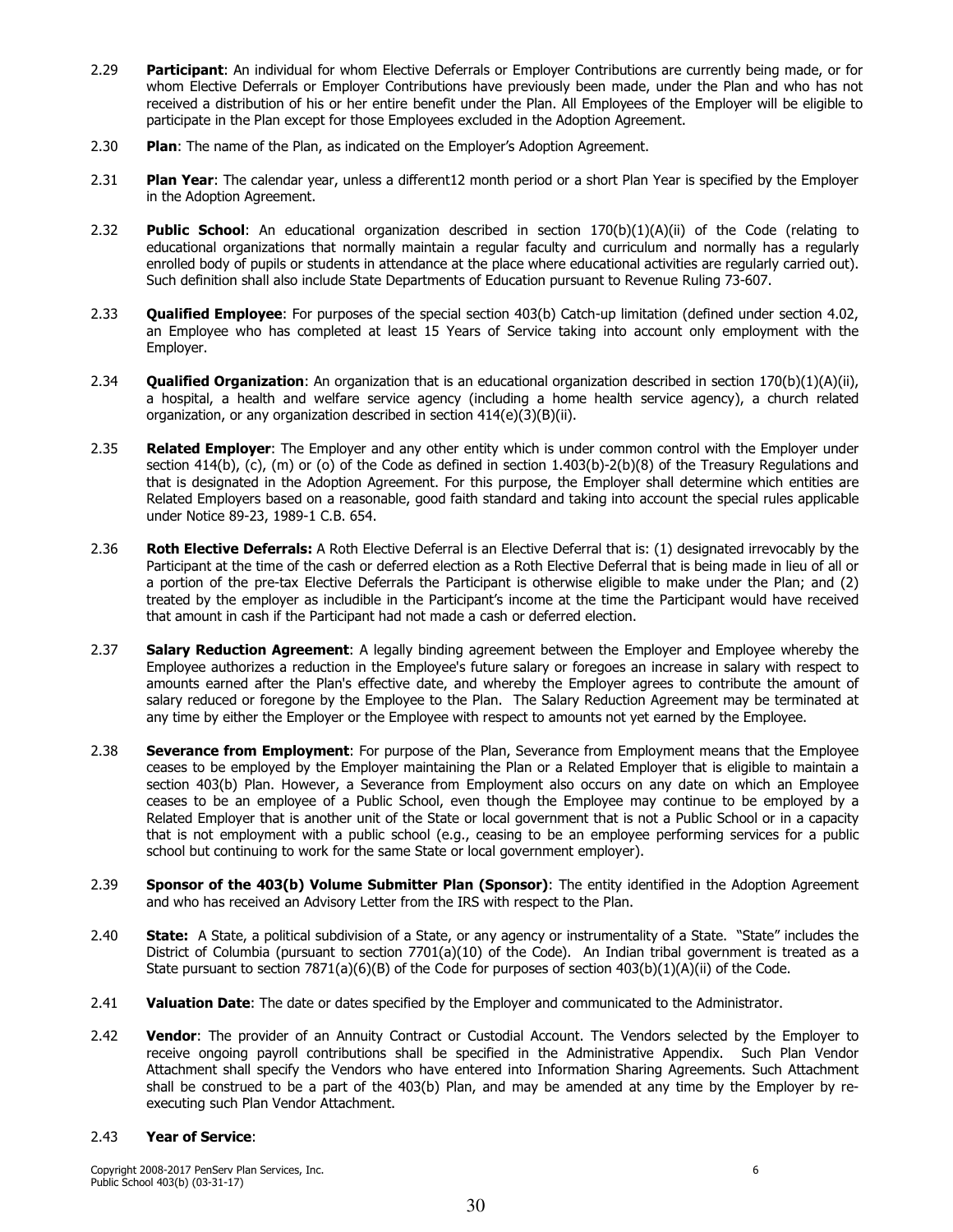2.29 **Participant**: An individual for whom Elective Deferrals or Employer Contributions are currently being made, or for whom Elective Deferrals or Employer Contributions have previously been made, under the Plan and who has not received a distribution of his or her entire benefit under the Plan. All Employees of the Employer will be eligible to participate in the Plan except for those Employees excluded in the Adoption Agreement.

2.30 **Plan**: The name of the Plan, as indicated on the Employer's Adoption Agreement.

2.31 **Plan Year**: The calendar year, unless a different12 month period or a short Plan Year is specified by the Employer in the Adoption Agreement.

2.32 **Public School**: An educational organization described in section 170(b)(1)(A)(ii) of the Code (relating to educational organizations that normally maintain a regular faculty and curriculum and normally has a regularly enrolled body of pupils or students in attendance at the place where educational activities are regularly carried out). Such definition shall also include State Departments of Education pursuant to Revenue Ruling 73-607.

2.33 **Qualified Employee**: For purposes of the special section 403(b) Catch-up limitation (defined under section 4.02, an Employee who has completed at least 15 Years of Service taking into account only employment with the Employer.

2.34 **Qualified Organization**: An organization that is an educational organization described in section 170(b)(1)(A)(ii), a hospital, a health and welfare service agency (including a home health service agency), a church related organization, or any organization described in section 414(e)(3)(B)(ii).

2.35 **Related Employer**: The Employer and any other entity which is under common control with the Employer under section 414(b), (c), (m) or (o) of the Code as defined in section 1.403(b)-2(b)(8) of the Treasury Regulations and that is designated in the Adoption Agreement. For this purpose, the Employer shall determine which entities are Related Employers based on a reasonable, good faith standard and taking into account the special rules applicable under Notice 89-23, 1989-1 C.B. 654.

2.36 **Roth Elective Deferrals:** A Roth Elective Deferral is an Elective Deferral that is: (1) designated irrevocably by the Participant at the time of the cash or deferred election as a Roth Elective Deferral that is being made in lieu of all or a portion of the pre-tax Elective Deferrals the Participant is otherwise eligible to make under the Plan; and (2) treated by the employer as includible in the Participant's income at the time the Participant would have received that amount in cash if the Participant had not made a cash or deferred election.

2.37 **Salary Reduction Agreement**: A legally binding agreement between the Employer and Employee whereby the Employee authorizes a reduction in the Employee's future salary or foregoes an increase in salary with respect to amounts earned after the Plan's effective date, and whereby the Employer agrees to contribute the amount of salary reduced or foregone by the Employee to the Plan. The Salary Reduction Agreement may be terminated at any time by either the Employer or the Employee with respect to amounts not yet earned by the Employee.

2.38 **Severance from Employment**: For purpose of the Plan, Severance from Employment means that the Employee ceases to be employed by the Employer maintaining the Plan or a Related Employer that is eligible to maintain a section 403(b) Plan. However, a Severance from Employment also occurs on any date on which an Employee ceases to be an employee of a Public School, even though the Employee may continue to be employed by a Related Employer that is another unit of the State or local government that is not a Public School or in a capacity that is not employment with a public school (e.g., ceasing to be an employee performing services for a public school but continuing to work for the same State or local government employer).

2.39 **Sponsor of the 403(b) Volume Submitter Plan (Sponsor)**: The entity identified in the Adoption Agreement and who has received an Advisory Letter from the IRS with respect to the Plan.

2.40 **State:** A State, a political subdivision of a State, or any agency or instrumentality of a State. "State" includes the District of Columbia (pursuant to section 7701(a)(10) of the Code). An Indian tribal government is treated as a State pursuant to section 7871(a)(6)(B) of the Code for purposes of section 403(b)(1)(A)(ii) of the Code.

2.41 **Valuation Date**: The date or dates specified by the Employer and communicated to the Administrator.

2.42 **Vendor**: The provider of an Annuity Contract or Custodial Account. The Vendors selected by the Employer to receive ongoing payroll contributions shall be specified in the Administrative Appendix. Such Plan Vendor Attachment shall specify the Vendors who have entered into Information Sharing Agreements. Such Attachment shall be construed to be a part of the 403(b) Plan, and may be amended at any time by the Employer by re-executing such Plan Vendor Attachment.

2.43 **Year of Service**: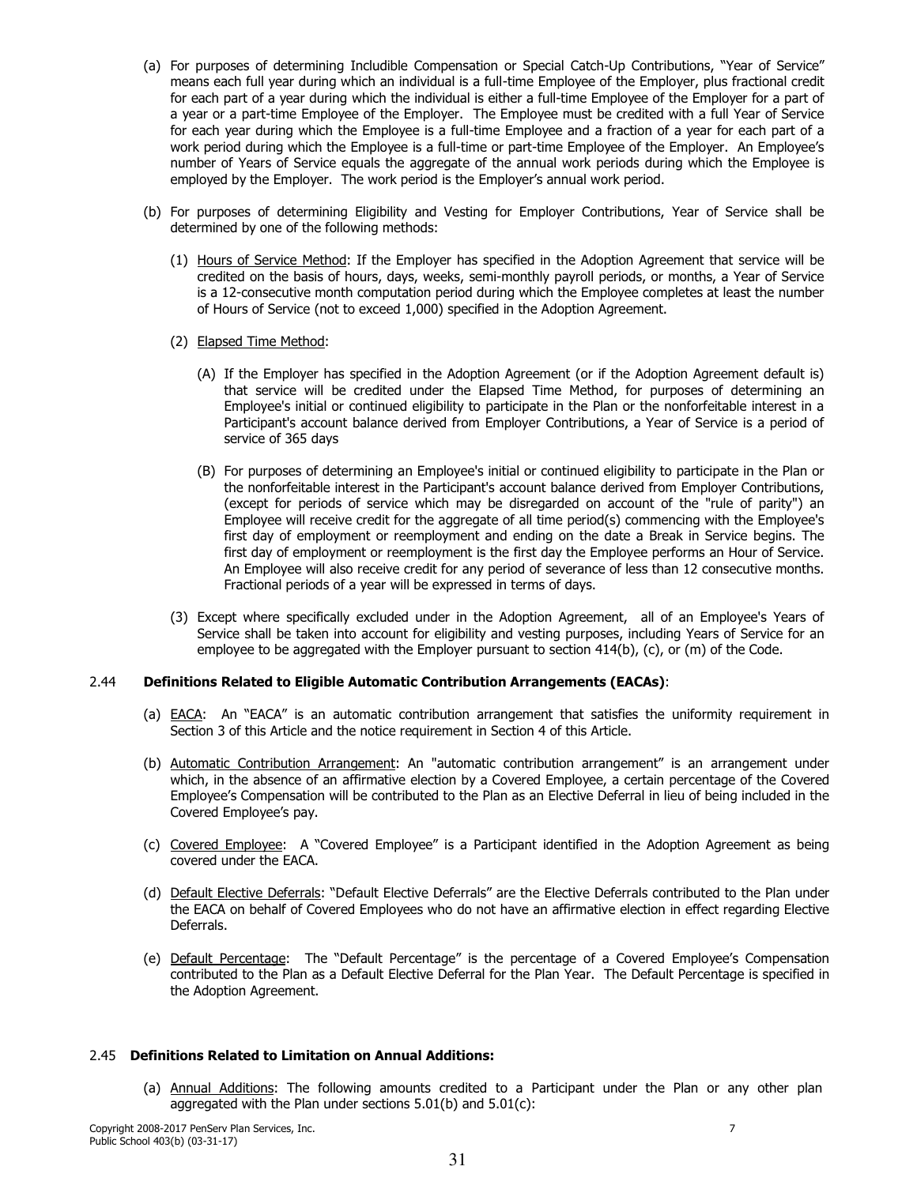(a) For purposes of determining Includible Compensation or Special Catch-Up Contributions, "Year of Service" means each full year during which an individual is a full-time Employee of the Employer, plus fractional credit for each part of a year during which the individual is either a full-time Employee of the Employer for a part of a year or a part-time Employee of the Employer. The Employee must be credited with a full Year of Service for each year during which the Employee is a full-time Employee and a fraction of a year for each part of a work period during which the Employee is a full-time or part-time Employee of the Employer. An Employee's number of Years of Service equals the aggregate of the annual work periods during which the Employee is employed by the Employer. The work period is the Employer's annual work period.

(b) For purposes of determining Eligibility and Vesting for Employer Contributions, Year of Service shall be determined by one of the following methods:

(1) Hours of Service Method: If the Employer has specified in the Adoption Agreement that service will be credited on the basis of hours, days, weeks, semi-monthly payroll periods, or months, a Year of Service is a 12-consecutive month computation period during which the Employee completes at least the number of Hours of Service (not to exceed 1,000) specified in the Adoption Agreement.

(2) Elapsed Time Method:

(A) If the Employer has specified in the Adoption Agreement (or if the Adoption Agreement default is) that service will be credited under the Elapsed Time Method, for purposes of determining an Employee's initial or continued eligibility to participate in the Plan or the nonforfeitable interest in a Participant's account balance derived from Employer Contributions, a Year of Service is a period of service of 365 days

(B) For purposes of determining an Employee's initial or continued eligibility to participate in the Plan or the nonforfeitable interest in the Participant's account balance derived from Employer Contributions, (except for periods of service which may be disregarded on account of the "rule of parity") an Employee will receive credit for the aggregate of all time period(s) commencing with the Employee's first day of employment or reemployment and ending on the date a Break in Service begins. The first day of employment or reemployment is the first day the Employee performs an Hour of Service. An Employee will also receive credit for any period of severance of less than 12 consecutive months. Fractional periods of a year will be expressed in terms of days.

(3) Except where specifically excluded under in the Adoption Agreement, all of an Employee's Years of Service shall be taken into account for eligibility and vesting purposes, including Years of Service for an employee to be aggregated with the Employer pursuant to section 414(b), (c), or (m) of the Code.

## 2.44 Definitions Related to Eligible Automatic Contribution Arrangements (EACAs):

(a) EACA: An "EACA" is an automatic contribution arrangement that satisfies the uniformity requirement in Section 3 of this Article and the notice requirement in Section 4 of this Article.

(b) Automatic Contribution Arrangement: An "automatic contribution arrangement" is an arrangement under which, in the absence of an affirmative election by a Covered Employee, a certain percentage of the Covered Employee's Compensation will be contributed to the Plan as an Elective Deferral in lieu of being included in the Covered Employee's pay.

(c) Covered Employee: A "Covered Employee" is a Participant identified in the Adoption Agreement as being covered under the EACA.

(d) Default Elective Deferrals: "Default Elective Deferrals" are the Elective Deferrals contributed to the Plan under the EACA on behalf of Covered Employees who do not have an affirmative election in effect regarding Elective Deferrals.

(e) Default Percentage: The "Default Percentage" is the percentage of a Covered Employee's Compensation contributed to the Plan as a Default Elective Deferral for the Plan Year. The Default Percentage is specified in the Adoption Agreement.

## 2.45 Definitions Related to Limitation on Annual Additions:

(a) Annual Additions: The following amounts credited to a Participant under the Plan or any other plan aggregated with the Plan under sections 5.01(b) and 5.01(c):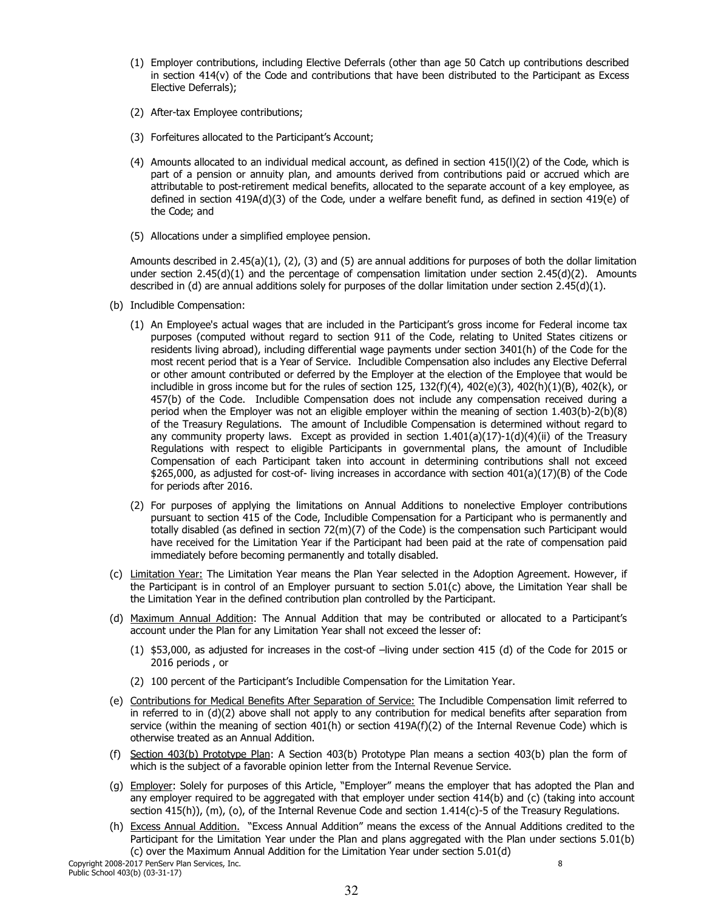(1) Employer contributions, including Elective Deferrals (other than age 50 Catch up contributions described in section 414(v) of the Code and contributions that have been distributed to the Participant as Excess Elective Deferrals);

(2) After-tax Employee contributions;

(3) Forfeitures allocated to the Participant's Account;

(4) Amounts allocated to an individual medical account, as defined in section 415(l)(2) of the Code, which is part of a pension or annuity plan, and amounts derived from contributions paid or accrued which are attributable to post-retirement medical benefits, allocated to the separate account of a key employee, as defined in section 419A(d)(3) of the Code, under a welfare benefit fund, as defined in section 419(e) of the Code; and

(5) Allocations under a simplified employee pension.

Amounts described in 2.45(a)(1), (2), (3) and (5) are annual additions for purposes of both the dollar limitation under section 2.45(d)(1) and the percentage of compensation limitation under section 2.45(d)(2). Amounts described in (d) are annual additions solely for purposes of the dollar limitation under section 2.45(d)(1).

(b) Includible Compensation:

(1) An Employee's actual wages that are included in the Participant's gross income for Federal income tax purposes (computed without regard to section 911 of the Code, relating to United States citizens or residents living abroad), including differential wage payments under section 3401(h) of the Code for the most recent period that is a Year of Service. Includible Compensation also includes any Elective Deferral or other amount contributed or deferred by the Employer at the election of the Employee that would be includible in gross income but for the rules of section 125, 132(f)(4), 402(e)(3), 402(h)(1)(B), 402(k), or 457(b) of the Code. Includible Compensation does not include any compensation received during a period when the Employer was not an eligible employer within the meaning of section 1.403(b)-2(b)(8) of the Treasury Regulations. The amount of Includible Compensation is determined without regard to any community property laws. Except as provided in section 1.401(a)(17)-1(d)(4)(ii) of the Treasury Regulations with respect to eligible Participants in governmental plans, the amount of Includible Compensation of each Participant taken into account in determining contributions shall not exceed $265,000, as adjusted for cost-of- living increases in accordance with section 401(a)(17)(B) of the Code for periods after 2016.

(2) For purposes of applying the limitations on Annual Additions to nonelective Employer contributions pursuant to section 415 of the Code, Includible Compensation for a Participant who is permanently and totally disabled (as defined in section 72(m)(7) of the Code) is the compensation such Participant would have received for the Limitation Year if the Participant had been paid at the rate of compensation paid immediately before becoming permanently and totally disabled.

(c) <u>Limitation Year:</u> The Limitation Year means the Plan Year selected in the Adoption Agreement. However, if the Participant is in control of an Employer pursuant to section 5.01(c) above, the Limitation Year shall be the Limitation Year in the defined contribution plan controlled by the Participant.

(d) <u>Maximum Annual Addition</u>: The Annual Addition that may be contributed or allocated to a Participant's account under the Plan for any Limitation Year shall not exceed the lesser of:

(1) $53,000, as adjusted for increases in the cost-of –living under section 415 (d) of the Code for 2015 or 2016 periods , or

(2) 100 percent of the Participant's Includible Compensation for the Limitation Year.

(e) <u>Contributions for Medical Benefits After Separation of Service:</u> The Includible Compensation limit referred to in referred to in (d)(2) above shall not apply to any contribution for medical benefits after separation from service (within the meaning of section 401(h) or section 419A(f)(2) of the Internal Revenue Code) which is otherwise treated as an Annual Addition.

(f) <u>Section 403(b) Prototype Plan</u>: A Section 403(b) Prototype Plan means a section 403(b) plan the form of which is the subject of a favorable opinion letter from the Internal Revenue Service.

(g) <u>Employer</u>: Solely for purposes of this Article, "Employer" means the employer that has adopted the Plan and any employer required to be aggregated with that employer under section 414(b) and (c) (taking into account section 415(h)), (m), (o), of the Internal Revenue Code and section 1.414(c)-5 of the Treasury Regulations.

(h) <u>Excess Annual Addition.</u> "Excess Annual Addition" means the excess of the Annual Additions credited to the Participant for the Limitation Year under the Plan and plans aggregated with the Plan under sections 5.01(b) (c) over the Maximum Annual Addition for the Limitation Year under section 5.01(d)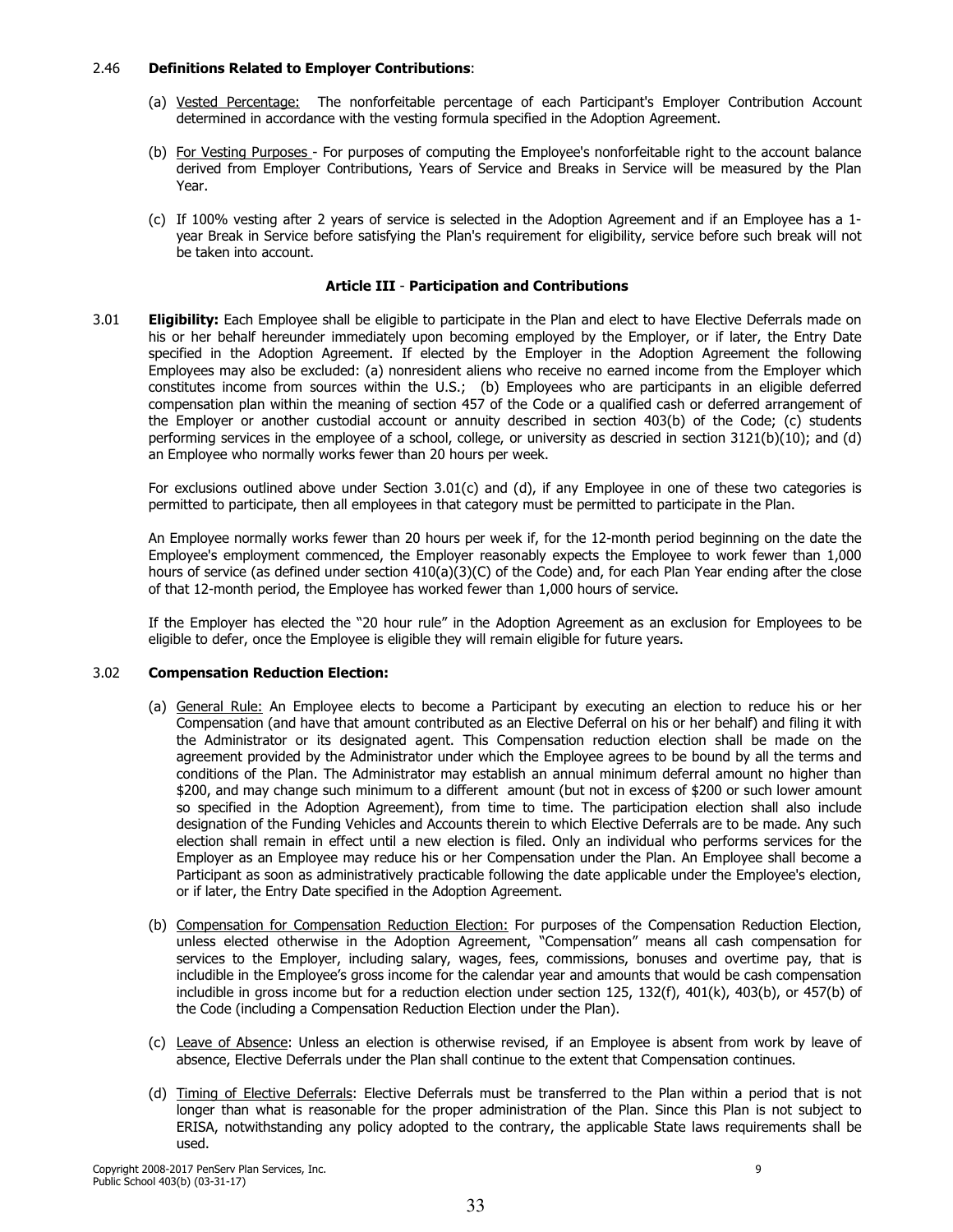2.46 **Definitions Related to Employer Contributions**:

(a) Vested Percentage: The nonforfeitable percentage of each Participant's Employer Contribution Account determined in accordance with the vesting formula specified in the Adoption Agreement.

(b) For Vesting Purposes - For purposes of computing the Employee's nonforfeitable right to the account balance derived from Employer Contributions, Years of Service and Breaks in Service will be measured by the Plan Year.

(c) If 100% vesting after 2 years of service is selected in the Adoption Agreement and if an Employee has a 1-year Break in Service before satisfying the Plan's requirement for eligibility, service before such break will not be taken into account.

## Article III - Participation and Contributions

3.01 **Eligibility:** Each Employee shall be eligible to participate in the Plan and elect to have Elective Deferrals made on his or her behalf hereunder immediately upon becoming employed by the Employer, or if later, the Entry Date specified in the Adoption Agreement. If elected by the Employer in the Adoption Agreement the following Employees may also be excluded: (a) nonresident aliens who receive no earned income from the Employer which constitutes income from sources within the U.S.; (b) Employees who are participants in an eligible deferred compensation plan within the meaning of section 457 of the Code or a qualified cash or deferred arrangement of the Employer or another custodial account or annuity described in section 403(b) of the Code; (c) students performing services in the employee of a school, college, or university as descried in section 3121(b)(10); and (d) an Employee who normally works fewer than 20 hours per week.

For exclusions outlined above under Section 3.01(c) and (d), if any Employee in one of these two categories is permitted to participate, then all employees in that category must be permitted to participate in the Plan.

An Employee normally works fewer than 20 hours per week if, for the 12-month period beginning on the date the Employee's employment commenced, the Employer reasonably expects the Employee to work fewer than 1,000 hours of service (as defined under section 410(a)(3)(C) of the Code) and, for each Plan Year ending after the close of that 12-month period, the Employee has worked fewer than 1,000 hours of service.

If the Employer has elected the "20 hour rule" in the Adoption Agreement as an exclusion for Employees to be eligible to defer, once the Employee is eligible they will remain eligible for future years.

3.02 **Compensation Reduction Election:**

(a) General Rule: An Employee elects to become a Participant by executing an election to reduce his or her Compensation (and have that amount contributed as an Elective Deferral on his or her behalf) and filing it with the Administrator or its designated agent. This Compensation reduction election shall be made on the agreement provided by the Administrator under which the Employee agrees to be bound by all the terms and conditions of the Plan. The Administrator may establish an annual minimum deferral amount no higher than $200, and may change such minimum to a different amount (but not in excess of $200 or such lower amount so specified in the Adoption Agreement), from time to time. The participation election shall also include designation of the Funding Vehicles and Accounts therein to which Elective Deferrals are to be made. Any such election shall remain in effect until a new election is filed. Only an individual who performs services for the Employer as an Employee may reduce his or her Compensation under the Plan. An Employee shall become a Participant as soon as administratively practicable following the date applicable under the Employee's election, or if later, the Entry Date specified in the Adoption Agreement.

(b) Compensation for Compensation Reduction Election: For purposes of the Compensation Reduction Election, unless elected otherwise in the Adoption Agreement, "Compensation" means all cash compensation for services to the Employer, including salary, wages, fees, commissions, bonuses and overtime pay, that is includible in the Employee's gross income for the calendar year and amounts that would be cash compensation includible in gross income but for a reduction election under section 125, 132(f), 401(k), 403(b), or 457(b) of the Code (including a Compensation Reduction Election under the Plan).

(c) Leave of Absence: Unless an election is otherwise revised, if an Employee is absent from work by leave of absence, Elective Deferrals under the Plan shall continue to the extent that Compensation continues.

(d) Timing of Elective Deferrals: Elective Deferrals must be transferred to the Plan within a period that is not longer than what is reasonable for the proper administration of the Plan. Since this Plan is not subject to ERISA, notwithstanding any policy adopted to the contrary, the applicable State laws requirements shall be used.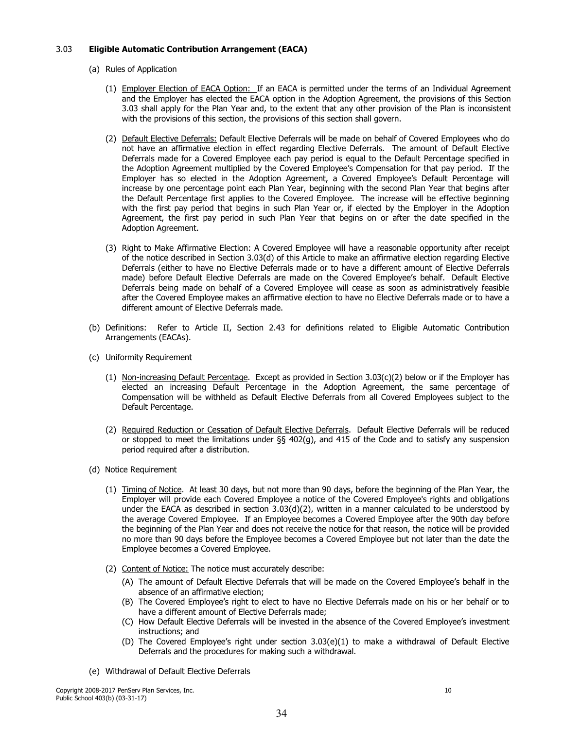### 3.03 **Eligible Automatic Contribution Arrangement (EACA)**

(a) Rules of Application

(1) Employer Election of EACA Option: If an EACA is permitted under the terms of an Individual Agreement and the Employer has elected the EACA option in the Adoption Agreement, the provisions of this Section 3.03 shall apply for the Plan Year and, to the extent that any other provision of the Plan is inconsistent with the provisions of this section, the provisions of this section shall govern.

(2) Default Elective Deferrals: Default Elective Deferrals will be made on behalf of Covered Employees who do not have an affirmative election in effect regarding Elective Deferrals. The amount of Default Elective Deferrals made for a Covered Employee each pay period is equal to the Default Percentage specified in the Adoption Agreement multiplied by the Covered Employee's Compensation for that pay period. If the Employer has so elected in the Adoption Agreement, a Covered Employee's Default Percentage will increase by one percentage point each Plan Year, beginning with the second Plan Year that begins after the Default Percentage first applies to the Covered Employee. The increase will be effective beginning with the first pay period that begins in such Plan Year or, if elected by the Employer in the Adoption Agreement, the first pay period in such Plan Year that begins on or after the date specified in the Adoption Agreement.

(3) Right to Make Affirmative Election: A Covered Employee will have a reasonable opportunity after receipt of the notice described in Section 3.03(d) of this Article to make an affirmative election regarding Elective Deferrals (either to have no Elective Deferrals made or to have a different amount of Elective Deferrals made) before Default Elective Deferrals are made on the Covered Employee's behalf. Default Elective Deferrals being made on behalf of a Covered Employee will cease as soon as administratively feasible after the Covered Employee makes an affirmative election to have no Elective Deferrals made or to have a different amount of Elective Deferrals made.

(b) Definitions: Refer to Article II, Section 2.43 for definitions related to Eligible Automatic Contribution Arrangements (EACAs).

(c) Uniformity Requirement

(1) Non-increasing Default Percentage. Except as provided in Section 3.03(c)(2) below or if the Employer has elected an increasing Default Percentage in the Adoption Agreement, the same percentage of Compensation will be withheld as Default Elective Deferrals from all Covered Employees subject to the Default Percentage.

(2) Required Reduction or Cessation of Default Elective Deferrals. Default Elective Deferrals will be reduced or stopped to meet the limitations under §§ 402(g), and 415 of the Code and to satisfy any suspension period required after a distribution.

(d) Notice Requirement

(1) Timing of Notice. At least 30 days, but not more than 90 days, before the beginning of the Plan Year, the Employer will provide each Covered Employee a notice of the Covered Employee's rights and obligations under the EACA as described in section 3.03(d)(2), written in a manner calculated to be understood by the average Covered Employee. If an Employee becomes a Covered Employee after the 90th day before the beginning of the Plan Year and does not receive the notice for that reason, the notice will be provided no more than 90 days before the Employee becomes a Covered Employee but not later than the date the Employee becomes a Covered Employee.

(2) Content of Notice: The notice must accurately describe:

(A) The amount of Default Elective Deferrals that will be made on the Covered Employee's behalf in the absence of an affirmative election;
(B) The Covered Employee's right to elect to have no Elective Deferrals made on his or her behalf or to have a different amount of Elective Deferrals made;
(C) How Default Elective Deferrals will be invested in the absence of the Covered Employee's investment instructions; and
(D) The Covered Employee's right under section 3.03(e)(1) to make a withdrawal of Default Elective Deferrals and the procedures for making such a withdrawal.

(e) Withdrawal of Default Elective Deferrals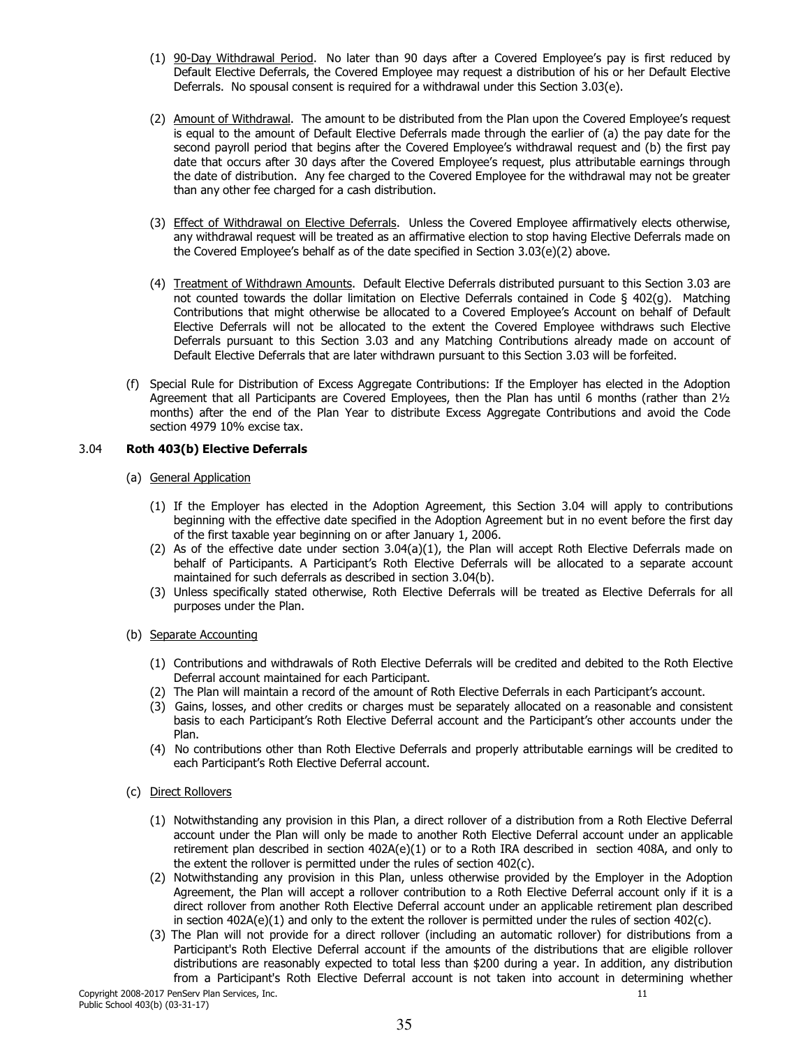(1) 90-Day Withdrawal Period. No later than 90 days after a Covered Employee's pay is first reduced by Default Elective Deferrals, the Covered Employee may request a distribution of his or her Default Elective Deferrals. No spousal consent is required for a withdrawal under this Section 3.03(e).

(2) Amount of Withdrawal. The amount to be distributed from the Plan upon the Covered Employee's request is equal to the amount of Default Elective Deferrals made through the earlier of (a) the pay date for the second payroll period that begins after the Covered Employee's withdrawal request and (b) the first pay date that occurs after 30 days after the Covered Employee's request, plus attributable earnings through the date of distribution. Any fee charged to the Covered Employee for the withdrawal may not be greater than any other fee charged for a cash distribution.

(3) Effect of Withdrawal on Elective Deferrals. Unless the Covered Employee affirmatively elects otherwise, any withdrawal request will be treated as an affirmative election to stop having Elective Deferrals made on the Covered Employee's behalf as of the date specified in Section 3.03(e)(2) above.

(4) Treatment of Withdrawn Amounts. Default Elective Deferrals distributed pursuant to this Section 3.03 are not counted towards the dollar limitation on Elective Deferrals contained in Code § 402(g). Matching Contributions that might otherwise be allocated to a Covered Employee's Account on behalf of Default Elective Deferrals will not be allocated to the extent the Covered Employee withdraws such Elective Deferrals pursuant to this Section 3.03 and any Matching Contributions already made on account of Default Elective Deferrals that are later withdrawn pursuant to this Section 3.03 will be forfeited.

(f) Special Rule for Distribution of Excess Aggregate Contributions: If the Employer has elected in the Adoption Agreement that all Participants are Covered Employees, then the Plan has until 6 months (rather than 2½ months) after the end of the Plan Year to distribute Excess Aggregate Contributions and avoid the Code section 4979 10% excise tax.

## 3.04 Roth 403(b) Elective Deferrals

(a) General Application

(1) If the Employer has elected in the Adoption Agreement, this Section 3.04 will apply to contributions beginning with the effective date specified in the Adoption Agreement but in no event before the first day of the first taxable year beginning on or after January 1, 2006.

(2) As of the effective date under section 3.04(a)(1), the Plan will accept Roth Elective Deferrals made on behalf of Participants. A Participant's Roth Elective Deferrals will be allocated to a separate account maintained for such deferrals as described in section 3.04(b).

(3) Unless specifically stated otherwise, Roth Elective Deferrals will be treated as Elective Deferrals for all purposes under the Plan.

(b) Separate Accounting

(1) Contributions and withdrawals of Roth Elective Deferrals will be credited and debited to the Roth Elective Deferral account maintained for each Participant.

(2) The Plan will maintain a record of the amount of Roth Elective Deferrals in each Participant's account.

(3) Gains, losses, and other credits or charges must be separately allocated on a reasonable and consistent basis to each Participant's Roth Elective Deferral account and the Participant's other accounts under the Plan.

(4) No contributions other than Roth Elective Deferrals and properly attributable earnings will be credited to each Participant's Roth Elective Deferral account.

(c) Direct Rollovers

(1) Notwithstanding any provision in this Plan, a direct rollover of a distribution from a Roth Elective Deferral account under the Plan will only be made to another Roth Elective Deferral account under an applicable retirement plan described in section 402A(e)(1) or to a Roth IRA described in section 408A, and only to the extent the rollover is permitted under the rules of section 402(c).

(2) Notwithstanding any provision in this Plan, unless otherwise provided by the Employer in the Adoption Agreement, the Plan will accept a rollover contribution to a Roth Elective Deferral account only if it is a direct rollover from another Roth Elective Deferral account under an applicable retirement plan described in section 402A(e)(1) and only to the extent the rollover is permitted under the rules of section 402(c).

(3) The Plan will not provide for a direct rollover (including an automatic rollover) for distributions from a Participant's Roth Elective Deferral account if the amounts of the distributions that are eligible rollover distributions are reasonably expected to total less than $200 during a year. In addition, any distribution from a Participant's Roth Elective Deferral account is not taken into account in determining whether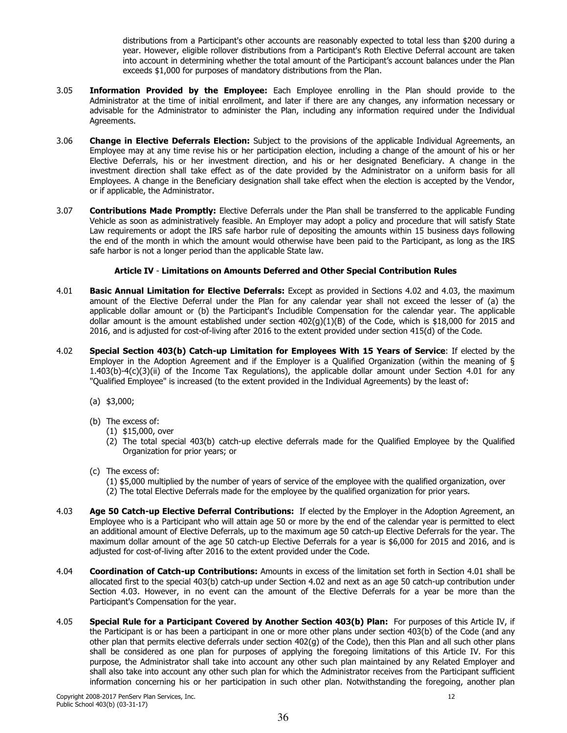distributions from a Participant's other accounts are reasonably expected to total less than $200 during a year. However, eligible rollover distributions from a Participant's Roth Elective Deferral account are taken into account in determining whether the total amount of the Participant's account balances under the Plan exceeds $1,000 for purposes of mandatory distributions from the Plan.

3.05 **Information Provided by the Employee:** Each Employee enrolling in the Plan should provide to the Administrator at the time of initial enrollment, and later if there are any changes, any information necessary or advisable for the Administrator to administer the Plan, including any information required under the Individual Agreements.

3.06 **Change in Elective Deferrals Election:** Subject to the provisions of the applicable Individual Agreements, an Employee may at any time revise his or her participation election, including a change of the amount of his or her Elective Deferrals, his or her investment direction, and his or her designated Beneficiary. A change in the investment direction shall take effect as of the date provided by the Administrator on a uniform basis for all Employees. A change in the Beneficiary designation shall take effect when the election is accepted by the Vendor, or if applicable, the Administrator.

3.07 **Contributions Made Promptly:** Elective Deferrals under the Plan shall be transferred to the applicable Funding Vehicle as soon as administratively feasible. An Employer may adopt a policy and procedure that will satisfy State Law requirements or adopt the IRS safe harbor rule of depositing the amounts within 15 business days following the end of the month in which the amount would otherwise have been paid to the Participant, as long as the IRS safe harbor is not a longer period than the applicable State law.

## Article IV - Limitations on Amounts Deferred and Other Special Contribution Rules

4.01 **Basic Annual Limitation for Elective Deferrals:** Except as provided in Sections 4.02 and 4.03, the maximum amount of the Elective Deferral under the Plan for any calendar year shall not exceed the lesser of (a) the applicable dollar amount or (b) the Participant's Includible Compensation for the calendar year. The applicable dollar amount is the amount established under section 402(g)(1)(B) of the Code, which is $18,000 for 2015 and 2016, and is adjusted for cost-of-living after 2016 to the extent provided under section 415(d) of the Code.

4.02 **Special Section 403(b) Catch-up Limitation for Employees With 15 Years of Service**: If elected by the Employer in the Adoption Agreement and if the Employer is a Qualified Organization (within the meaning of § 1.403(b)-4(c)(3)(ii) of the Income Tax Regulations), the applicable dollar amount under Section 4.01 for any "Qualified Employee" is increased (to the extent provided in the Individual Agreements) by the least of:

(a) $3,000;

(b) The excess of:
   (1) $15,000, over
   (2) The total special 403(b) catch-up elective deferrals made for the Qualified Employee by the Qualified Organization for prior years; or

(c) The excess of:
   (1) $5,000 multiplied by the number of years of service of the employee with the qualified organization, over
   (2) The total Elective Deferrals made for the employee by the qualified organization for prior years.

4.03 **Age 50 Catch-up Elective Deferral Contributions:** If elected by the Employer in the Adoption Agreement, an Employee who is a Participant who will attain age 50 or more by the end of the calendar year is permitted to elect an additional amount of Elective Deferrals, up to the maximum age 50 catch-up Elective Deferrals for the year. The maximum dollar amount of the age 50 catch-up Elective Deferrals for a year is $6,000 for 2015 and 2016, and is adjusted for cost-of-living after 2016 to the extent provided under the Code.

4.04 **Coordination of Catch-up Contributions:** Amounts in excess of the limitation set forth in Section 4.01 shall be allocated first to the special 403(b) catch-up under Section 4.02 and next as an age 50 catch-up contribution under Section 4.03. However, in no event can the amount of the Elective Deferrals for a year be more than the Participant's Compensation for the year.

4.05 **Special Rule for a Participant Covered by Another Section 403(b) Plan:** For purposes of this Article IV, if the Participant is or has been a participant in one or more other plans under section 403(b) of the Code (and any other plan that permits elective deferrals under section 402(g) of the Code), then this Plan and all such other plans shall be considered as one plan for purposes of applying the foregoing limitations of this Article IV. For this purpose, the Administrator shall take into account any other such plan maintained by any Related Employer and shall also take into account any other such plan for which the Administrator receives from the Participant sufficient information concerning his or her participation in such other plan. Notwithstanding the foregoing, another plan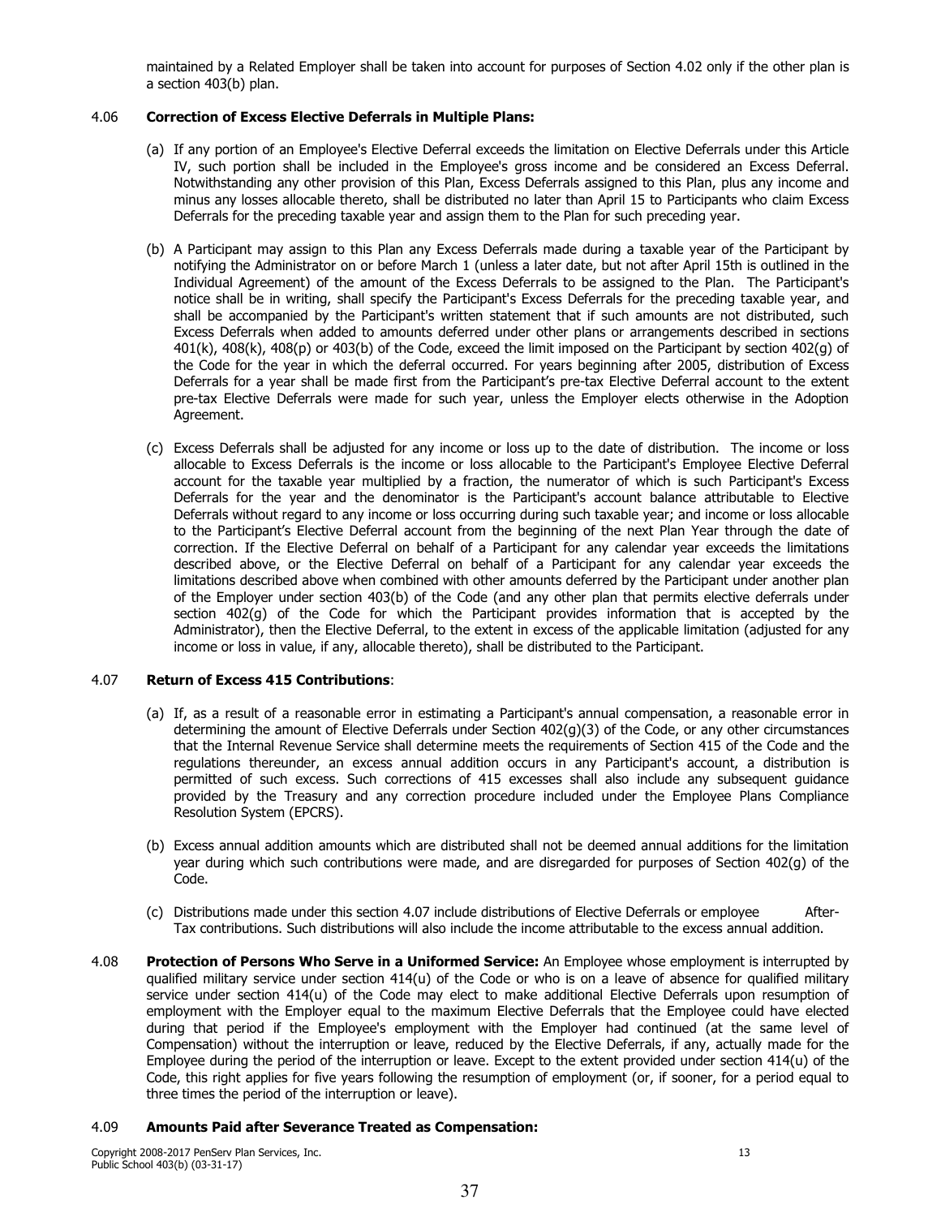maintained by a Related Employer shall be taken into account for purposes of Section 4.02 only if the other plan is a section 403(b) plan.

4.06 **Correction of Excess Elective Deferrals in Multiple Plans:**

(a) If any portion of an Employee's Elective Deferral exceeds the limitation on Elective Deferrals under this Article IV, such portion shall be included in the Employee's gross income and be considered an Excess Deferral. Notwithstanding any other provision of this Plan, Excess Deferrals assigned to this Plan, plus any income and minus any losses allocable thereto, shall be distributed no later than April 15 to Participants who claim Excess Deferrals for the preceding taxable year and assign them to the Plan for such preceding year.

(b) A Participant may assign to this Plan any Excess Deferrals made during a taxable year of the Participant by notifying the Administrator on or before March 1 (unless a later date, but not after April 15th is outlined in the Individual Agreement) of the amount of the Excess Deferrals to be assigned to the Plan. The Participant's notice shall be in writing, shall specify the Participant's Excess Deferrals for the preceding taxable year, and shall be accompanied by the Participant's written statement that if such amounts are not distributed, such Excess Deferrals when added to amounts deferred under other plans or arrangements described in sections 401(k), 408(k), 408(p) or 403(b) of the Code, exceed the limit imposed on the Participant by section 402(g) of the Code for the year in which the deferral occurred. For years beginning after 2005, distribution of Excess Deferrals for a year shall be made first from the Participant's pre-tax Elective Deferral account to the extent pre-tax Elective Deferrals were made for such year, unless the Employer elects otherwise in the Adoption Agreement.

(c) Excess Deferrals shall be adjusted for any income or loss up to the date of distribution. The income or loss allocable to Excess Deferrals is the income or loss allocable to the Participant's Employee Elective Deferral account for the taxable year multiplied by a fraction, the numerator of which is such Participant's Excess Deferrals for the year and the denominator is the Participant's account balance attributable to Elective Deferrals without regard to any income or loss occurring during such taxable year; and income or loss allocable to the Participant's Elective Deferral account from the beginning of the next Plan Year through the date of correction. If the Elective Deferral on behalf of a Participant for any calendar year exceeds the limitations described above, or the Elective Deferral on behalf of a Participant for any calendar year exceeds the limitations described above when combined with other amounts deferred by the Participant under another plan of the Employer under section 403(b) of the Code (and any other plan that permits elective deferrals under section 402(g) of the Code for which the Participant provides information that is accepted by the Administrator), then the Elective Deferral, to the extent in excess of the applicable limitation (adjusted for any income or loss in value, if any, allocable thereto), shall be distributed to the Participant.

4.07 **Return of Excess 415 Contributions**:

(a) If, as a result of a reasonable error in estimating a Participant's annual compensation, a reasonable error in determining the amount of Elective Deferrals under Section 402(g)(3) of the Code, or any other circumstances that the Internal Revenue Service shall determine meets the requirements of Section 415 of the Code and the regulations thereunder, an excess annual addition occurs in any Participant's account, a distribution is permitted of such excess. Such corrections of 415 excesses shall also include any subsequent guidance provided by the Treasury and any correction procedure included under the Employee Plans Compliance Resolution System (EPCRS).

(b) Excess annual addition amounts which are distributed shall not be deemed annual additions for the limitation year during which such contributions were made, and are disregarded for purposes of Section 402(g) of the Code.

(c) Distributions made under this section 4.07 include distributions of Elective Deferrals or employee After-Tax contributions. Such distributions will also include the income attributable to the excess annual addition.

4.08 **Protection of Persons Who Serve in a Uniformed Service:** An Employee whose employment is interrupted by qualified military service under section 414(u) of the Code or who is on a leave of absence for qualified military service under section 414(u) of the Code may elect to make additional Elective Deferrals upon resumption of employment with the Employer equal to the maximum Elective Deferrals that the Employee could have elected during that period if the Employee's employment with the Employer had continued (at the same level of Compensation) without the interruption or leave, reduced by the Elective Deferrals, if any, actually made for the Employee during the period of the interruption or leave. Except to the extent provided under section 414(u) of the Code, this right applies for five years following the resumption of employment (or, if sooner, for a period equal to three times the period of the interruption or leave).

4.09 **Amounts Paid after Severance Treated as Compensation:**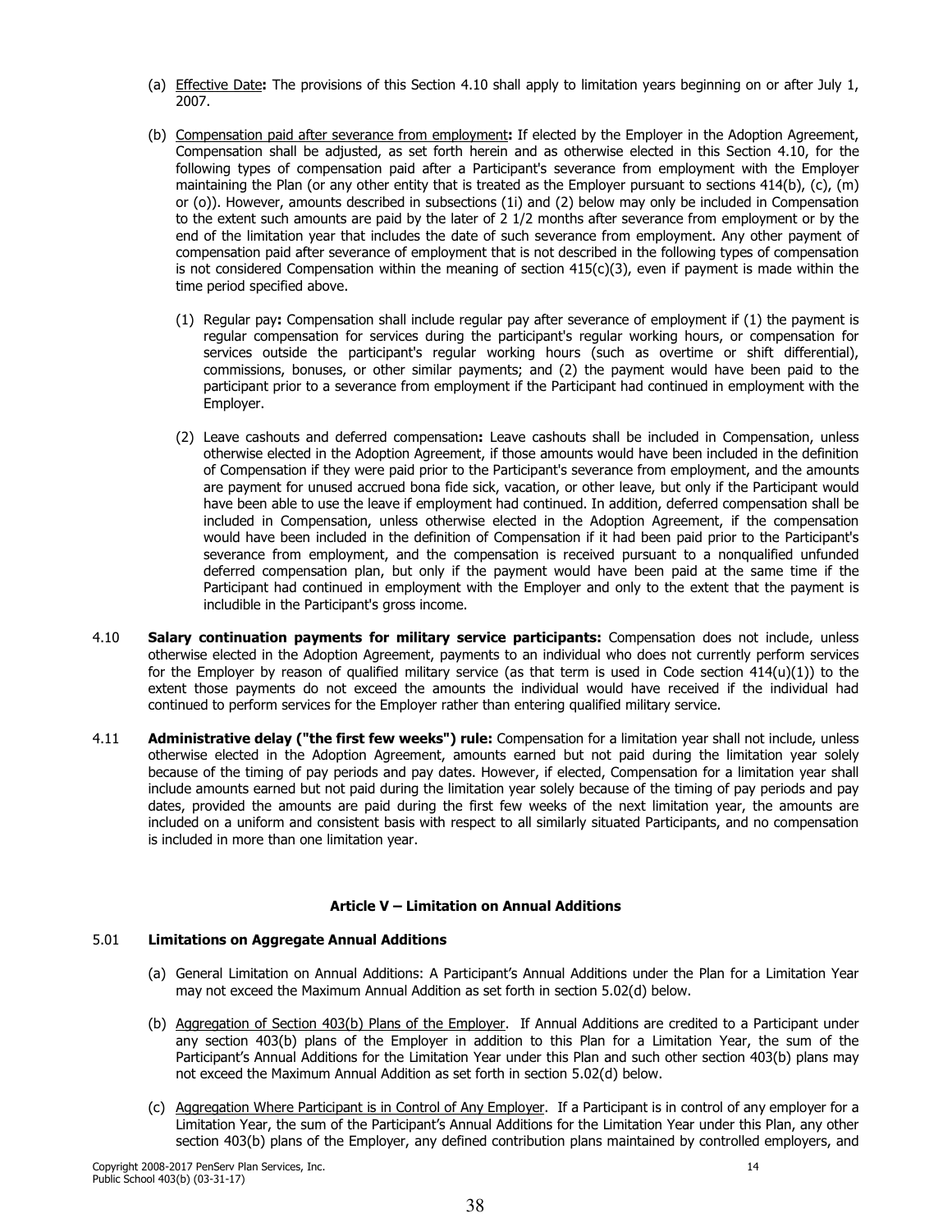(a) Effective Date**:** The provisions of this Section 4.10 shall apply to limitation years beginning on or after July 1, 2007.

(b) Compensation paid after severance from employment**:** If elected by the Employer in the Adoption Agreement, Compensation shall be adjusted, as set forth herein and as otherwise elected in this Section 4.10, for the following types of compensation paid after a Participant's severance from employment with the Employer maintaining the Plan (or any other entity that is treated as the Employer pursuant to sections 414(b), (c), (m) or (o)). However, amounts described in subsections (1i) and (2) below may only be included in Compensation to the extent such amounts are paid by the later of 2 1/2 months after severance from employment or by the end of the limitation year that includes the date of such severance from employment. Any other payment of compensation paid after severance of employment that is not described in the following types of compensation is not considered Compensation within the meaning of section 415(c)(3), even if payment is made within the time period specified above.

   (1) Regular pay**:** Compensation shall include regular pay after severance of employment if (1) the payment is regular compensation for services during the participant's regular working hours, or compensation for services outside the participant's regular working hours (such as overtime or shift differential), commissions, bonuses, or other similar payments; and (2) the payment would have been paid to the participant prior to a severance from employment if the Participant had continued in employment with the Employer.

   (2) Leave cashouts and deferred compensation**:** Leave cashouts shall be included in Compensation, unless otherwise elected in the Adoption Agreement, if those amounts would have been included in the definition of Compensation if they were paid prior to the Participant's severance from employment, and the amounts are payment for unused accrued bona fide sick, vacation, or other leave, but only if the Participant would have been able to use the leave if employment had continued. In addition, deferred compensation shall be included in Compensation, unless otherwise elected in the Adoption Agreement, if the compensation would have been included in the definition of Compensation if it had been paid prior to the Participant's severance from employment, and the compensation is received pursuant to a nonqualified unfunded deferred compensation plan, but only if the payment would have been paid at the same time if the Participant had continued in employment with the Employer and only to the extent that the payment is includible in the Participant's gross income.

4.10 **Salary continuation payments for military service participants:** Compensation does not include, unless otherwise elected in the Adoption Agreement, payments to an individual who does not currently perform services for the Employer by reason of qualified military service (as that term is used in Code section 414(u)(1)) to the extent those payments do not exceed the amounts the individual would have received if the individual had continued to perform services for the Employer rather than entering qualified military service.

4.11 **Administrative delay ("the first few weeks") rule:** Compensation for a limitation year shall not include, unless otherwise elected in the Adoption Agreement, amounts earned but not paid during the limitation year solely because of the timing of pay periods and pay dates. However, if elected, Compensation for a limitation year shall include amounts earned but not paid during the limitation year solely because of the timing of pay periods and pay dates, provided the amounts are paid during the first few weeks of the next limitation year, the amounts are included on a uniform and consistent basis with respect to all similarly situated Participants, and no compensation is included in more than one limitation year.

## Article V – Limitation on Annual Additions

5.01 **Limitations on Aggregate Annual Additions**

(a) General Limitation on Annual Additions: A Participant's Annual Additions under the Plan for a Limitation Year may not exceed the Maximum Annual Addition as set forth in section 5.02(d) below.

(b) Aggregation of Section 403(b) Plans of the Employer. If Annual Additions are credited to a Participant under any section 403(b) plans of the Employer in addition to this Plan for a Limitation Year, the sum of the Participant's Annual Additions for the Limitation Year under this Plan and such other section 403(b) plans may not exceed the Maximum Annual Addition as set forth in section 5.02(d) below.

(c) Aggregation Where Participant is in Control of Any Employer. If a Participant is in control of any employer for a Limitation Year, the sum of the Participant's Annual Additions for the Limitation Year under this Plan, any other section 403(b) plans of the Employer, any defined contribution plans maintained by controlled employers, and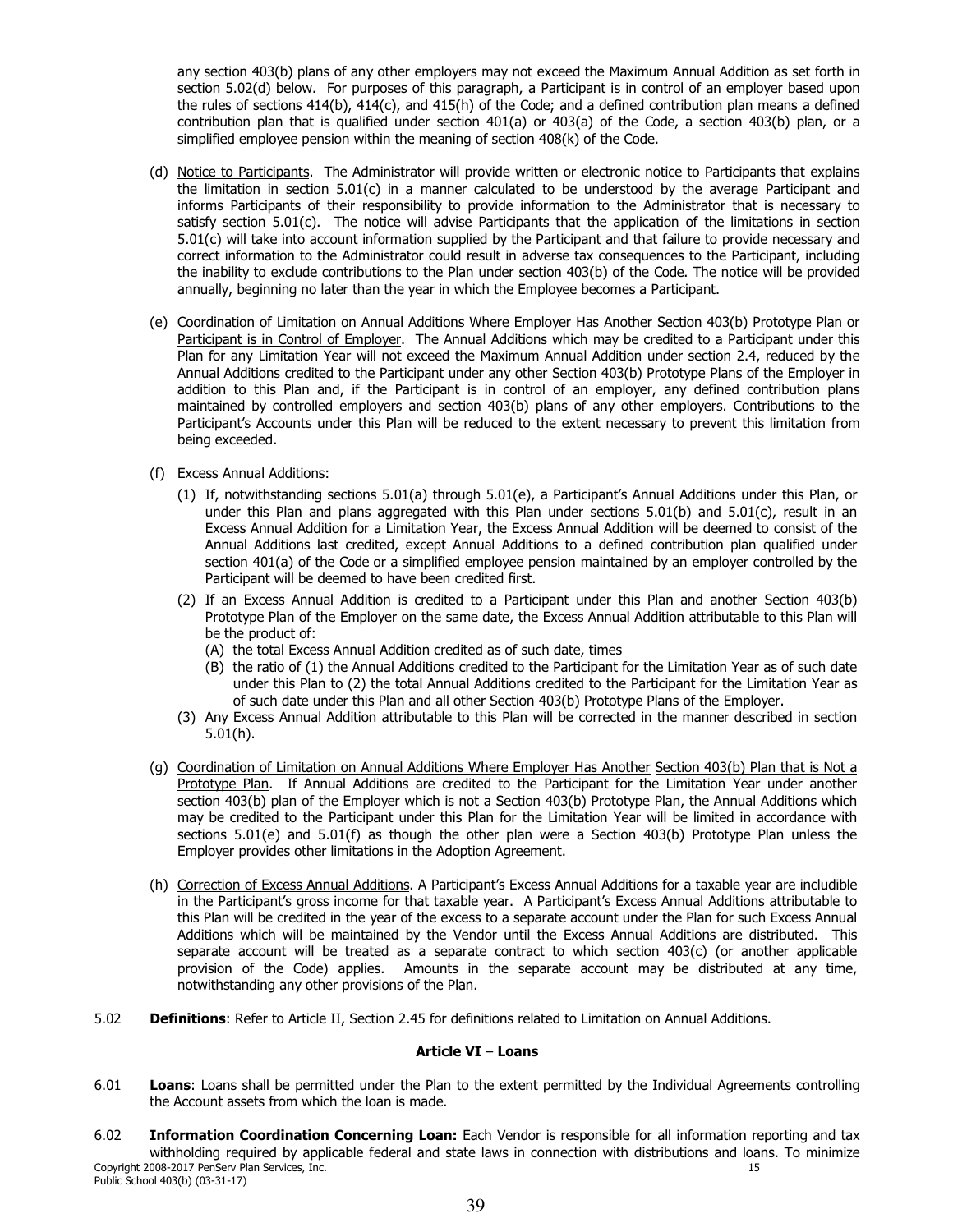any section 403(b) plans of any other employers may not exceed the Maximum Annual Addition as set forth in section 5.02(d) below. For purposes of this paragraph, a Participant is in control of an employer based upon the rules of sections 414(b), 414(c), and 415(h) of the Code; and a defined contribution plan means a defined contribution plan that is qualified under section 401(a) or 403(a) of the Code, a section 403(b) plan, or a simplified employee pension within the meaning of section 408(k) of the Code.

(d) Notice to Participants. The Administrator will provide written or electronic notice to Participants that explains the limitation in section 5.01(c) in a manner calculated to be understood by the average Participant and informs Participants of their responsibility to provide information to the Administrator that is necessary to satisfy section 5.01(c). The notice will advise Participants that the application of the limitations in section 5.01(c) will take into account information supplied by the Participant and that failure to provide necessary and correct information to the Administrator could result in adverse tax consequences to the Participant, including the inability to exclude contributions to the Plan under section 403(b) of the Code. The notice will be provided annually, beginning no later than the year in which the Employee becomes a Participant.

(e) Coordination of Limitation on Annual Additions Where Employer Has Another Section 403(b) Prototype Plan or Participant is in Control of Employer. The Annual Additions which may be credited to a Participant under this Plan for any Limitation Year will not exceed the Maximum Annual Addition under section 2.4, reduced by the Annual Additions credited to the Participant under any other Section 403(b) Prototype Plans of the Employer in addition to this Plan and, if the Participant is in control of an employer, any defined contribution plans maintained by controlled employers and section 403(b) plans of any other employers. Contributions to the Participant's Accounts under this Plan will be reduced to the extent necessary to prevent this limitation from being exceeded.

(f) Excess Annual Additions:

(1) If, notwithstanding sections 5.01(a) through 5.01(e), a Participant's Annual Additions under this Plan, or under this Plan and plans aggregated with this Plan under sections 5.01(b) and 5.01(c), result in an Excess Annual Addition for a Limitation Year, the Excess Annual Addition will be deemed to consist of the Annual Additions last credited, except Annual Additions to a defined contribution plan qualified under section 401(a) of the Code or a simplified employee pension maintained by an employer controlled by the Participant will be deemed to have been credited first.

(2) If an Excess Annual Addition is credited to a Participant under this Plan and another Section 403(b) Prototype Plan of the Employer on the same date, the Excess Annual Addition attributable to this Plan will be the product of:
   (A) the total Excess Annual Addition credited as of such date, times
   (B) the ratio of (1) the Annual Additions credited to the Participant for the Limitation Year as of such date under this Plan to (2) the total Annual Additions credited to the Participant for the Limitation Year as of such date under this Plan and all other Section 403(b) Prototype Plans of the Employer.

(3) Any Excess Annual Addition attributable to this Plan will be corrected in the manner described in section 5.01(h).

(g) Coordination of Limitation on Annual Additions Where Employer Has Another Section 403(b) Plan that is Not a Prototype Plan. If Annual Additions are credited to the Participant for the Limitation Year under another section 403(b) plan of the Employer which is not a Section 403(b) Prototype Plan, the Annual Additions which may be credited to the Participant under this Plan for the Limitation Year will be limited in accordance with sections 5.01(e) and 5.01(f) as though the other plan were a Section 403(b) Prototype Plan unless the Employer provides other limitations in the Adoption Agreement.

(h) Correction of Excess Annual Additions. A Participant's Excess Annual Additions for a taxable year are includible in the Participant's gross income for that taxable year. A Participant's Excess Annual Additions attributable to this Plan will be credited in the year of the excess to a separate account under the Plan for such Excess Annual Additions which will be maintained by the Vendor until the Excess Annual Additions are distributed. This separate account will be treated as a separate contract to which section 403(c) (or another applicable provision of the Code) applies. Amounts in the separate account may be distributed at any time, notwithstanding any other provisions of the Plan.

5.02 **Definitions**: Refer to Article II, Section 2.45 for definitions related to Limitation on Annual Additions.

## Article VI – Loans

6.01 **Loans**: Loans shall be permitted under the Plan to the extent permitted by the Individual Agreements controlling the Account assets from which the loan is made.

6.02 **Information Coordination Concerning Loan:** Each Vendor is responsible for all information reporting and tax withholding required by applicable federal and state laws in connection with distributions and loans. To minimize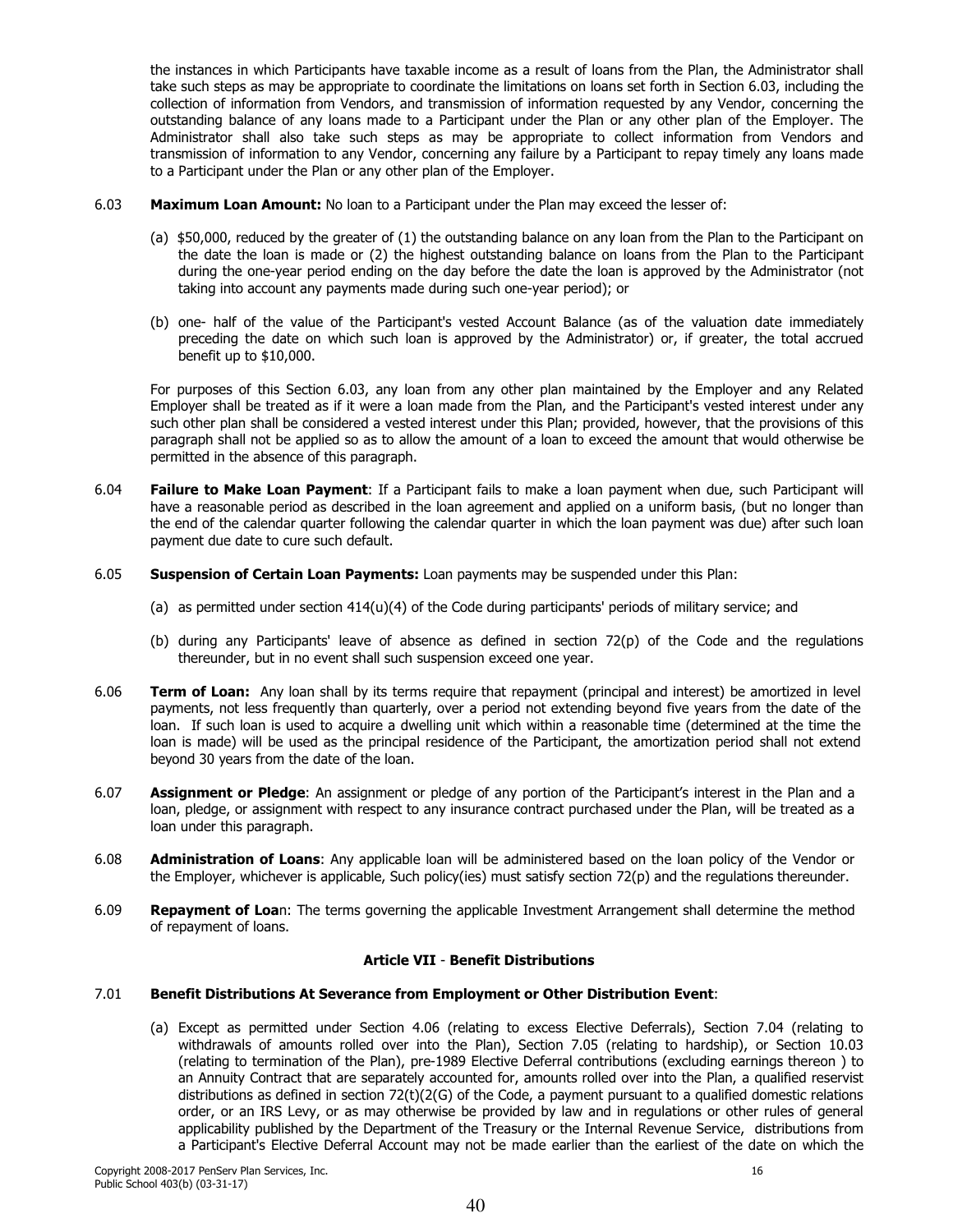the instances in which Participants have taxable income as a result of loans from the Plan, the Administrator shall take such steps as may be appropriate to coordinate the limitations on loans set forth in Section 6.03, including the collection of information from Vendors, and transmission of information requested by any Vendor, concerning the outstanding balance of any loans made to a Participant under the Plan or any other plan of the Employer. The Administrator shall also take such steps as may be appropriate to collect information from Vendors and transmission of information to any Vendor, concerning any failure by a Participant to repay timely any loans made to a Participant under the Plan or any other plan of the Employer.

6.03 **Maximum Loan Amount:** No loan to a Participant under the Plan may exceed the lesser of:

(a) $50,000, reduced by the greater of (1) the outstanding balance on any loan from the Plan to the Participant on the date the loan is made or (2) the highest outstanding balance on loans from the Plan to the Participant during the one-year period ending on the day before the date the loan is approved by the Administrator (not taking into account any payments made during such one-year period); or

(b) one- half of the value of the Participant's vested Account Balance (as of the valuation date immediately preceding the date on which such loan is approved by the Administrator) or, if greater, the total accrued benefit up to $10,000.

For purposes of this Section 6.03, any loan from any other plan maintained by the Employer and any Related Employer shall be treated as if it were a loan made from the Plan, and the Participant's vested interest under any such other plan shall be considered a vested interest under this Plan; provided, however, that the provisions of this paragraph shall not be applied so as to allow the amount of a loan to exceed the amount that would otherwise be permitted in the absence of this paragraph.

6.04 **Failure to Make Loan Payment**: If a Participant fails to make a loan payment when due, such Participant will have a reasonable period as described in the loan agreement and applied on a uniform basis, (but no longer than the end of the calendar quarter following the calendar quarter in which the loan payment was due) after such loan payment due date to cure such default.

6.05 **Suspension of Certain Loan Payments:** Loan payments may be suspended under this Plan:

(a) as permitted under section 414(u)(4) of the Code during participants' periods of military service; and

(b) during any Participants' leave of absence as defined in section 72(p) of the Code and the regulations thereunder, but in no event shall such suspension exceed one year.

6.06 **Term of Loan:** Any loan shall by its terms require that repayment (principal and interest) be amortized in level payments, not less frequently than quarterly, over a period not extending beyond five years from the date of the loan. If such loan is used to acquire a dwelling unit which within a reasonable time (determined at the time the loan is made) will be used as the principal residence of the Participant, the amortization period shall not extend beyond 30 years from the date of the loan.

6.07 **Assignment or Pledge**: An assignment or pledge of any portion of the Participant's interest in the Plan and a loan, pledge, or assignment with respect to any insurance contract purchased under the Plan, will be treated as a loan under this paragraph.

6.08 **Administration of Loans**: Any applicable loan will be administered based on the loan policy of the Vendor or the Employer, whichever is applicable, Such policy(ies) must satisfy section 72(p) and the regulations thereunder.

6.09 **Repayment of Loa**n: The terms governing the applicable Investment Arrangement shall determine the method of repayment of loans.

## Article VII - Benefit Distributions

7.01 **Benefit Distributions At Severance from Employment or Other Distribution Event**:

(a) Except as permitted under Section 4.06 (relating to excess Elective Deferrals), Section 7.04 (relating to withdrawals of amounts rolled over into the Plan), Section 7.05 (relating to hardship), or Section 10.03 (relating to termination of the Plan), pre-1989 Elective Deferral contributions (excluding earnings thereon ) to an Annuity Contract that are separately accounted for, amounts rolled over into the Plan, a qualified reservist distributions as defined in section 72(t)(2(G) of the Code, a payment pursuant to a qualified domestic relations order, or an IRS Levy, or as may otherwise be provided by law and in regulations or other rules of general applicability published by the Department of the Treasury or the Internal Revenue Service, distributions from a Participant's Elective Deferral Account may not be made earlier than the earliest of the date on which the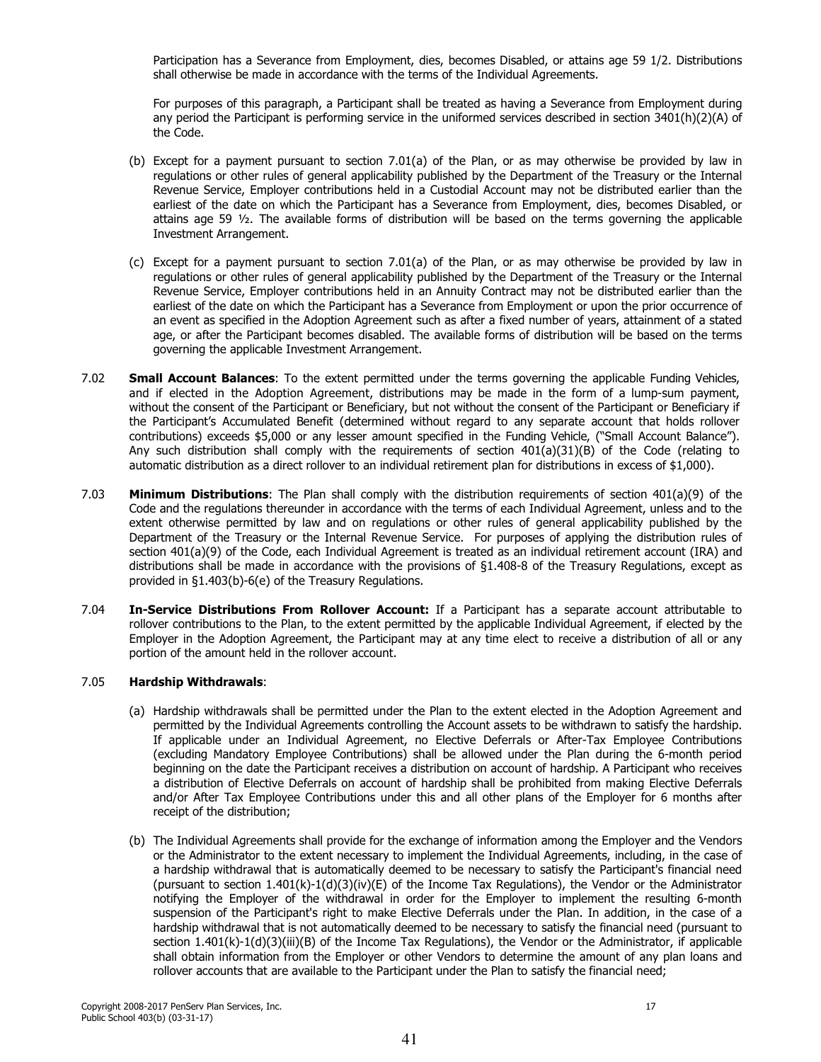Participation has a Severance from Employment, dies, becomes Disabled, or attains age 59 1/2. Distributions shall otherwise be made in accordance with the terms of the Individual Agreements.

For purposes of this paragraph, a Participant shall be treated as having a Severance from Employment during any period the Participant is performing service in the uniformed services described in section 3401(h)(2)(A) of the Code.

(b) Except for a payment pursuant to section 7.01(a) of the Plan, or as may otherwise be provided by law in regulations or other rules of general applicability published by the Department of the Treasury or the Internal Revenue Service, Employer contributions held in a Custodial Account may not be distributed earlier than the earliest of the date on which the Participant has a Severance from Employment, dies, becomes Disabled, or attains age 59 ½. The available forms of distribution will be based on the terms governing the applicable Investment Arrangement.

(c) Except for a payment pursuant to section 7.01(a) of the Plan, or as may otherwise be provided by law in regulations or other rules of general applicability published by the Department of the Treasury or the Internal Revenue Service, Employer contributions held in an Annuity Contract may not be distributed earlier than the earliest of the date on which the Participant has a Severance from Employment or upon the prior occurrence of an event as specified in the Adoption Agreement such as after a fixed number of years, attainment of a stated age, or after the Participant becomes disabled. The available forms of distribution will be based on the terms governing the applicable Investment Arrangement.

7.02 **Small Account Balances**: To the extent permitted under the terms governing the applicable Funding Vehicles, and if elected in the Adoption Agreement, distributions may be made in the form of a lump-sum payment, without the consent of the Participant or Beneficiary, but not without the consent of the Participant or Beneficiary if the Participant's Accumulated Benefit (determined without regard to any separate account that holds rollover contributions) exceeds $5,000 or any lesser amount specified in the Funding Vehicle, ("Small Account Balance"). Any such distribution shall comply with the requirements of section 401(a)(31)(B) of the Code (relating to automatic distribution as a direct rollover to an individual retirement plan for distributions in excess of $1,000).

7.03 **Minimum Distributions**: The Plan shall comply with the distribution requirements of section 401(a)(9) of the Code and the regulations thereunder in accordance with the terms of each Individual Agreement, unless and to the extent otherwise permitted by law and on regulations or other rules of general applicability published by the Department of the Treasury or the Internal Revenue Service. For purposes of applying the distribution rules of section 401(a)(9) of the Code, each Individual Agreement is treated as an individual retirement account (IRA) and distributions shall be made in accordance with the provisions of §1.408-8 of the Treasury Regulations, except as provided in §1.403(b)-6(e) of the Treasury Regulations.

7.04 **In-Service Distributions From Rollover Account:** If a Participant has a separate account attributable to rollover contributions to the Plan, to the extent permitted by the applicable Individual Agreement, if elected by the Employer in the Adoption Agreement, the Participant may at any time elect to receive a distribution of all or any portion of the amount held in the rollover account.

7.05 **Hardship Withdrawals**:

(a) Hardship withdrawals shall be permitted under the Plan to the extent elected in the Adoption Agreement and permitted by the Individual Agreements controlling the Account assets to be withdrawn to satisfy the hardship. If applicable under an Individual Agreement, no Elective Deferrals or After-Tax Employee Contributions (excluding Mandatory Employee Contributions) shall be allowed under the Plan during the 6-month period beginning on the date the Participant receives a distribution on account of hardship. A Participant who receives a distribution of Elective Deferrals on account of hardship shall be prohibited from making Elective Deferrals and/or After Tax Employee Contributions under this and all other plans of the Employer for 6 months after receipt of the distribution;

(b) The Individual Agreements shall provide for the exchange of information among the Employer and the Vendors or the Administrator to the extent necessary to implement the Individual Agreements, including, in the case of a hardship withdrawal that is automatically deemed to be necessary to satisfy the Participant's financial need (pursuant to section 1.401(k)-1(d)(3)(iv)(E) of the Income Tax Regulations), the Vendor or the Administrator notifying the Employer of the withdrawal in order for the Employer to implement the resulting 6-month suspension of the Participant's right to make Elective Deferrals under the Plan. In addition, in the case of a hardship withdrawal that is not automatically deemed to be necessary to satisfy the financial need (pursuant to section 1.401(k)-1(d)(3)(iii)(B) of the Income Tax Regulations), the Vendor or the Administrator, if applicable shall obtain information from the Employer or other Vendors to determine the amount of any plan loans and rollover accounts that are available to the Participant under the Plan to satisfy the financial need;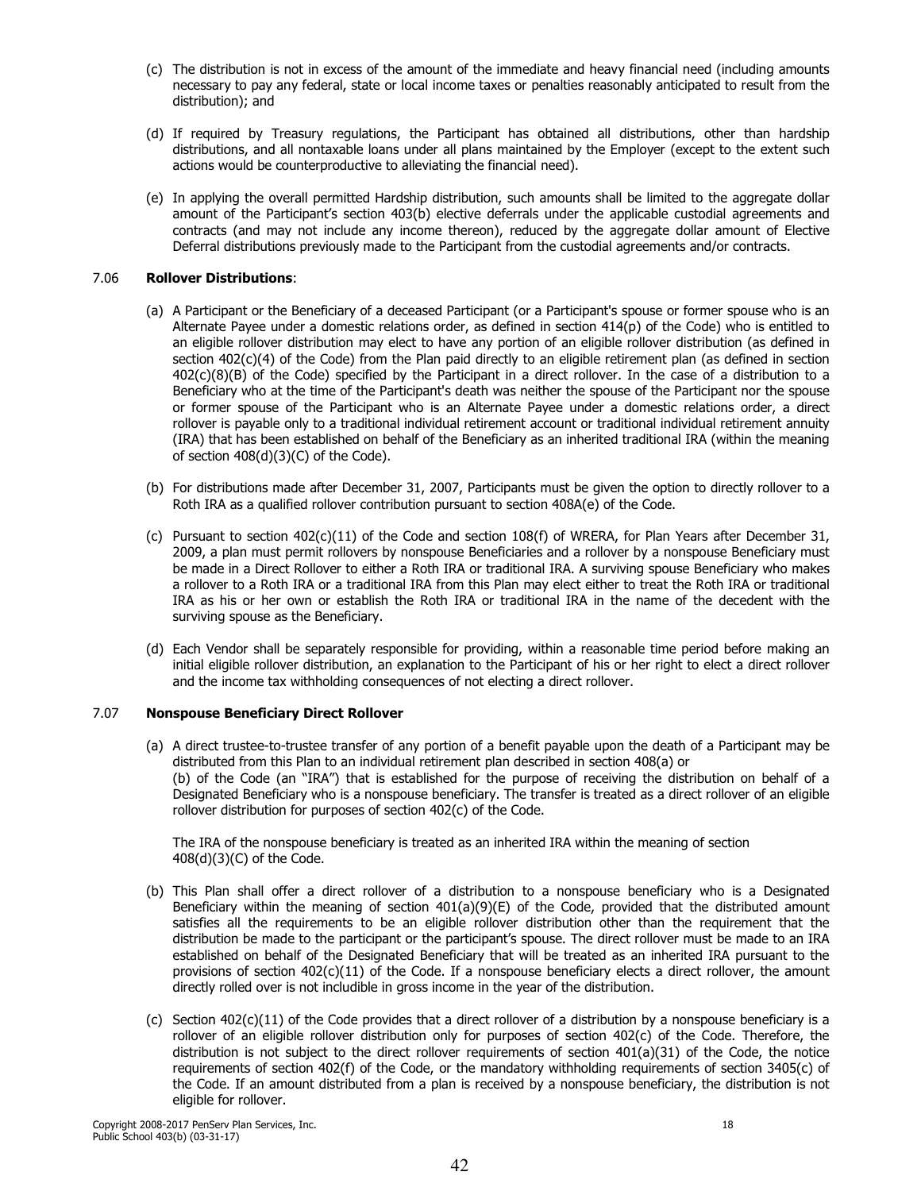(c) The distribution is not in excess of the amount of the immediate and heavy financial need (including amounts necessary to pay any federal, state or local income taxes or penalties reasonably anticipated to result from the distribution); and

(d) If required by Treasury regulations, the Participant has obtained all distributions, other than hardship distributions, and all nontaxable loans under all plans maintained by the Employer (except to the extent such actions would be counterproductive to alleviating the financial need).

(e) In applying the overall permitted Hardship distribution, such amounts shall be limited to the aggregate dollar amount of the Participant's section 403(b) elective deferrals under the applicable custodial agreements and contracts (and may not include any income thereon), reduced by the aggregate dollar amount of Elective Deferral distributions previously made to the Participant from the custodial agreements and/or contracts.

7.06 **Rollover Distributions**:

(a) A Participant or the Beneficiary of a deceased Participant (or a Participant's spouse or former spouse who is an Alternate Payee under a domestic relations order, as defined in section 414(p) of the Code) who is entitled to an eligible rollover distribution may elect to have any portion of an eligible rollover distribution (as defined in section 402(c)(4) of the Code) from the Plan paid directly to an eligible retirement plan (as defined in section 402(c)(8)(B) of the Code) specified by the Participant in a direct rollover. In the case of a distribution to a Beneficiary who at the time of the Participant's death was neither the spouse of the Participant nor the spouse or former spouse of the Participant who is an Alternate Payee under a domestic relations order, a direct rollover is payable only to a traditional individual retirement account or traditional individual retirement annuity (IRA) that has been established on behalf of the Beneficiary as an inherited traditional IRA (within the meaning of section 408(d)(3)(C) of the Code).

(b) For distributions made after December 31, 2007, Participants must be given the option to directly rollover to a Roth IRA as a qualified rollover contribution pursuant to section 408A(e) of the Code.

(c) Pursuant to section 402(c)(11) of the Code and section 108(f) of WRERA, for Plan Years after December 31, 2009, a plan must permit rollovers by nonspouse Beneficiaries and a rollover by a nonspouse Beneficiary must be made in a Direct Rollover to either a Roth IRA or traditional IRA. A surviving spouse Beneficiary who makes a rollover to a Roth IRA or a traditional IRA from this Plan may elect either to treat the Roth IRA or traditional IRA as his or her own or establish the Roth IRA or traditional IRA in the name of the decedent with the surviving spouse as the Beneficiary.

(d) Each Vendor shall be separately responsible for providing, within a reasonable time period before making an initial eligible rollover distribution, an explanation to the Participant of his or her right to elect a direct rollover and the income tax withholding consequences of not electing a direct rollover.

7.07 **Nonspouse Beneficiary Direct Rollover**

(a) A direct trustee-to-trustee transfer of any portion of a benefit payable upon the death of a Participant may be distributed from this Plan to an individual retirement plan described in section 408(a) or (b) of the Code (an "IRA") that is established for the purpose of receiving the distribution on behalf of a Designated Beneficiary who is a nonspouse beneficiary. The transfer is treated as a direct rollover of an eligible rollover distribution for purposes of section 402(c) of the Code.

The IRA of the nonspouse beneficiary is treated as an inherited IRA within the meaning of section 408(d)(3)(C) of the Code.

(b) This Plan shall offer a direct rollover of a distribution to a nonspouse beneficiary who is a Designated Beneficiary within the meaning of section 401(a)(9)(E) of the Code, provided that the distributed amount satisfies all the requirements to be an eligible rollover distribution other than the requirement that the distribution be made to the participant or the participant's spouse. The direct rollover must be made to an IRA established on behalf of the Designated Beneficiary that will be treated as an inherited IRA pursuant to the provisions of section 402(c)(11) of the Code. If a nonspouse beneficiary elects a direct rollover, the amount directly rolled over is not includible in gross income in the year of the distribution.

(c) Section 402(c)(11) of the Code provides that a direct rollover of a distribution by a nonspouse beneficiary is a rollover of an eligible rollover distribution only for purposes of section 402(c) of the Code. Therefore, the distribution is not subject to the direct rollover requirements of section 401(a)(31) of the Code, the notice requirements of section 402(f) of the Code, or the mandatory withholding requirements of section 3405(c) of the Code. If an amount distributed from a plan is received by a nonspouse beneficiary, the distribution is not eligible for rollover.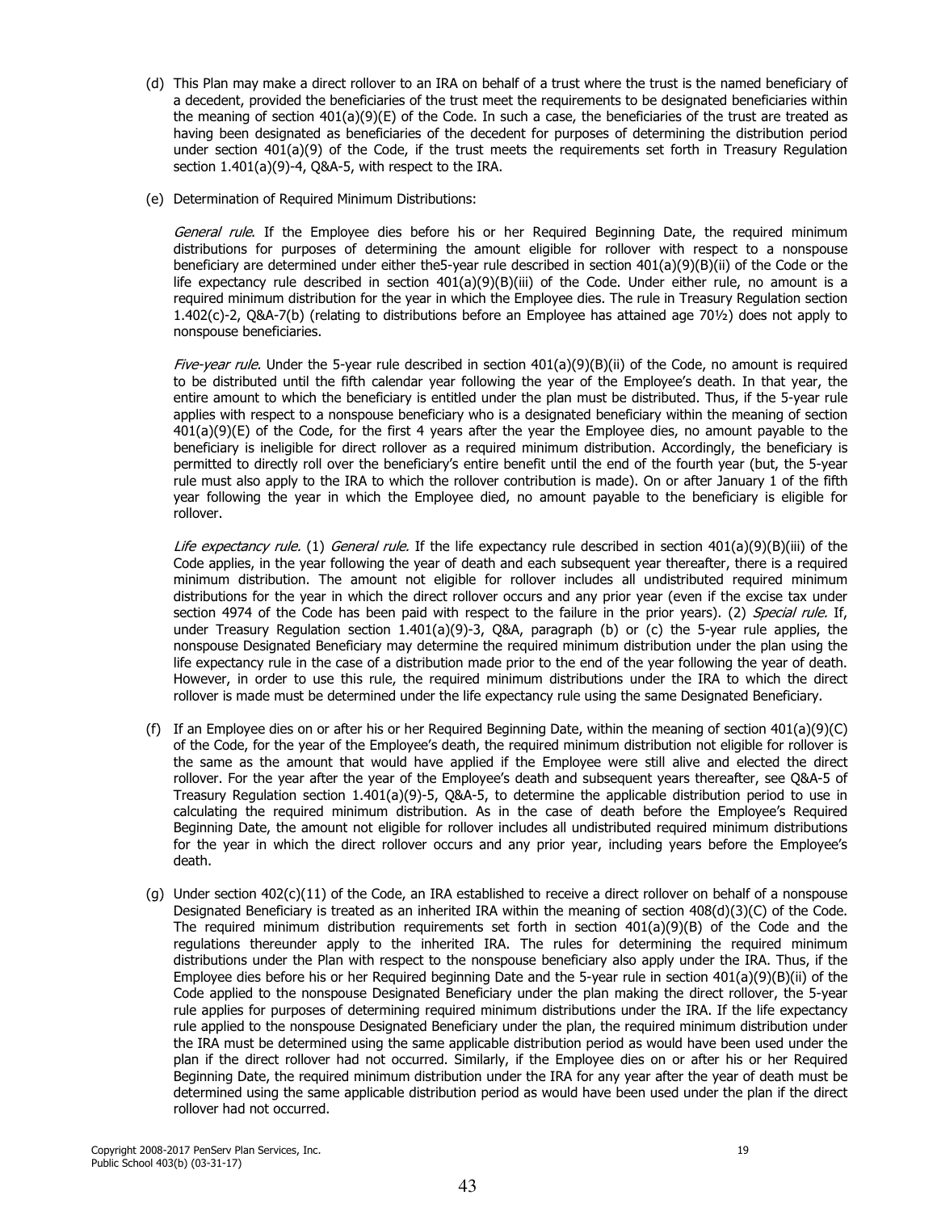(d) This Plan may make a direct rollover to an IRA on behalf of a trust where the trust is the named beneficiary of a decedent, provided the beneficiaries of the trust meet the requirements to be designated beneficiaries within the meaning of section 401(a)(9)(E) of the Code. In such a case, the beneficiaries of the trust are treated as having been designated as beneficiaries of the decedent for purposes of determining the distribution period under section 401(a)(9) of the Code, if the trust meets the requirements set forth in Treasury Regulation section 1.401(a)(9)-4, Q&A-5, with respect to the IRA.

(e) Determination of Required Minimum Distributions:

*General rule*. If the Employee dies before his or her Required Beginning Date, the required minimum distributions for purposes of determining the amount eligible for rollover with respect to a nonspouse beneficiary are determined under either the5-year rule described in section 401(a)(9)(B)(ii) of the Code or the life expectancy rule described in section 401(a)(9)(B)(iii) of the Code. Under either rule, no amount is a required minimum distribution for the year in which the Employee dies. The rule in Treasury Regulation section 1.402(c)-2, Q&A-7(b) (relating to distributions before an Employee has attained age 70½) does not apply to nonspouse beneficiaries.

*Five-year rule.* Under the 5-year rule described in section 401(a)(9)(B)(ii) of the Code, no amount is required to be distributed until the fifth calendar year following the year of the Employee's death. In that year, the entire amount to which the beneficiary is entitled under the plan must be distributed. Thus, if the 5-year rule applies with respect to a nonspouse beneficiary who is a designated beneficiary within the meaning of section 401(a)(9)(E) of the Code, for the first 4 years after the year the Employee dies, no amount payable to the beneficiary is ineligible for direct rollover as a required minimum distribution. Accordingly, the beneficiary is permitted to directly roll over the beneficiary's entire benefit until the end of the fourth year (but, the 5-year rule must also apply to the IRA to which the rollover contribution is made). On or after January 1 of the fifth year following the year in which the Employee died, no amount payable to the beneficiary is eligible for rollover.

*Life expectancy rule.* (1) *General rule.* If the life expectancy rule described in section 401(a)(9)(B)(iii) of the Code applies, in the year following the year of death and each subsequent year thereafter, there is a required minimum distribution. The amount not eligible for rollover includes all undistributed required minimum distributions for the year in which the direct rollover occurs and any prior year (even if the excise tax under section 4974 of the Code has been paid with respect to the failure in the prior years). (2) *Special rule.* If, under Treasury Regulation section 1.401(a)(9)-3, Q&A, paragraph (b) or (c) the 5-year rule applies, the nonspouse Designated Beneficiary may determine the required minimum distribution under the plan using the life expectancy rule in the case of a distribution made prior to the end of the year following the year of death. However, in order to use this rule, the required minimum distributions under the IRA to which the direct rollover is made must be determined under the life expectancy rule using the same Designated Beneficiary.

(f) If an Employee dies on or after his or her Required Beginning Date, within the meaning of section 401(a)(9)(C) of the Code, for the year of the Employee's death, the required minimum distribution not eligible for rollover is the same as the amount that would have applied if the Employee were still alive and elected the direct rollover. For the year after the year of the Employee's death and subsequent years thereafter, see Q&A-5 of Treasury Regulation section 1.401(a)(9)-5, Q&A-5, to determine the applicable distribution period to use in calculating the required minimum distribution. As in the case of death before the Employee's Required Beginning Date, the amount not eligible for rollover includes all undistributed required minimum distributions for the year in which the direct rollover occurs and any prior year, including years before the Employee's death.

(g) Under section 402(c)(11) of the Code, an IRA established to receive a direct rollover on behalf of a nonspouse Designated Beneficiary is treated as an inherited IRA within the meaning of section 408(d)(3)(C) of the Code. The required minimum distribution requirements set forth in section 401(a)(9)(B) of the Code and the regulations thereunder apply to the inherited IRA. The rules for determining the required minimum distributions under the Plan with respect to the nonspouse beneficiary also apply under the IRA. Thus, if the Employee dies before his or her Required beginning Date and the 5-year rule in section 401(a)(9)(B)(ii) of the Code applied to the nonspouse Designated Beneficiary under the plan making the direct rollover, the 5-year rule applies for purposes of determining required minimum distributions under the IRA. If the life expectancy rule applied to the nonspouse Designated Beneficiary under the plan, the required minimum distribution under the IRA must be determined using the same applicable distribution period as would have been used under the plan if the direct rollover had not occurred. Similarly, if the Employee dies on or after his or her Required Beginning Date, the required minimum distribution under the IRA for any year after the year of death must be determined using the same applicable distribution period as would have been used under the plan if the direct rollover had not occurred.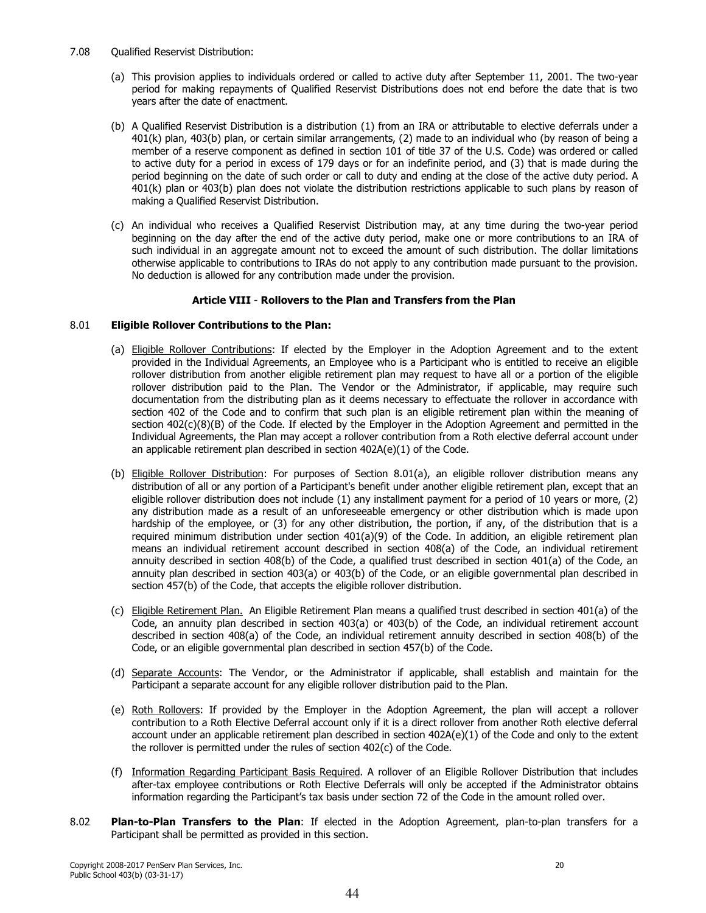7.08 Qualified Reservist Distribution:

(a) This provision applies to individuals ordered or called to active duty after September 11, 2001. The two-year period for making repayments of Qualified Reservist Distributions does not end before the date that is two years after the date of enactment.

(b) A Qualified Reservist Distribution is a distribution (1) from an IRA or attributable to elective deferrals under a 401(k) plan, 403(b) plan, or certain similar arrangements, (2) made to an individual who (by reason of being a member of a reserve component as defined in section 101 of title 37 of the U.S. Code) was ordered or called to active duty for a period in excess of 179 days or for an indefinite period, and (3) that is made during the period beginning on the date of such order or call to duty and ending at the close of the active duty period. A 401(k) plan or 403(b) plan does not violate the distribution restrictions applicable to such plans by reason of making a Qualified Reservist Distribution.

(c) An individual who receives a Qualified Reservist Distribution may, at any time during the two-year period beginning on the day after the end of the active duty period, make one or more contributions to an IRA of such individual in an aggregate amount not to exceed the amount of such distribution. The dollar limitations otherwise applicable to contributions to IRAs do not apply to any contribution made pursuant to the provision. No deduction is allowed for any contribution made under the provision.

## Article VIII - Rollovers to the Plan and Transfers from the Plan

8.01 **Eligible Rollover Contributions to the Plan:**

(a) Eligible Rollover Contributions: If elected by the Employer in the Adoption Agreement and to the extent provided in the Individual Agreements, an Employee who is a Participant who is entitled to receive an eligible rollover distribution from another eligible retirement plan may request to have all or a portion of the eligible rollover distribution paid to the Plan. The Vendor or the Administrator, if applicable, may require such documentation from the distributing plan as it deems necessary to effectuate the rollover in accordance with section 402 of the Code and to confirm that such plan is an eligible retirement plan within the meaning of section 402(c)(8)(B) of the Code. If elected by the Employer in the Adoption Agreement and permitted in the Individual Agreements, the Plan may accept a rollover contribution from a Roth elective deferral account under an applicable retirement plan described in section 402A(e)(1) of the Code.

(b) Eligible Rollover Distribution: For purposes of Section 8.01(a), an eligible rollover distribution means any distribution of all or any portion of a Participant's benefit under another eligible retirement plan, except that an eligible rollover distribution does not include (1) any installment payment for a period of 10 years or more, (2) any distribution made as a result of an unforeseeable emergency or other distribution which is made upon hardship of the employee, or (3) for any other distribution, the portion, if any, of the distribution that is a required minimum distribution under section 401(a)(9) of the Code. In addition, an eligible retirement plan means an individual retirement account described in section 408(a) of the Code, an individual retirement annuity described in section 408(b) of the Code, a qualified trust described in section 401(a) of the Code, an annuity plan described in section 403(a) or 403(b) of the Code, or an eligible governmental plan described in section 457(b) of the Code, that accepts the eligible rollover distribution.

(c) Eligible Retirement Plan. An Eligible Retirement Plan means a qualified trust described in section 401(a) of the Code, an annuity plan described in section 403(a) or 403(b) of the Code, an individual retirement account described in section 408(a) of the Code, an individual retirement annuity described in section 408(b) of the Code, or an eligible governmental plan described in section 457(b) of the Code.

(d) Separate Accounts: The Vendor, or the Administrator if applicable, shall establish and maintain for the Participant a separate account for any eligible rollover distribution paid to the Plan.

(e) Roth Rollovers: If provided by the Employer in the Adoption Agreement, the plan will accept a rollover contribution to a Roth Elective Deferral account only if it is a direct rollover from another Roth elective deferral account under an applicable retirement plan described in section 402A(e)(1) of the Code and only to the extent the rollover is permitted under the rules of section 402(c) of the Code.

(f) Information Regarding Participant Basis Required. A rollover of an Eligible Rollover Distribution that includes after-tax employee contributions or Roth Elective Deferrals will only be accepted if the Administrator obtains information regarding the Participant's tax basis under section 72 of the Code in the amount rolled over.

8.02 **Plan-to-Plan Transfers to the Plan**: If elected in the Adoption Agreement, plan-to-plan transfers for a Participant shall be permitted as provided in this section.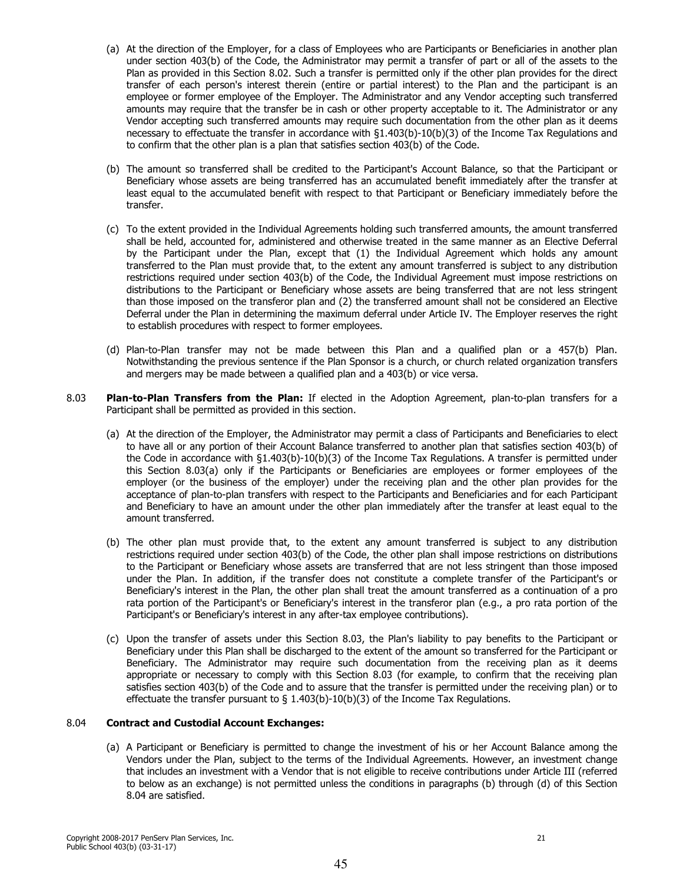(a) At the direction of the Employer, for a class of Employees who are Participants or Beneficiaries in another plan under section 403(b) of the Code, the Administrator may permit a transfer of part or all of the assets to the Plan as provided in this Section 8.02. Such a transfer is permitted only if the other plan provides for the direct transfer of each person's interest therein (entire or partial interest) to the Plan and the participant is an employee or former employee of the Employer. The Administrator and any Vendor accepting such transferred amounts may require that the transfer be in cash or other property acceptable to it. The Administrator or any Vendor accepting such transferred amounts may require such documentation from the other plan as it deems necessary to effectuate the transfer in accordance with §1.403(b)-10(b)(3) of the Income Tax Regulations and to confirm that the other plan is a plan that satisfies section 403(b) of the Code.

(b) The amount so transferred shall be credited to the Participant's Account Balance, so that the Participant or Beneficiary whose assets are being transferred has an accumulated benefit immediately after the transfer at least equal to the accumulated benefit with respect to that Participant or Beneficiary immediately before the transfer.

(c) To the extent provided in the Individual Agreements holding such transferred amounts, the amount transferred shall be held, accounted for, administered and otherwise treated in the same manner as an Elective Deferral by the Participant under the Plan, except that (1) the Individual Agreement which holds any amount transferred to the Plan must provide that, to the extent any amount transferred is subject to any distribution restrictions required under section 403(b) of the Code, the Individual Agreement must impose restrictions on distributions to the Participant or Beneficiary whose assets are being transferred that are not less stringent than those imposed on the transferor plan and (2) the transferred amount shall not be considered an Elective Deferral under the Plan in determining the maximum deferral under Article IV. The Employer reserves the right to establish procedures with respect to former employees.

(d) Plan-to-Plan transfer may not be made between this Plan and a qualified plan or a 457(b) Plan. Notwithstanding the previous sentence if the Plan Sponsor is a church, or church related organization transfers and mergers may be made between a qualified plan and a 403(b) or vice versa.

8.03 **Plan-to-Plan Transfers from the Plan:** If elected in the Adoption Agreement, plan-to-plan transfers for a Participant shall be permitted as provided in this section.

(a) At the direction of the Employer, the Administrator may permit a class of Participants and Beneficiaries to elect to have all or any portion of their Account Balance transferred to another plan that satisfies section 403(b) of the Code in accordance with §1.403(b)-10(b)(3) of the Income Tax Regulations. A transfer is permitted under this Section 8.03(a) only if the Participants or Beneficiaries are employees or former employees of the employer (or the business of the employer) under the receiving plan and the other plan provides for the acceptance of plan-to-plan transfers with respect to the Participants and Beneficiaries and for each Participant and Beneficiary to have an amount under the other plan immediately after the transfer at least equal to the amount transferred.

(b) The other plan must provide that, to the extent any amount transferred is subject to any distribution restrictions required under section 403(b) of the Code, the other plan shall impose restrictions on distributions to the Participant or Beneficiary whose assets are transferred that are not less stringent than those imposed under the Plan. In addition, if the transfer does not constitute a complete transfer of the Participant's or Beneficiary's interest in the Plan, the other plan shall treat the amount transferred as a continuation of a pro rata portion of the Participant's or Beneficiary's interest in the transferor plan (e.g., a pro rata portion of the Participant's or Beneficiary's interest in any after-tax employee contributions).

(c) Upon the transfer of assets under this Section 8.03, the Plan's liability to pay benefits to the Participant or Beneficiary under this Plan shall be discharged to the extent of the amount so transferred for the Participant or Beneficiary. The Administrator may require such documentation from the receiving plan as it deems appropriate or necessary to comply with this Section 8.03 (for example, to confirm that the receiving plan satisfies section 403(b) of the Code and to assure that the transfer is permitted under the receiving plan) or to effectuate the transfer pursuant to § 1.403(b)-10(b)(3) of the Income Tax Regulations.

8.04 **Contract and Custodial Account Exchanges:**

(a) A Participant or Beneficiary is permitted to change the investment of his or her Account Balance among the Vendors under the Plan, subject to the terms of the Individual Agreements. However, an investment change that includes an investment with a Vendor that is not eligible to receive contributions under Article III (referred to below as an exchange) is not permitted unless the conditions in paragraphs (b) through (d) of this Section 8.04 are satisfied.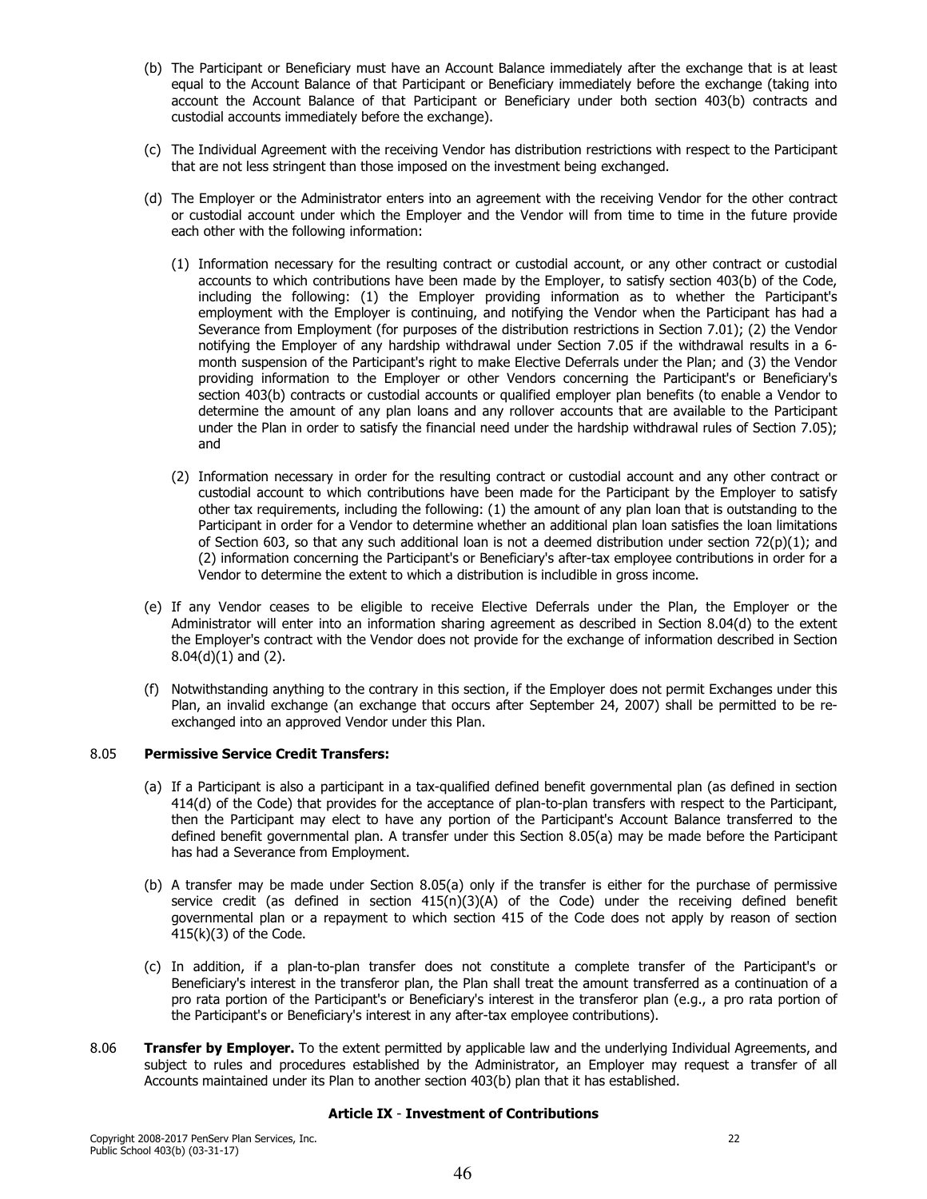(b) The Participant or Beneficiary must have an Account Balance immediately after the exchange that is at least equal to the Account Balance of that Participant or Beneficiary immediately before the exchange (taking into account the Account Balance of that Participant or Beneficiary under both section 403(b) contracts and custodial accounts immediately before the exchange).

(c) The Individual Agreement with the receiving Vendor has distribution restrictions with respect to the Participant that are not less stringent than those imposed on the investment being exchanged.

(d) The Employer or the Administrator enters into an agreement with the receiving Vendor for the other contract or custodial account under which the Employer and the Vendor will from time to time in the future provide each other with the following information:

(1) Information necessary for the resulting contract or custodial account, or any other contract or custodial accounts to which contributions have been made by the Employer, to satisfy section 403(b) of the Code, including the following: (1) the Employer providing information as to whether the Participant's employment with the Employer is continuing, and notifying the Vendor when the Participant has had a Severance from Employment (for purposes of the distribution restrictions in Section 7.01); (2) the Vendor notifying the Employer of any hardship withdrawal under Section 7.05 if the withdrawal results in a 6-month suspension of the Participant's right to make Elective Deferrals under the Plan; and (3) the Vendor providing information to the Employer or other Vendors concerning the Participant's or Beneficiary's section 403(b) contracts or custodial accounts or qualified employer plan benefits (to enable a Vendor to determine the amount of any plan loans and any rollover accounts that are available to the Participant under the Plan in order to satisfy the financial need under the hardship withdrawal rules of Section 7.05); and

(2) Information necessary in order for the resulting contract or custodial account and any other contract or custodial account to which contributions have been made for the Participant by the Employer to satisfy other tax requirements, including the following: (1) the amount of any plan loan that is outstanding to the Participant in order for a Vendor to determine whether an additional plan loan satisfies the loan limitations of Section 603, so that any such additional loan is not a deemed distribution under section 72(p)(1); and (2) information concerning the Participant's or Beneficiary's after-tax employee contributions in order for a Vendor to determine the extent to which a distribution is includible in gross income.

(e) If any Vendor ceases to be eligible to receive Elective Deferrals under the Plan, the Employer or the Administrator will enter into an information sharing agreement as described in Section 8.04(d) to the extent the Employer's contract with the Vendor does not provide for the exchange of information described in Section 8.04(d)(1) and (2).

(f) Notwithstanding anything to the contrary in this section, if the Employer does not permit Exchanges under this Plan, an invalid exchange (an exchange that occurs after September 24, 2007) shall be permitted to be re-exchanged into an approved Vendor under this Plan.

8.05 **Permissive Service Credit Transfers:**

(a) If a Participant is also a participant in a tax-qualified defined benefit governmental plan (as defined in section 414(d) of the Code) that provides for the acceptance of plan-to-plan transfers with respect to the Participant, then the Participant may elect to have any portion of the Participant's Account Balance transferred to the defined benefit governmental plan. A transfer under this Section 8.05(a) may be made before the Participant has had a Severance from Employment.

(b) A transfer may be made under Section 8.05(a) only if the transfer is either for the purchase of permissive service credit (as defined in section 415(n)(3)(A) of the Code) under the receiving defined benefit governmental plan or a repayment to which section 415 of the Code does not apply by reason of section 415(k)(3) of the Code.

(c) In addition, if a plan-to-plan transfer does not constitute a complete transfer of the Participant's or Beneficiary's interest in the transferor plan, the Plan shall treat the amount transferred as a continuation of a pro rata portion of the Participant's or Beneficiary's interest in the transferor plan (e.g., a pro rata portion of the Participant's or Beneficiary's interest in any after-tax employee contributions).

8.06 **Transfer by Employer.** To the extent permitted by applicable law and the underlying Individual Agreements, and subject to rules and procedures established by the Administrator, an Employer may request a transfer of all Accounts maintained under its Plan to another section 403(b) plan that it has established.

## Article IX - Investment of Contributions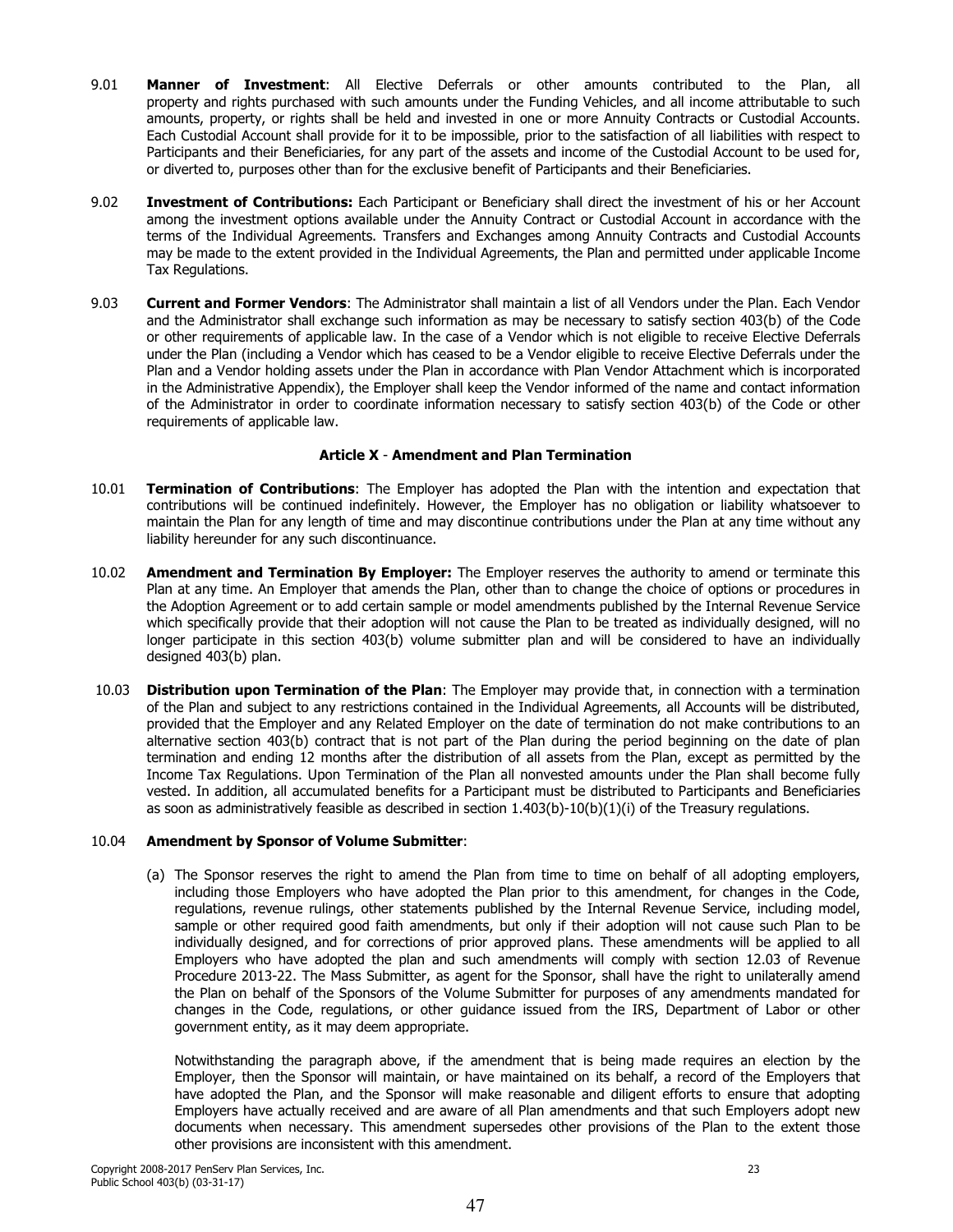9.01 **Manner of Investment**: All Elective Deferrals or other amounts contributed to the Plan, all property and rights purchased with such amounts under the Funding Vehicles, and all income attributable to such amounts, property, or rights shall be held and invested in one or more Annuity Contracts or Custodial Accounts. Each Custodial Account shall provide for it to be impossible, prior to the satisfaction of all liabilities with respect to Participants and their Beneficiaries, for any part of the assets and income of the Custodial Account to be used for, or diverted to, purposes other than for the exclusive benefit of Participants and their Beneficiaries.

9.02 **Investment of Contributions:** Each Participant or Beneficiary shall direct the investment of his or her Account among the investment options available under the Annuity Contract or Custodial Account in accordance with the terms of the Individual Agreements. Transfers and Exchanges among Annuity Contracts and Custodial Accounts may be made to the extent provided in the Individual Agreements, the Plan and permitted under applicable Income Tax Regulations.

9.03 **Current and Former Vendors**: The Administrator shall maintain a list of all Vendors under the Plan. Each Vendor and the Administrator shall exchange such information as may be necessary to satisfy section 403(b) of the Code or other requirements of applicable law. In the case of a Vendor which is not eligible to receive Elective Deferrals under the Plan (including a Vendor which has ceased to be a Vendor eligible to receive Elective Deferrals under the Plan and a Vendor holding assets under the Plan in accordance with Plan Vendor Attachment which is incorporated in the Administrative Appendix), the Employer shall keep the Vendor informed of the name and contact information of the Administrator in order to coordinate information necessary to satisfy section 403(b) of the Code or other requirements of applicable law.

## Article X - Amendment and Plan Termination

10.01 **Termination of Contributions**: The Employer has adopted the Plan with the intention and expectation that contributions will be continued indefinitely. However, the Employer has no obligation or liability whatsoever to maintain the Plan for any length of time and may discontinue contributions under the Plan at any time without any liability hereunder for any such discontinuance.

10.02 **Amendment and Termination By Employer:** The Employer reserves the authority to amend or terminate this Plan at any time. An Employer that amends the Plan, other than to change the choice of options or procedures in the Adoption Agreement or to add certain sample or model amendments published by the Internal Revenue Service which specifically provide that their adoption will not cause the Plan to be treated as individually designed, will no longer participate in this section 403(b) volume submitter plan and will be considered to have an individually designed 403(b) plan.

10.03 **Distribution upon Termination of the Plan**: The Employer may provide that, in connection with a termination of the Plan and subject to any restrictions contained in the Individual Agreements, all Accounts will be distributed, provided that the Employer and any Related Employer on the date of termination do not make contributions to an alternative section 403(b) contract that is not part of the Plan during the period beginning on the date of plan termination and ending 12 months after the distribution of all assets from the Plan, except as permitted by the Income Tax Regulations. Upon Termination of the Plan all nonvested amounts under the Plan shall become fully vested. In addition, all accumulated benefits for a Participant must be distributed to Participants and Beneficiaries as soon as administratively feasible as described in section 1.403(b)-10(b)(1)(i) of the Treasury regulations.

10.04 **Amendment by Sponsor of Volume Submitter**:

(a) The Sponsor reserves the right to amend the Plan from time to time on behalf of all adopting employers, including those Employers who have adopted the Plan prior to this amendment, for changes in the Code, regulations, revenue rulings, other statements published by the Internal Revenue Service, including model, sample or other required good faith amendments, but only if their adoption will not cause such Plan to be individually designed, and for corrections of prior approved plans. These amendments will be applied to all Employers who have adopted the plan and such amendments will comply with section 12.03 of Revenue Procedure 2013-22. The Mass Submitter, as agent for the Sponsor, shall have the right to unilaterally amend the Plan on behalf of the Sponsors of the Volume Submitter for purposes of any amendments mandated for changes in the Code, regulations, or other guidance issued from the IRS, Department of Labor or other government entity, as it may deem appropriate.

Notwithstanding the paragraph above, if the amendment that is being made requires an election by the Employer, then the Sponsor will maintain, or have maintained on its behalf, a record of the Employers that have adopted the Plan, and the Sponsor will make reasonable and diligent efforts to ensure that adopting Employers have actually received and are aware of all Plan amendments and that such Employers adopt new documents when necessary. This amendment supersedes other provisions of the Plan to the extent those other provisions are inconsistent with this amendment.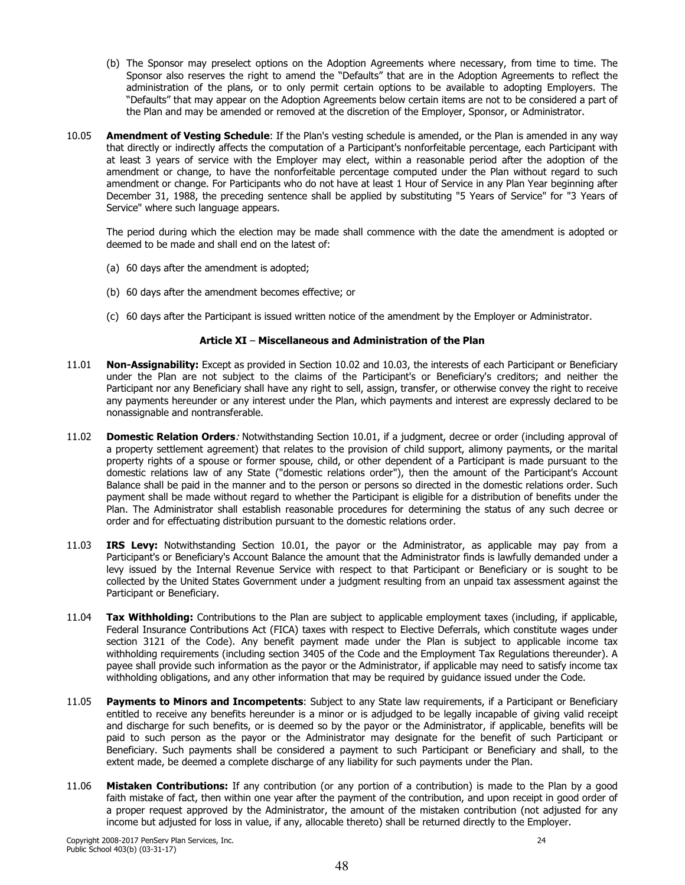(b) The Sponsor may preselect options on the Adoption Agreements where necessary, from time to time. The Sponsor also reserves the right to amend the "Defaults" that are in the Adoption Agreements to reflect the administration of the plans, or to only permit certain options to be available to adopting Employers. The "Defaults" that may appear on the Adoption Agreements below certain items are not to be considered a part of the Plan and may be amended or removed at the discretion of the Employer, Sponsor, or Administrator.

10.05 **Amendment of Vesting Schedule**: If the Plan's vesting schedule is amended, or the Plan is amended in any way that directly or indirectly affects the computation of a Participant's nonforfeitable percentage, each Participant with at least 3 years of service with the Employer may elect, within a reasonable period after the adoption of the amendment or change, to have the nonforfeitable percentage computed under the Plan without regard to such amendment or change. For Participants who do not have at least 1 Hour of Service in any Plan Year beginning after December 31, 1988, the preceding sentence shall be applied by substituting "5 Years of Service" for "3 Years of Service" where such language appears.

The period during which the election may be made shall commence with the date the amendment is adopted or deemed to be made and shall end on the latest of:

(a) 60 days after the amendment is adopted;

(b) 60 days after the amendment becomes effective; or

(c) 60 days after the Participant is issued written notice of the amendment by the Employer or Administrator.

## Article XI – Miscellaneous and Administration of the Plan

11.01 **Non-Assignability:** Except as provided in Section 10.02 and 10.03, the interests of each Participant or Beneficiary under the Plan are not subject to the claims of the Participant's or Beneficiary's creditors; and neither the Participant nor any Beneficiary shall have any right to sell, assign, transfer, or otherwise convey the right to receive any payments hereunder or any interest under the Plan, which payments and interest are expressly declared to be nonassignable and nontransferable.

11.02 **Domestic Relation Orders**: Notwithstanding Section 10.01, if a judgment, decree or order (including approval of a property settlement agreement) that relates to the provision of child support, alimony payments, or the marital property rights of a spouse or former spouse, child, or other dependent of a Participant is made pursuant to the domestic relations law of any State ("domestic relations order"), then the amount of the Participant's Account Balance shall be paid in the manner and to the person or persons so directed in the domestic relations order. Such payment shall be made without regard to whether the Participant is eligible for a distribution of benefits under the Plan. The Administrator shall establish reasonable procedures for determining the status of any such decree or order and for effectuating distribution pursuant to the domestic relations order.

11.03 **IRS Levy:** Notwithstanding Section 10.01, the payor or the Administrator, as applicable may pay from a Participant's or Beneficiary's Account Balance the amount that the Administrator finds is lawfully demanded under a levy issued by the Internal Revenue Service with respect to that Participant or Beneficiary or is sought to be collected by the United States Government under a judgment resulting from an unpaid tax assessment against the Participant or Beneficiary.

11.04 **Tax Withholding:** Contributions to the Plan are subject to applicable employment taxes (including, if applicable, Federal Insurance Contributions Act (FICA) taxes with respect to Elective Deferrals, which constitute wages under section 3121 of the Code). Any benefit payment made under the Plan is subject to applicable income tax withholding requirements (including section 3405 of the Code and the Employment Tax Regulations thereunder). A payee shall provide such information as the payor or the Administrator, if applicable may need to satisfy income tax withholding obligations, and any other information that may be required by guidance issued under the Code.

11.05 **Payments to Minors and Incompetents**: Subject to any State law requirements, if a Participant or Beneficiary entitled to receive any benefits hereunder is a minor or is adjudged to be legally incapable of giving valid receipt and discharge for such benefits, or is deemed so by the payor or the Administrator, if applicable, benefits will be paid to such person as the payor or the Administrator may designate for the benefit of such Participant or Beneficiary. Such payments shall be considered a payment to such Participant or Beneficiary and shall, to the extent made, be deemed a complete discharge of any liability for such payments under the Plan.

11.06 **Mistaken Contributions:** If any contribution (or any portion of a contribution) is made to the Plan by a good faith mistake of fact, then within one year after the payment of the contribution, and upon receipt in good order of a proper request approved by the Administrator, the amount of the mistaken contribution (not adjusted for any income but adjusted for loss in value, if any, allocable thereto) shall be returned directly to the Employer.

Copyright 2008-2017 PenServ Plan Services, Inc.
Public School 403(b) (03-31-17)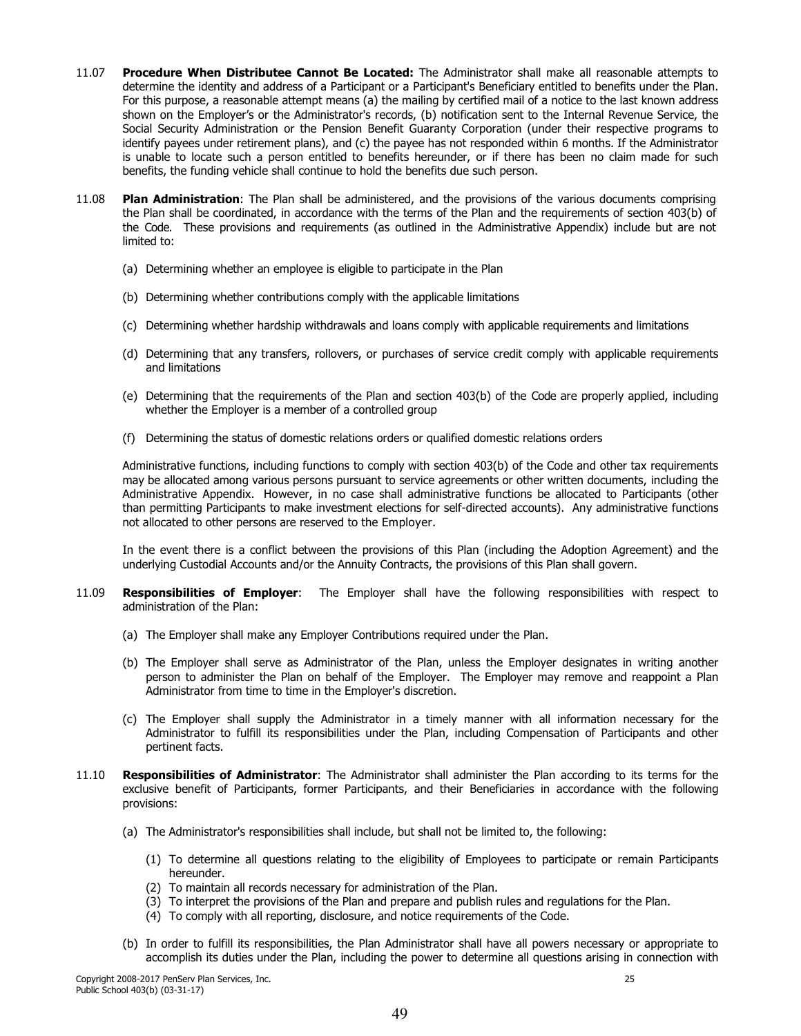11.07 **Procedure When Distributee Cannot Be Located:** The Administrator shall make all reasonable attempts to determine the identity and address of a Participant or a Participant's Beneficiary entitled to benefits under the Plan. For this purpose, a reasonable attempt means (a) the mailing by certified mail of a notice to the last known address shown on the Employer's or the Administrator's records, (b) notification sent to the Internal Revenue Service, the Social Security Administration or the Pension Benefit Guaranty Corporation (under their respective programs to identify payees under retirement plans), and (c) the payee has not responded within 6 months. If the Administrator is unable to locate such a person entitled to benefits hereunder, or if there has been no claim made for such benefits, the funding vehicle shall continue to hold the benefits due such person.

11.08 **Plan Administration**: The Plan shall be administered, and the provisions of the various documents comprising the Plan shall be coordinated, in accordance with the terms of the Plan and the requirements of section 403(b) of the Code. These provisions and requirements (as outlined in the Administrative Appendix) include but are not limited to:

(a) Determining whether an employee is eligible to participate in the Plan

(b) Determining whether contributions comply with the applicable limitations

(c) Determining whether hardship withdrawals and loans comply with applicable requirements and limitations

(d) Determining that any transfers, rollovers, or purchases of service credit comply with applicable requirements and limitations

(e) Determining that the requirements of the Plan and section 403(b) of the Code are properly applied, including whether the Employer is a member of a controlled group

(f) Determining the status of domestic relations orders or qualified domestic relations orders

Administrative functions, including functions to comply with section 403(b) of the Code and other tax requirements may be allocated among various persons pursuant to service agreements or other written documents, including the Administrative Appendix. However, in no case shall administrative functions be allocated to Participants (other than permitting Participants to make investment elections for self-directed accounts). Any administrative functions not allocated to other persons are reserved to the Employer.

In the event there is a conflict between the provisions of this Plan (including the Adoption Agreement) and the underlying Custodial Accounts and/or the Annuity Contracts, the provisions of this Plan shall govern.

11.09 **Responsibilities of Employer**: The Employer shall have the following responsibilities with respect to administration of the Plan:

(a) The Employer shall make any Employer Contributions required under the Plan.

(b) The Employer shall serve as Administrator of the Plan, unless the Employer designates in writing another person to administer the Plan on behalf of the Employer. The Employer may remove and reappoint a Plan Administrator from time to time in the Employer's discretion.

(c) The Employer shall supply the Administrator in a timely manner with all information necessary for the Administrator to fulfill its responsibilities under the Plan, including Compensation of Participants and other pertinent facts.

11.10 **Responsibilities of Administrator**: The Administrator shall administer the Plan according to its terms for the exclusive benefit of Participants, former Participants, and their Beneficiaries in accordance with the following provisions:

(a) The Administrator's responsibilities shall include, but shall not be limited to, the following:

(1) To determine all questions relating to the eligibility of Employees to participate or remain Participants hereunder.
(2) To maintain all records necessary for administration of the Plan.
(3) To interpret the provisions of the Plan and prepare and publish rules and regulations for the Plan.
(4) To comply with all reporting, disclosure, and notice requirements of the Code.

(b) In order to fulfill its responsibilities, the Plan Administrator shall have all powers necessary or appropriate to accomplish its duties under the Plan, including the power to determine all questions arising in connection with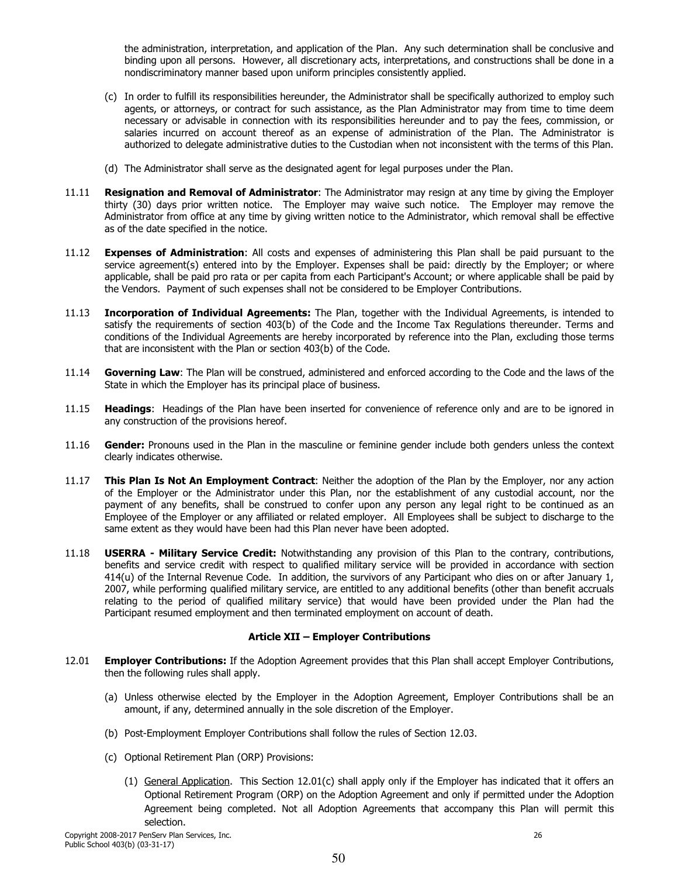the administration, interpretation, and application of the Plan. Any such determination shall be conclusive and binding upon all persons. However, all discretionary acts, interpretations, and constructions shall be done in a nondiscriminatory manner based upon uniform principles consistently applied.

(c) In order to fulfill its responsibilities hereunder, the Administrator shall be specifically authorized to employ such agents, or attorneys, or contract for such assistance, as the Plan Administrator may from time to time deem necessary or advisable in connection with its responsibilities hereunder and to pay the fees, commission, or salaries incurred on account thereof as an expense of administration of the Plan. The Administrator is authorized to delegate administrative duties to the Custodian when not inconsistent with the terms of this Plan.

(d) The Administrator shall serve as the designated agent for legal purposes under the Plan.

11.11 **Resignation and Removal of Administrator**: The Administrator may resign at any time by giving the Employer thirty (30) days prior written notice. The Employer may waive such notice. The Employer may remove the Administrator from office at any time by giving written notice to the Administrator, which removal shall be effective as of the date specified in the notice.

11.12 **Expenses of Administration**: All costs and expenses of administering this Plan shall be paid pursuant to the service agreement(s) entered into by the Employer. Expenses shall be paid: directly by the Employer; or where applicable, shall be paid pro rata or per capita from each Participant's Account; or where applicable shall be paid by the Vendors. Payment of such expenses shall not be considered to be Employer Contributions.

11.13 **Incorporation of Individual Agreements:** The Plan, together with the Individual Agreements, is intended to satisfy the requirements of section 403(b) of the Code and the Income Tax Regulations thereunder. Terms and conditions of the Individual Agreements are hereby incorporated by reference into the Plan, excluding those terms that are inconsistent with the Plan or section 403(b) of the Code.

11.14 **Governing Law**: The Plan will be construed, administered and enforced according to the Code and the laws of the State in which the Employer has its principal place of business.

11.15 **Headings**: Headings of the Plan have been inserted for convenience of reference only and are to be ignored in any construction of the provisions hereof.

11.16 **Gender:** Pronouns used in the Plan in the masculine or feminine gender include both genders unless the context clearly indicates otherwise.

11.17 **This Plan Is Not An Employment Contract**: Neither the adoption of the Plan by the Employer, nor any action of the Employer or the Administrator under this Plan, nor the establishment of any custodial account, nor the payment of any benefits, shall be construed to confer upon any person any legal right to be continued as an Employee of the Employer or any affiliated or related employer. All Employees shall be subject to discharge to the same extent as they would have been had this Plan never have been adopted.

11.18 **USERRA - Military Service Credit:** Notwithstanding any provision of this Plan to the contrary, contributions, benefits and service credit with respect to qualified military service will be provided in accordance with section 414(u) of the Internal Revenue Code. In addition, the survivors of any Participant who dies on or after January 1, 2007, while performing qualified military service, are entitled to any additional benefits (other than benefit accruals relating to the period of qualified military service) that would have been provided under the Plan had the Participant resumed employment and then terminated employment on account of death.

## Article XII – Employer Contributions

12.01 **Employer Contributions:** If the Adoption Agreement provides that this Plan shall accept Employer Contributions, then the following rules shall apply.

(a) Unless otherwise elected by the Employer in the Adoption Agreement, Employer Contributions shall be an amount, if any, determined annually in the sole discretion of the Employer.

(b) Post-Employment Employer Contributions shall follow the rules of Section 12.03.

(c) Optional Retirement Plan (ORP) Provisions:

(1) General Application. This Section 12.01(c) shall apply only if the Employer has indicated that it offers an Optional Retirement Program (ORP) on the Adoption Agreement and only if permitted under the Adoption Agreement being completed. Not all Adoption Agreements that accompany this Plan will permit this selection.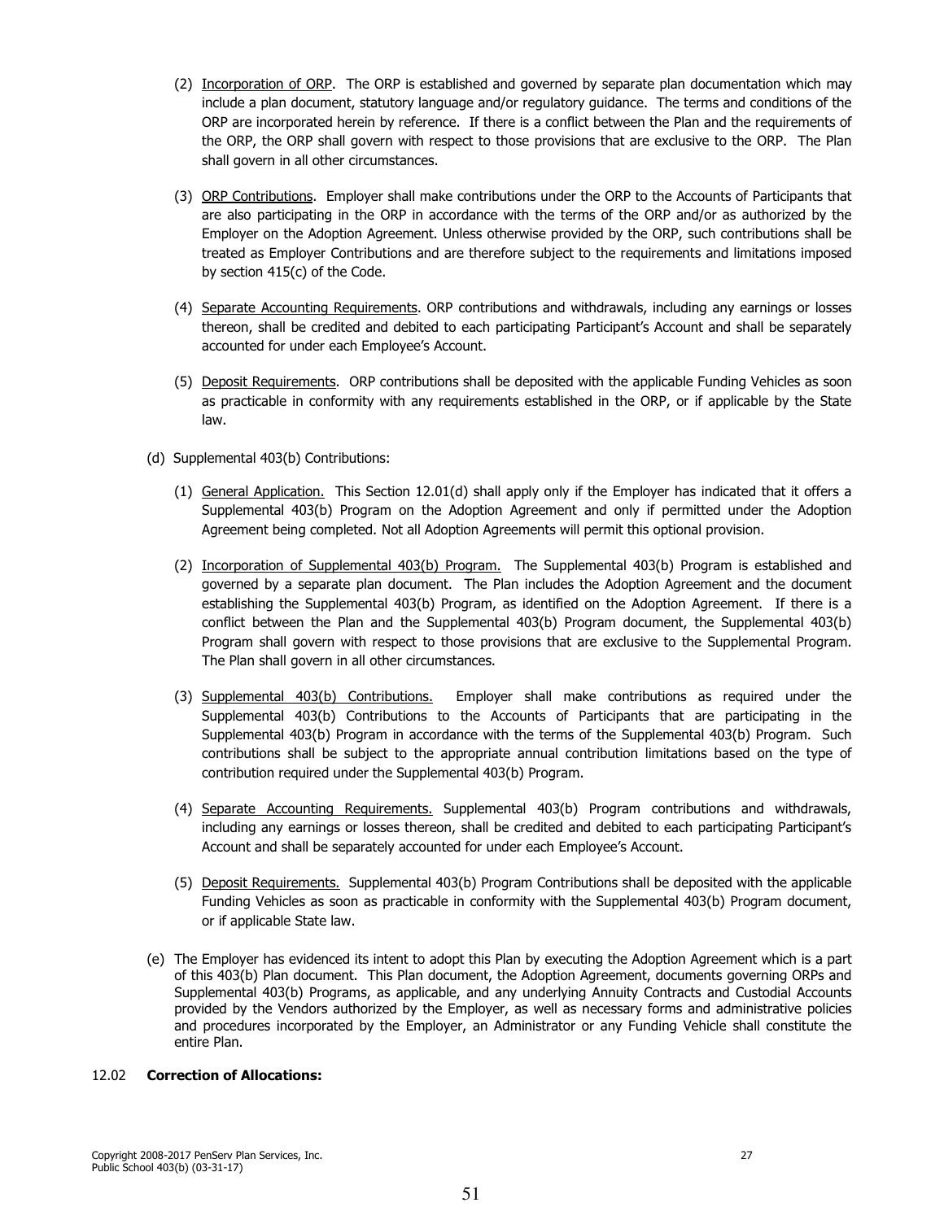(2) Incorporation of ORP. The ORP is established and governed by separate plan documentation which may include a plan document, statutory language and/or regulatory guidance. The terms and conditions of the ORP are incorporated herein by reference. If there is a conflict between the Plan and the requirements of the ORP, the ORP shall govern with respect to those provisions that are exclusive to the ORP. The Plan shall govern in all other circumstances.

(3) ORP Contributions. Employer shall make contributions under the ORP to the Accounts of Participants that are also participating in the ORP in accordance with the terms of the ORP and/or as authorized by the Employer on the Adoption Agreement. Unless otherwise provided by the ORP, such contributions shall be treated as Employer Contributions and are therefore subject to the requirements and limitations imposed by section 415(c) of the Code.

(4) Separate Accounting Requirements. ORP contributions and withdrawals, including any earnings or losses thereon, shall be credited and debited to each participating Participant's Account and shall be separately accounted for under each Employee's Account.

(5) Deposit Requirements. ORP contributions shall be deposited with the applicable Funding Vehicles as soon as practicable in conformity with any requirements established in the ORP, or if applicable by the State law.

(d) Supplemental 403(b) Contributions:

(1) General Application. This Section 12.01(d) shall apply only if the Employer has indicated that it offers a Supplemental 403(b) Program on the Adoption Agreement and only if permitted under the Adoption Agreement being completed. Not all Adoption Agreements will permit this optional provision.

(2) Incorporation of Supplemental 403(b) Program. The Supplemental 403(b) Program is established and governed by a separate plan document. The Plan includes the Adoption Agreement and the document establishing the Supplemental 403(b) Program, as identified on the Adoption Agreement. If there is a conflict between the Plan and the Supplemental 403(b) Program document, the Supplemental 403(b) Program shall govern with respect to those provisions that are exclusive to the Supplemental Program. The Plan shall govern in all other circumstances.

(3) Supplemental 403(b) Contributions. Employer shall make contributions as required under the Supplemental 403(b) Contributions to the Accounts of Participants that are participating in the Supplemental 403(b) Program in accordance with the terms of the Supplemental 403(b) Program. Such contributions shall be subject to the appropriate annual contribution limitations based on the type of contribution required under the Supplemental 403(b) Program.

(4) Separate Accounting Requirements. Supplemental 403(b) Program contributions and withdrawals, including any earnings or losses thereon, shall be credited and debited to each participating Participant's Account and shall be separately accounted for under each Employee's Account.

(5) Deposit Requirements. Supplemental 403(b) Program Contributions shall be deposited with the applicable Funding Vehicles as soon as practicable in conformity with the Supplemental 403(b) Program document, or if applicable State law.

(e) The Employer has evidenced its intent to adopt this Plan by executing the Adoption Agreement which is a part of this 403(b) Plan document. This Plan document, the Adoption Agreement, documents governing ORPs and Supplemental 403(b) Programs, as applicable, and any underlying Annuity Contracts and Custodial Accounts provided by the Vendors authorized by the Employer, as well as necessary forms and administrative policies and procedures incorporated by the Employer, an Administrator or any Funding Vehicle shall constitute the entire Plan.

12.02 **Correction of Allocations:**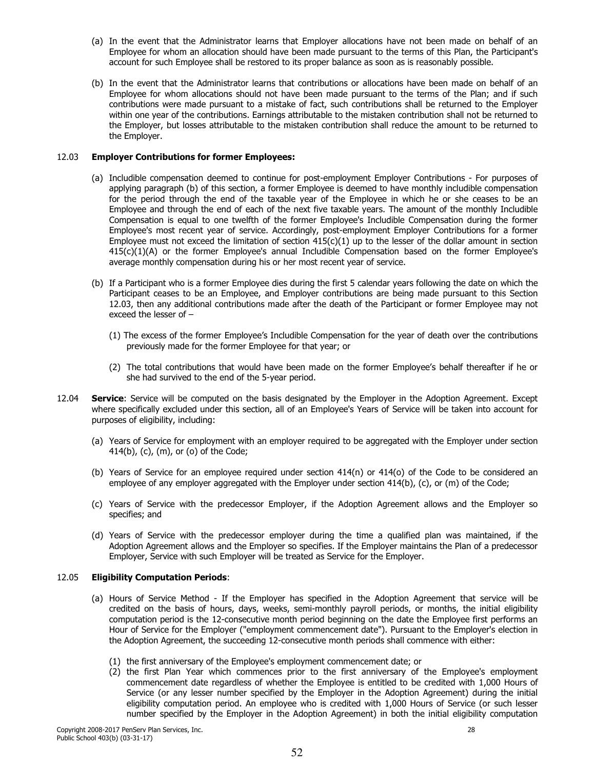(a) In the event that the Administrator learns that Employer allocations have not been made on behalf of an Employee for whom an allocation should have been made pursuant to the terms of this Plan, the Participant's account for such Employee shall be restored to its proper balance as soon as is reasonably possible.

(b) In the event that the Administrator learns that contributions or allocations have been made on behalf of an Employee for whom allocations should not have been made pursuant to the terms of the Plan; and if such contributions were made pursuant to a mistake of fact, such contributions shall be returned to the Employer within one year of the contributions. Earnings attributable to the mistaken contribution shall not be returned to the Employer, but losses attributable to the mistaken contribution shall reduce the amount to be returned to the Employer.

12.03 **Employer Contributions for former Employees:**

(a) Includible compensation deemed to continue for post-employment Employer Contributions - For purposes of applying paragraph (b) of this section, a former Employee is deemed to have monthly includible compensation for the period through the end of the taxable year of the Employee in which he or she ceases to be an Employee and through the end of each of the next five taxable years. The amount of the monthly Includible Compensation is equal to one twelfth of the former Employee's Includible Compensation during the former Employee's most recent year of service. Accordingly, post-employment Employer Contributions for a former Employee must not exceed the limitation of section 415(c)(1) up to the lesser of the dollar amount in section 415(c)(1)(A) or the former Employee's annual Includible Compensation based on the former Employee's average monthly compensation during his or her most recent year of service.

(b) If a Participant who is a former Employee dies during the first 5 calendar years following the date on which the Participant ceases to be an Employee, and Employer contributions are being made pursuant to this Section 12.03, then any additional contributions made after the death of the Participant or former Employee may not exceed the lesser of –

(1) The excess of the former Employee's Includible Compensation for the year of death over the contributions previously made for the former Employee for that year; or

(2) The total contributions that would have been made on the former Employee's behalf thereafter if he or she had survived to the end of the 5-year period.

12.04 **Service**: Service will be computed on the basis designated by the Employer in the Adoption Agreement. Except where specifically excluded under this section, all of an Employee's Years of Service will be taken into account for purposes of eligibility, including:

(a) Years of Service for employment with an employer required to be aggregated with the Employer under section 414(b), (c), (m), or (o) of the Code;

(b) Years of Service for an employee required under section 414(n) or 414(o) of the Code to be considered an employee of any employer aggregated with the Employer under section 414(b), (c), or (m) of the Code;

(c) Years of Service with the predecessor Employer, if the Adoption Agreement allows and the Employer so specifies; and

(d) Years of Service with the predecessor employer during the time a qualified plan was maintained, if the Adoption Agreement allows and the Employer so specifies. If the Employer maintains the Plan of a predecessor Employer, Service with such Employer will be treated as Service for the Employer.

12.05 **Eligibility Computation Periods**:

(a) Hours of Service Method - If the Employer has specified in the Adoption Agreement that service will be credited on the basis of hours, days, weeks, semi-monthly payroll periods, or months, the initial eligibility computation period is the 12-consecutive month period beginning on the date the Employee first performs an Hour of Service for the Employer ("employment commencement date"). Pursuant to the Employer's election in the Adoption Agreement, the succeeding 12-consecutive month periods shall commence with either:

(1) the first anniversary of the Employee's employment commencement date; or
(2) the first Plan Year which commences prior to the first anniversary of the Employee's employment commencement date regardless of whether the Employee is entitled to be credited with 1,000 Hours of Service (or any lesser number specified by the Employer in the Adoption Agreement) during the initial eligibility computation period. An employee who is credited with 1,000 Hours of Service (or such lesser number specified by the Employer in the Adoption Agreement) in both the initial eligibility computation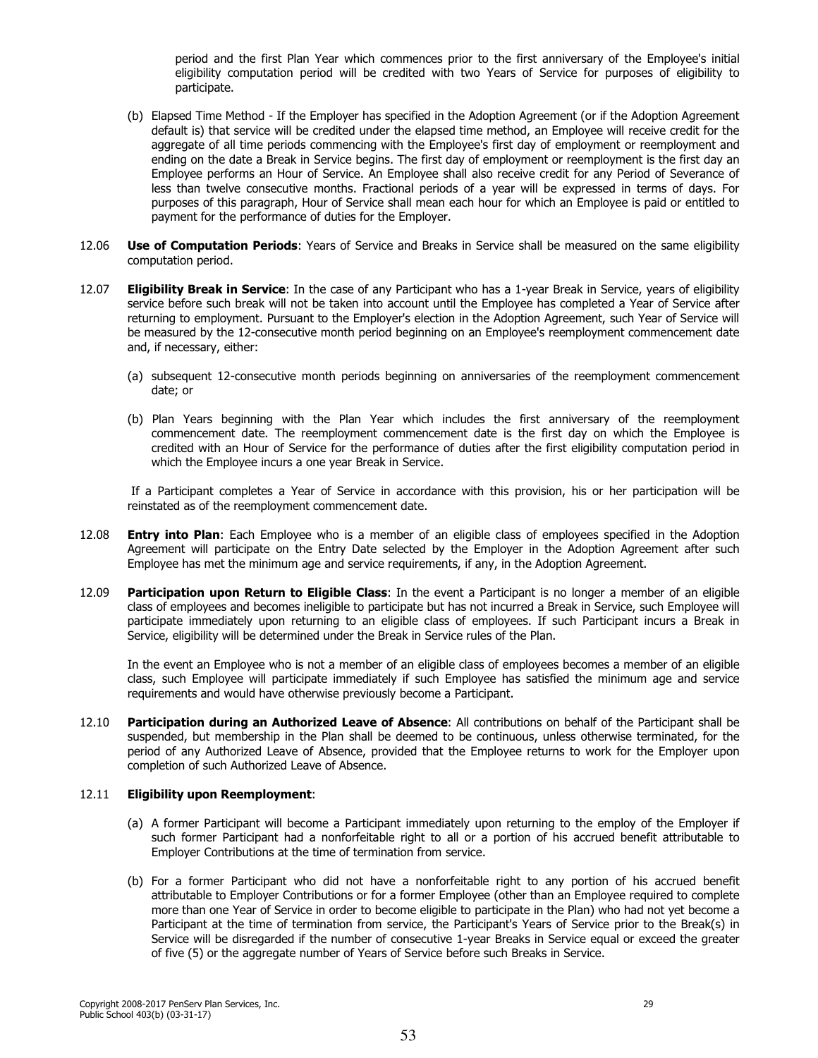period and the first Plan Year which commences prior to the first anniversary of the Employee's initial eligibility computation period will be credited with two Years of Service for purposes of eligibility to participate.

(b) Elapsed Time Method - If the Employer has specified in the Adoption Agreement (or if the Adoption Agreement default is) that service will be credited under the elapsed time method, an Employee will receive credit for the aggregate of all time periods commencing with the Employee's first day of employment or reemployment and ending on the date a Break in Service begins. The first day of employment or reemployment is the first day an Employee performs an Hour of Service. An Employee shall also receive credit for any Period of Severance of less than twelve consecutive months. Fractional periods of a year will be expressed in terms of days. For purposes of this paragraph, Hour of Service shall mean each hour for which an Employee is paid or entitled to payment for the performance of duties for the Employer.

12.06 **Use of Computation Periods**: Years of Service and Breaks in Service shall be measured on the same eligibility computation period.

12.07 **Eligibility Break in Service**: In the case of any Participant who has a 1-year Break in Service, years of eligibility service before such break will not be taken into account until the Employee has completed a Year of Service after returning to employment. Pursuant to the Employer's election in the Adoption Agreement, such Year of Service will be measured by the 12-consecutive month period beginning on an Employee's reemployment commencement date and, if necessary, either:

(a) subsequent 12-consecutive month periods beginning on anniversaries of the reemployment commencement date; or

(b) Plan Years beginning with the Plan Year which includes the first anniversary of the reemployment commencement date. The reemployment commencement date is the first day on which the Employee is credited with an Hour of Service for the performance of duties after the first eligibility computation period in which the Employee incurs a one year Break in Service.

If a Participant completes a Year of Service in accordance with this provision, his or her participation will be reinstated as of the reemployment commencement date.

12.08 **Entry into Plan**: Each Employee who is a member of an eligible class of employees specified in the Adoption Agreement will participate on the Entry Date selected by the Employer in the Adoption Agreement after such Employee has met the minimum age and service requirements, if any, in the Adoption Agreement.

12.09 **Participation upon Return to Eligible Class**: In the event a Participant is no longer a member of an eligible class of employees and becomes ineligible to participate but has not incurred a Break in Service, such Employee will participate immediately upon returning to an eligible class of employees. If such Participant incurs a Break in Service, eligibility will be determined under the Break in Service rules of the Plan.

In the event an Employee who is not a member of an eligible class of employees becomes a member of an eligible class, such Employee will participate immediately if such Employee has satisfied the minimum age and service requirements and would have otherwise previously become a Participant.

12.10 **Participation during an Authorized Leave of Absence**: All contributions on behalf of the Participant shall be suspended, but membership in the Plan shall be deemed to be continuous, unless otherwise terminated, for the period of any Authorized Leave of Absence, provided that the Employee returns to work for the Employer upon completion of such Authorized Leave of Absence.

12.11 **Eligibility upon Reemployment**:

(a) A former Participant will become a Participant immediately upon returning to the employ of the Employer if such former Participant had a nonforfeitable right to all or a portion of his accrued benefit attributable to Employer Contributions at the time of termination from service.

(b) For a former Participant who did not have a nonforfeitable right to any portion of his accrued benefit attributable to Employer Contributions or for a former Employee (other than an Employee required to complete more than one Year of Service in order to become eligible to participate in the Plan) who had not yet become a Participant at the time of termination from service, the Participant's Years of Service prior to the Break(s) in Service will be disregarded if the number of consecutive 1-year Breaks in Service equal or exceed the greater of five (5) or the aggregate number of Years of Service before such Breaks in Service.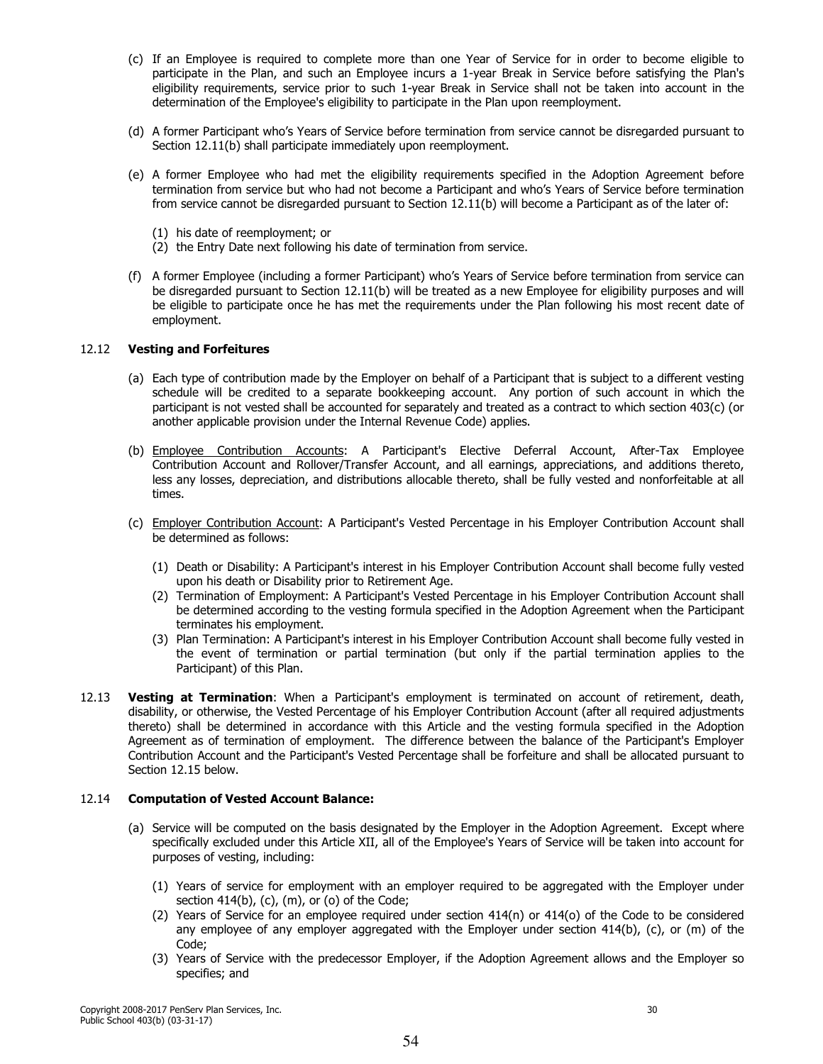(c) If an Employee is required to complete more than one Year of Service for in order to become eligible to participate in the Plan, and such an Employee incurs a 1-year Break in Service before satisfying the Plan's eligibility requirements, service prior to such 1-year Break in Service shall not be taken into account in the determination of the Employee's eligibility to participate in the Plan upon reemployment.

(d) A former Participant who's Years of Service before termination from service cannot be disregarded pursuant to Section 12.11(b) shall participate immediately upon reemployment.

(e) A former Employee who had met the eligibility requirements specified in the Adoption Agreement before termination from service but who had not become a Participant and who's Years of Service before termination from service cannot be disregarded pursuant to Section 12.11(b) will become a Participant as of the later of:

(1) his date of reemployment; or
(2) the Entry Date next following his date of termination from service.

(f) A former Employee (including a former Participant) who's Years of Service before termination from service can be disregarded pursuant to Section 12.11(b) will be treated as a new Employee for eligibility purposes and will be eligible to participate once he has met the requirements under the Plan following his most recent date of employment.

12.12 **Vesting and Forfeitures**

(a) Each type of contribution made by the Employer on behalf of a Participant that is subject to a different vesting schedule will be credited to a separate bookkeeping account. Any portion of such account in which the participant is not vested shall be accounted for separately and treated as a contract to which section 403(c) (or another applicable provision under the Internal Revenue Code) applies.

(b) Employee Contribution Accounts: A Participant's Elective Deferral Account, After-Tax Employee Contribution Account and Rollover/Transfer Account, and all earnings, appreciations, and additions thereto, less any losses, depreciation, and distributions allocable thereto, shall be fully vested and nonforfeitable at all times.

(c) Employer Contribution Account: A Participant's Vested Percentage in his Employer Contribution Account shall be determined as follows:

(1) Death or Disability: A Participant's interest in his Employer Contribution Account shall become fully vested upon his death or Disability prior to Retirement Age.
(2) Termination of Employment: A Participant's Vested Percentage in his Employer Contribution Account shall be determined according to the vesting formula specified in the Adoption Agreement when the Participant terminates his employment.
(3) Plan Termination: A Participant's interest in his Employer Contribution Account shall become fully vested in the event of termination or partial termination (but only if the partial termination applies to the Participant) of this Plan.

12.13 **Vesting at Termination**: When a Participant's employment is terminated on account of retirement, death, disability, or otherwise, the Vested Percentage of his Employer Contribution Account (after all required adjustments thereto) shall be determined in accordance with this Article and the vesting formula specified in the Adoption Agreement as of termination of employment. The difference between the balance of the Participant's Employer Contribution Account and the Participant's Vested Percentage shall be forfeiture and shall be allocated pursuant to Section 12.15 below.

12.14 **Computation of Vested Account Balance:**

(a) Service will be computed on the basis designated by the Employer in the Adoption Agreement. Except where specifically excluded under this Article XII, all of the Employee's Years of Service will be taken into account for purposes of vesting, including:

(1) Years of service for employment with an employer required to be aggregated with the Employer under section 414(b), (c), (m), or (o) of the Code;
(2) Years of Service for an employee required under section 414(n) or 414(o) of the Code to be considered any employee of any employer aggregated with the Employer under section 414(b), (c), or (m) of the Code;
(3) Years of Service with the predecessor Employer, if the Adoption Agreement allows and the Employer so specifies; and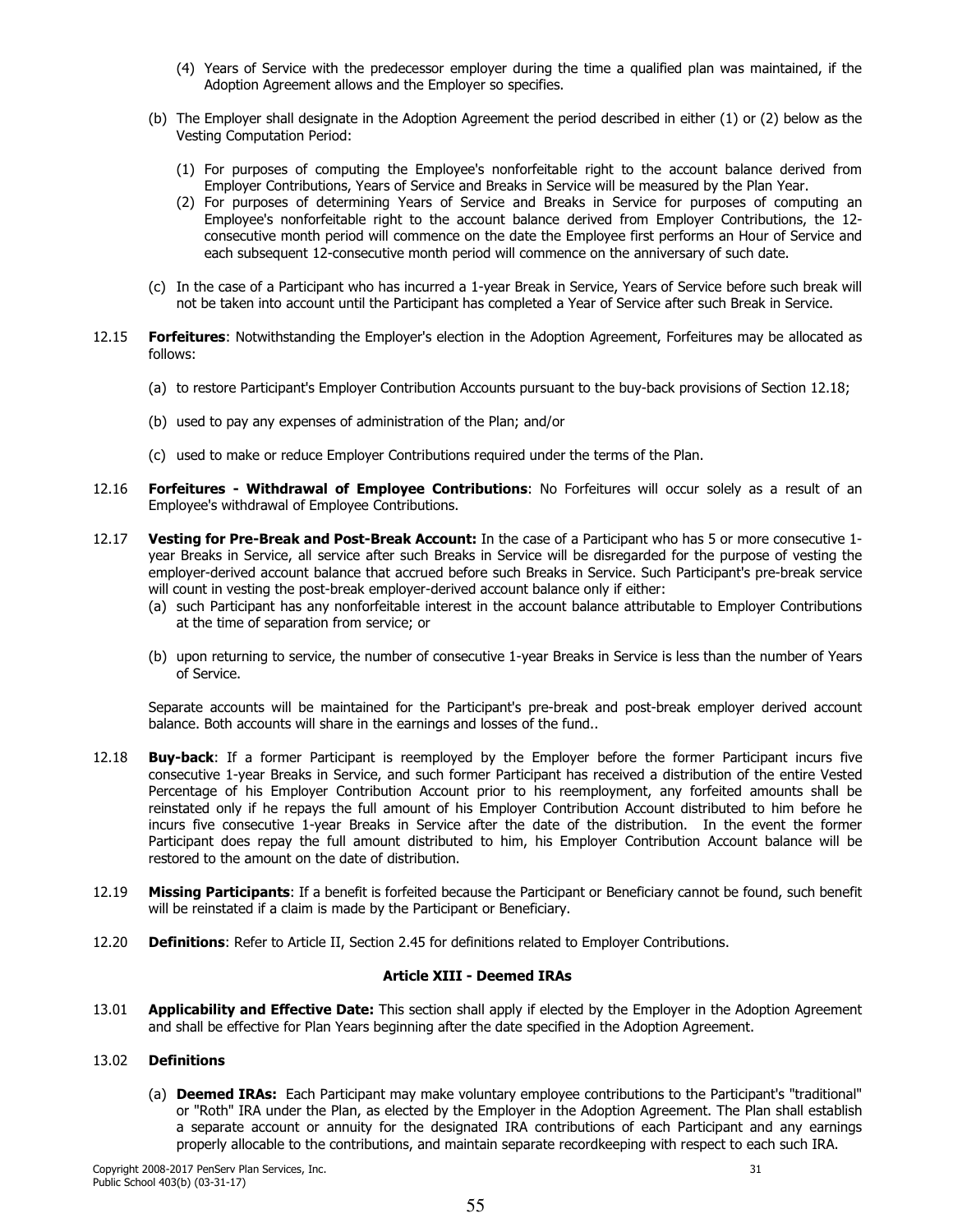(4) Years of Service with the predecessor employer during the time a qualified plan was maintained, if the Adoption Agreement allows and the Employer so specifies.

(b) The Employer shall designate in the Adoption Agreement the period described in either (1) or (2) below as the Vesting Computation Period:

(1) For purposes of computing the Employee's nonforfeitable right to the account balance derived from Employer Contributions, Years of Service and Breaks in Service will be measured by the Plan Year.

(2) For purposes of determining Years of Service and Breaks in Service for purposes of computing an Employee's nonforfeitable right to the account balance derived from Employer Contributions, the 12-consecutive month period will commence on the date the Employee first performs an Hour of Service and each subsequent 12-consecutive month period will commence on the anniversary of such date.

(c) In the case of a Participant who has incurred a 1-year Break in Service, Years of Service before such break will not be taken into account until the Participant has completed a Year of Service after such Break in Service.

12.15 **Forfeitures**: Notwithstanding the Employer's election in the Adoption Agreement, Forfeitures may be allocated as follows:

(a) to restore Participant's Employer Contribution Accounts pursuant to the buy-back provisions of Section 12.18;

(b) used to pay any expenses of administration of the Plan; and/or

(c) used to make or reduce Employer Contributions required under the terms of the Plan.

12.16 **Forfeitures - Withdrawal of Employee Contributions**: No Forfeitures will occur solely as a result of an Employee's withdrawal of Employee Contributions.

12.17 **Vesting for Pre-Break and Post-Break Account:** In the case of a Participant who has 5 or more consecutive 1-year Breaks in Service, all service after such Breaks in Service will be disregarded for the purpose of vesting the employer-derived account balance that accrued before such Breaks in Service. Such Participant's pre-break service will count in vesting the post-break employer-derived account balance only if either:

(a) such Participant has any nonforfeitable interest in the account balance attributable to Employer Contributions at the time of separation from service; or

(b) upon returning to service, the number of consecutive 1-year Breaks in Service is less than the number of Years of Service.

Separate accounts will be maintained for the Participant's pre-break and post-break employer derived account balance. Both accounts will share in the earnings and losses of the fund..

12.18 **Buy-back**: If a former Participant is reemployed by the Employer before the former Participant incurs five consecutive 1-year Breaks in Service, and such former Participant has received a distribution of the entire Vested Percentage of his Employer Contribution Account prior to his reemployment, any forfeited amounts shall be reinstated only if he repays the full amount of his Employer Contribution Account distributed to him before he incurs five consecutive 1-year Breaks in Service after the date of the distribution. In the event the former Participant does repay the full amount distributed to him, his Employer Contribution Account balance will be restored to the amount on the date of distribution.

12.19 **Missing Participants**: If a benefit is forfeited because the Participant or Beneficiary cannot be found, such benefit will be reinstated if a claim is made by the Participant or Beneficiary.

12.20 **Definitions**: Refer to Article II, Section 2.45 for definitions related to Employer Contributions.

## Article XIII - Deemed IRAs

13.01 **Applicability and Effective Date:** This section shall apply if elected by the Employer in the Adoption Agreement and shall be effective for Plan Years beginning after the date specified in the Adoption Agreement.

13.02 **Definitions**

(a) **Deemed IRAs:** Each Participant may make voluntary employee contributions to the Participant's "traditional" or "Roth" IRA under the Plan, as elected by the Employer in the Adoption Agreement. The Plan shall establish a separate account or annuity for the designated IRA contributions of each Participant and any earnings properly allocable to the contributions, and maintain separate recordkeeping with respect to each such IRA.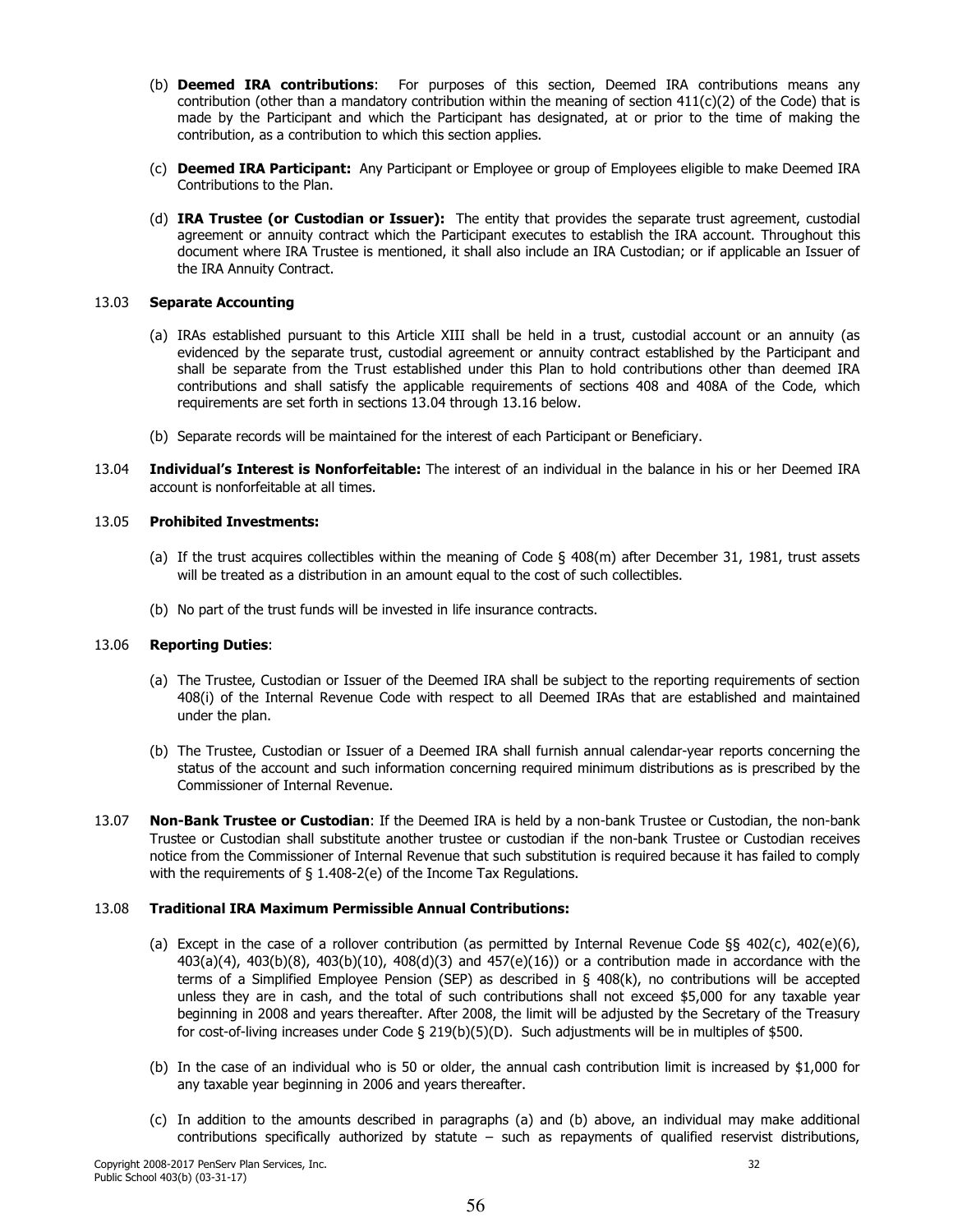(b) **Deemed IRA contributions**: For purposes of this section, Deemed IRA contributions means any contribution (other than a mandatory contribution within the meaning of section 411(c)(2) of the Code) that is made by the Participant and which the Participant has designated, at or prior to the time of making the contribution, as a contribution to which this section applies.

(c) **Deemed IRA Participant:** Any Participant or Employee or group of Employees eligible to make Deemed IRA Contributions to the Plan.

(d) **IRA Trustee (or Custodian or Issuer):** The entity that provides the separate trust agreement, custodial agreement or annuity contract which the Participant executes to establish the IRA account. Throughout this document where IRA Trustee is mentioned, it shall also include an IRA Custodian; or if applicable an Issuer of the IRA Annuity Contract.

13.03 **Separate Accounting**

(a) IRAs established pursuant to this Article XIII shall be held in a trust, custodial account or an annuity (as evidenced by the separate trust, custodial agreement or annuity contract established by the Participant and shall be separate from the Trust established under this Plan to hold contributions other than deemed IRA contributions and shall satisfy the applicable requirements of sections 408 and 408A of the Code, which requirements are set forth in sections 13.04 through 13.16 below.

(b) Separate records will be maintained for the interest of each Participant or Beneficiary.

13.04 **Individual's Interest is Nonforfeitable:** The interest of an individual in the balance in his or her Deemed IRA account is nonforfeitable at all times.

13.05 **Prohibited Investments:**

(a) If the trust acquires collectibles within the meaning of Code § 408(m) after December 31, 1981, trust assets will be treated as a distribution in an amount equal to the cost of such collectibles.

(b) No part of the trust funds will be invested in life insurance contracts.

13.06 **Reporting Duties**:

(a) The Trustee, Custodian or Issuer of the Deemed IRA shall be subject to the reporting requirements of section 408(i) of the Internal Revenue Code with respect to all Deemed IRAs that are established and maintained under the plan.

(b) The Trustee, Custodian or Issuer of a Deemed IRA shall furnish annual calendar-year reports concerning the status of the account and such information concerning required minimum distributions as is prescribed by the Commissioner of Internal Revenue.

13.07 **Non-Bank Trustee or Custodian**: If the Deemed IRA is held by a non-bank Trustee or Custodian, the non-bank Trustee or Custodian shall substitute another trustee or custodian if the non-bank Trustee or Custodian receives notice from the Commissioner of Internal Revenue that such substitution is required because it has failed to comply with the requirements of § 1.408-2(e) of the Income Tax Regulations.

13.08 **Traditional IRA Maximum Permissible Annual Contributions:**

(a) Except in the case of a rollover contribution (as permitted by Internal Revenue Code §§ 402(c), 402(e)(6), 403(a)(4), 403(b)(8), 403(b)(10), 408(d)(3) and 457(e)(16)) or a contribution made in accordance with the terms of a Simplified Employee Pension (SEP) as described in § 408(k), no contributions will be accepted unless they are in cash, and the total of such contributions shall not exceed \$5,000 for any taxable year beginning in 2008 and years thereafter. After 2008, the limit will be adjusted by the Secretary of the Treasury for cost-of-living increases under Code § 219(b)(5)(D). Such adjustments will be in multiples of \$500.

(b) In the case of an individual who is 50 or older, the annual cash contribution limit is increased by \$1,000 for any taxable year beginning in 2006 and years thereafter.

(c) In addition to the amounts described in paragraphs (a) and (b) above, an individual may make additional contributions specifically authorized by statute – such as repayments of qualified reservist distributions,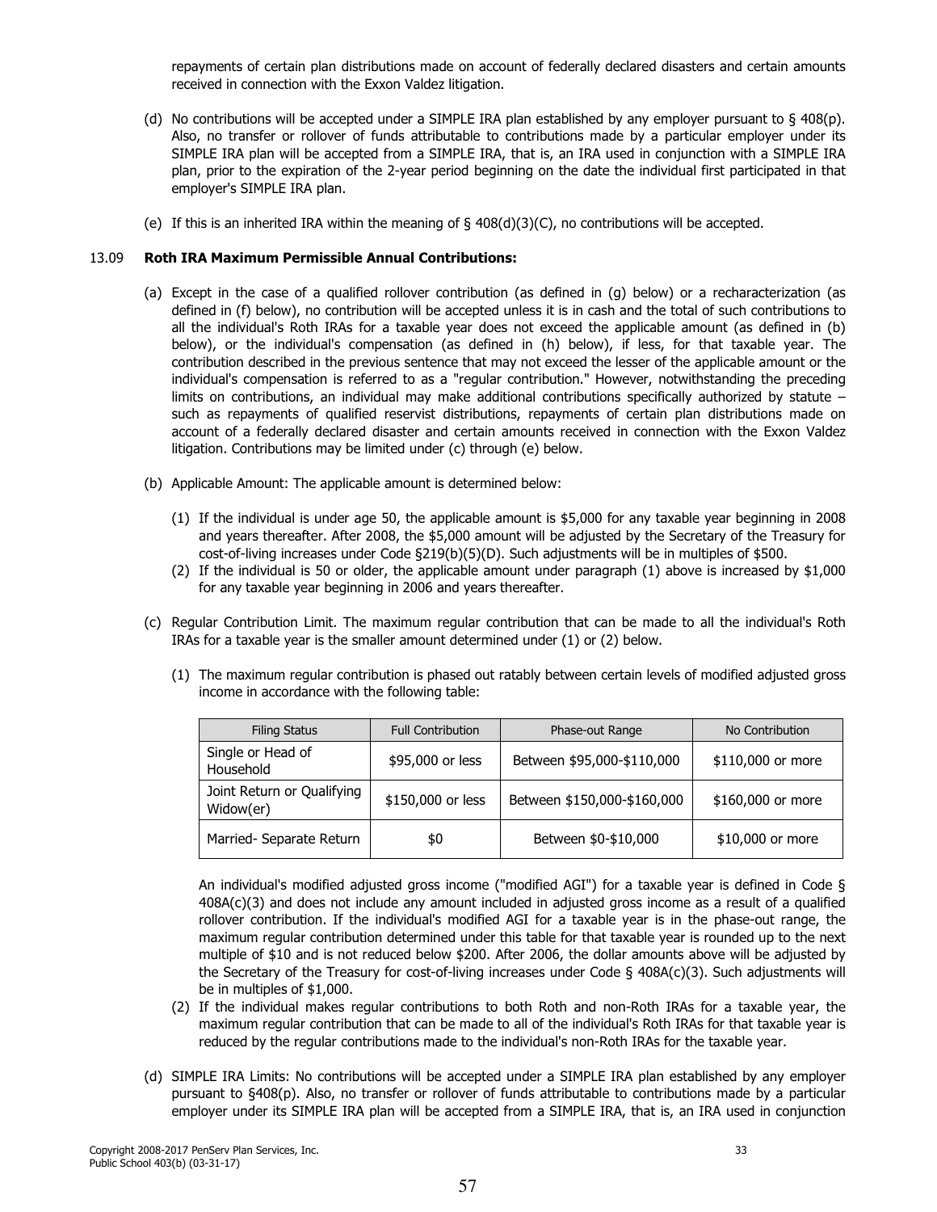repayments of certain plan distributions made on account of federally declared disasters and certain amounts received in connection with the Exxon Valdez litigation.

(d) No contributions will be accepted under a SIMPLE IRA plan established by any employer pursuant to § 408(p). Also, no transfer or rollover of funds attributable to contributions made by a particular employer under its SIMPLE IRA plan will be accepted from a SIMPLE IRA, that is, an IRA used in conjunction with a SIMPLE IRA plan, prior to the expiration of the 2-year period beginning on the date the individual first participated in that employer's SIMPLE IRA plan.

(e) If this is an inherited IRA within the meaning of § 408(d)(3)(C), no contributions will be accepted.

### 13.09 **Roth IRA Maximum Permissible Annual Contributions:**

(a) Except in the case of a qualified rollover contribution (as defined in (g) below) or a recharacterization (as defined in (f) below), no contribution will be accepted unless it is in cash and the total of such contributions to all the individual's Roth IRAs for a taxable year does not exceed the applicable amount (as defined in (b) below), or the individual's compensation (as defined in (h) below), if less, for that taxable year. The contribution described in the previous sentence that may not exceed the lesser of the applicable amount or the individual's compensation is referred to as a "regular contribution." However, notwithstanding the preceding limits on contributions, an individual may make additional contributions specifically authorized by statute – such as repayments of qualified reservist distributions, repayments of certain plan distributions made on account of a federally declared disaster and certain amounts received in connection with the Exxon Valdez litigation. Contributions may be limited under (c) through (e) below.

(b) Applicable Amount: The applicable amount is determined below:

(1) If the individual is under age 50, the applicable amount is $5,000 for any taxable year beginning in 2008 and years thereafter. After 2008, the $5,000 amount will be adjusted by the Secretary of the Treasury for cost-of-living increases under Code §219(b)(5)(D). Such adjustments will be in multiples of $500.

(2) If the individual is 50 or older, the applicable amount under paragraph (1) above is increased by $1,000 for any taxable year beginning in 2006 and years thereafter.

(c) Regular Contribution Limit. The maximum regular contribution that can be made to all the individual's Roth IRAs for a taxable year is the smaller amount determined under (1) or (2) below.

(1) The maximum regular contribution is phased out ratably between certain levels of modified adjusted gross income in accordance with the following table:

| Filing Status | Full Contribution | Phase-out Range | No Contribution |
|---|---|---|---|
| Single or Head of Household | $95,000 or less | Between $95,000-$110,000 | $110,000 or more |
| Joint Return or Qualifying Widow(er) | $150,000 or less | Between $150,000-$160,000 | $160,000 or more |
| Married- Separate Return | $0 | Between $0-$10,000 | $10,000 or more |

An individual's modified adjusted gross income ("modified AGI") for a taxable year is defined in Code § 408A(c)(3) and does not include any amount included in adjusted gross income as a result of a qualified rollover contribution. If the individual's modified AGI for a taxable year is in the phase-out range, the maximum regular contribution determined under this table for that taxable year is rounded up to the next multiple of $10 and is not reduced below $200. After 2006, the dollar amounts above will be adjusted by the Secretary of the Treasury for cost-of-living increases under Code § 408A(c)(3). Such adjustments will be in multiples of $1,000.

(2) If the individual makes regular contributions to both Roth and non-Roth IRAs for a taxable year, the maximum regular contribution that can be made to all of the individual's Roth IRAs for that taxable year is reduced by the regular contributions made to the individual's non-Roth IRAs for the taxable year.

(d) SIMPLE IRA Limits: No contributions will be accepted under a SIMPLE IRA plan established by any employer pursuant to §408(p). Also, no transfer or rollover of funds attributable to contributions made by a particular employer under its SIMPLE IRA plan will be accepted from a SIMPLE IRA, that is, an IRA used in conjunction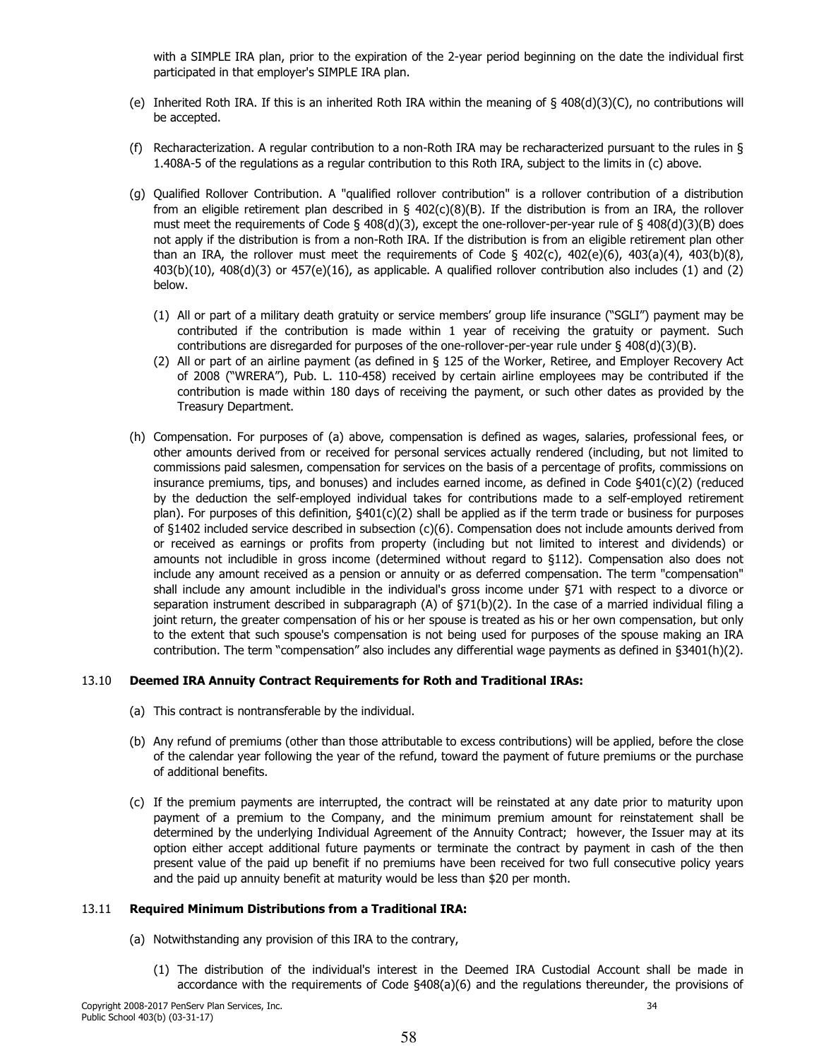with a SIMPLE IRA plan, prior to the expiration of the 2-year period beginning on the date the individual first participated in that employer's SIMPLE IRA plan.

(e) Inherited Roth IRA. If this is an inherited Roth IRA within the meaning of § 408(d)(3)(C), no contributions will be accepted.

(f) Recharacterization. A regular contribution to a non-Roth IRA may be recharacterized pursuant to the rules in § 1.408A-5 of the regulations as a regular contribution to this Roth IRA, subject to the limits in (c) above.

(g) Qualified Rollover Contribution. A "qualified rollover contribution" is a rollover contribution of a distribution from an eligible retirement plan described in § 402(c)(8)(B). If the distribution is from an IRA, the rollover must meet the requirements of Code § 408(d)(3), except the one-rollover-per-year rule of § 408(d)(3)(B) does not apply if the distribution is from a non-Roth IRA. If the distribution is from an eligible retirement plan other than an IRA, the rollover must meet the requirements of Code § 402(c), 402(e)(6), 403(a)(4), 403(b)(8), 403(b)(10), 408(d)(3) or 457(e)(16), as applicable. A qualified rollover contribution also includes (1) and (2) below.

   (1) All or part of a military death gratuity or service members' group life insurance ("SGLI") payment may be contributed if the contribution is made within 1 year of receiving the gratuity or payment. Such contributions are disregarded for purposes of the one-rollover-per-year rule under § 408(d)(3)(B).
   (2) All or part of an airline payment (as defined in § 125 of the Worker, Retiree, and Employer Recovery Act of 2008 ("WRERA"), Pub. L. 110-458) received by certain airline employees may be contributed if the contribution is made within 180 days of receiving the payment, or such other dates as provided by the Treasury Department.

(h) Compensation. For purposes of (a) above, compensation is defined as wages, salaries, professional fees, or other amounts derived from or received for personal services actually rendered (including, but not limited to commissions paid salesmen, compensation for services on the basis of a percentage of profits, commissions on insurance premiums, tips, and bonuses) and includes earned income, as defined in Code §401(c)(2) (reduced by the deduction the self-employed individual takes for contributions made to a self-employed retirement plan). For purposes of this definition, §401(c)(2) shall be applied as if the term trade or business for purposes of §1402 included service described in subsection (c)(6). Compensation does not include amounts derived from or received as earnings or profits from property (including but not limited to interest and dividends) or amounts not includible in gross income (determined without regard to §112). Compensation also does not include any amount received as a pension or annuity or as deferred compensation. The term "compensation" shall include any amount includible in the individual's gross income under §71 with respect to a divorce or separation instrument described in subparagraph (A) of §71(b)(2). In the case of a married individual filing a joint return, the greater compensation of his or her spouse is treated as his or her own compensation, but only to the extent that such spouse's compensation is not being used for purposes of the spouse making an IRA contribution. The term "compensation" also includes any differential wage payments as defined in §3401(h)(2).

## 13.10 **Deemed IRA Annuity Contract Requirements for Roth and Traditional IRAs:**

(a) This contract is nontransferable by the individual.

(b) Any refund of premiums (other than those attributable to excess contributions) will be applied, before the close of the calendar year following the year of the refund, toward the payment of future premiums or the purchase of additional benefits.

(c) If the premium payments are interrupted, the contract will be reinstated at any date prior to maturity upon payment of a premium to the Company, and the minimum premium amount for reinstatement shall be determined by the underlying Individual Agreement of the Annuity Contract; however, the Issuer may at its option either accept additional future payments or terminate the contract by payment in cash of the then present value of the paid up benefit if no premiums have been received for two full consecutive policy years and the paid up annuity benefit at maturity would be less than $20 per month.

## 13.11 **Required Minimum Distributions from a Traditional IRA:**

(a) Notwithstanding any provision of this IRA to the contrary,

   (1) The distribution of the individual's interest in the Deemed IRA Custodial Account shall be made in accordance with the requirements of Code §408(a)(6) and the regulations thereunder, the provisions of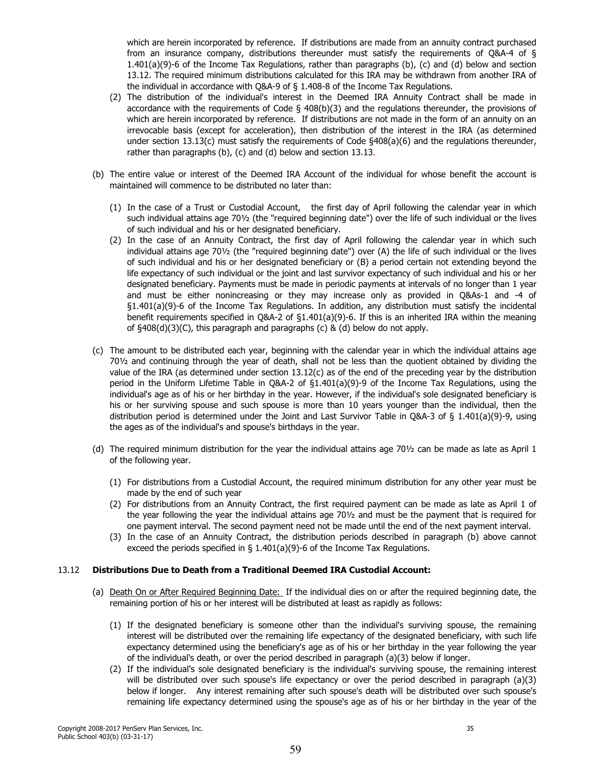which are herein incorporated by reference. If distributions are made from an annuity contract purchased from an insurance company, distributions thereunder must satisfy the requirements of Q&A-4 of § 1.401(a)(9)-6 of the Income Tax Regulations, rather than paragraphs (b), (c) and (d) below and section 13.12. The required minimum distributions calculated for this IRA may be withdrawn from another IRA of the individual in accordance with Q&A-9 of § 1.408-8 of the Income Tax Regulations.

(2) The distribution of the individual's interest in the Deemed IRA Annuity Contract shall be made in accordance with the requirements of Code § 408(b)(3) and the regulations thereunder, the provisions of which are herein incorporated by reference. If distributions are not made in the form of an annuity on an irrevocable basis (except for acceleration), then distribution of the interest in the IRA (as determined under section 13.13(c) must satisfy the requirements of Code §408(a)(6) and the regulations thereunder, rather than paragraphs (b), (c) and (d) below and section 13.13.

(b) The entire value or interest of the Deemed IRA Account of the individual for whose benefit the account is maintained will commence to be distributed no later than:

(1) In the case of a Trust or Custodial Account, the first day of April following the calendar year in which such individual attains age 70½ (the "required beginning date") over the life of such individual or the lives of such individual and his or her designated beneficiary.

(2) In the case of an Annuity Contract, the first day of April following the calendar year in which such individual attains age 70½ (the "required beginning date") over (A) the life of such individual or the lives of such individual and his or her designated beneficiary or (B) a period certain not extending beyond the life expectancy of such individual or the joint and last survivor expectancy of such individual and his or her designated beneficiary. Payments must be made in periodic payments at intervals of no longer than 1 year and must be either nonincreasing or they may increase only as provided in Q&As-1 and -4 of §1.401(a)(9)-6 of the Income Tax Regulations. In addition, any distribution must satisfy the incidental benefit requirements specified in Q&A-2 of §1.401(a)(9)-6. If this is an inherited IRA within the meaning of §408(d)(3)(C), this paragraph and paragraphs (c) & (d) below do not apply.

(c) The amount to be distributed each year, beginning with the calendar year in which the individual attains age 70½ and continuing through the year of death, shall not be less than the quotient obtained by dividing the value of the IRA (as determined under section 13.12(c) as of the end of the preceding year by the distribution period in the Uniform Lifetime Table in Q&A-2 of §1.401(a)(9)-9 of the Income Tax Regulations, using the individual's age as of his or her birthday in the year. However, if the individual's sole designated beneficiary is his or her surviving spouse and such spouse is more than 10 years younger than the individual, then the distribution period is determined under the Joint and Last Survivor Table in Q&A-3 of § 1.401(a)(9)-9, using the ages as of the individual's and spouse's birthdays in the year.

(d) The required minimum distribution for the year the individual attains age 70½ can be made as late as April 1 of the following year.

(1) For distributions from a Custodial Account, the required minimum distribution for any other year must be made by the end of such year

(2) For distributions from an Annuity Contract, the first required payment can be made as late as April 1 of the year following the year the individual attains age 70½ and must be the payment that is required for one payment interval. The second payment need not be made until the end of the next payment interval.

(3) In the case of an Annuity Contract, the distribution periods described in paragraph (b) above cannot exceed the periods specified in § 1.401(a)(9)-6 of the Income Tax Regulations.

### 13.12 **Distributions Due to Death from a Traditional Deemed IRA Custodial Account:**

(a) Death On or After Required Beginning Date: If the individual dies on or after the required beginning date, the remaining portion of his or her interest will be distributed at least as rapidly as follows:

(1) If the designated beneficiary is someone other than the individual's surviving spouse, the remaining interest will be distributed over the remaining life expectancy of the designated beneficiary, with such life expectancy determined using the beneficiary's age as of his or her birthday in the year following the year of the individual's death, or over the period described in paragraph (a)(3) below if longer.

(2) If the individual's sole designated beneficiary is the individual's surviving spouse, the remaining interest will be distributed over such spouse's life expectancy or over the period described in paragraph (a)(3) below if longer. Any interest remaining after such spouse's death will be distributed over such spouse's remaining life expectancy determined using the spouse's age as of his or her birthday in the year of the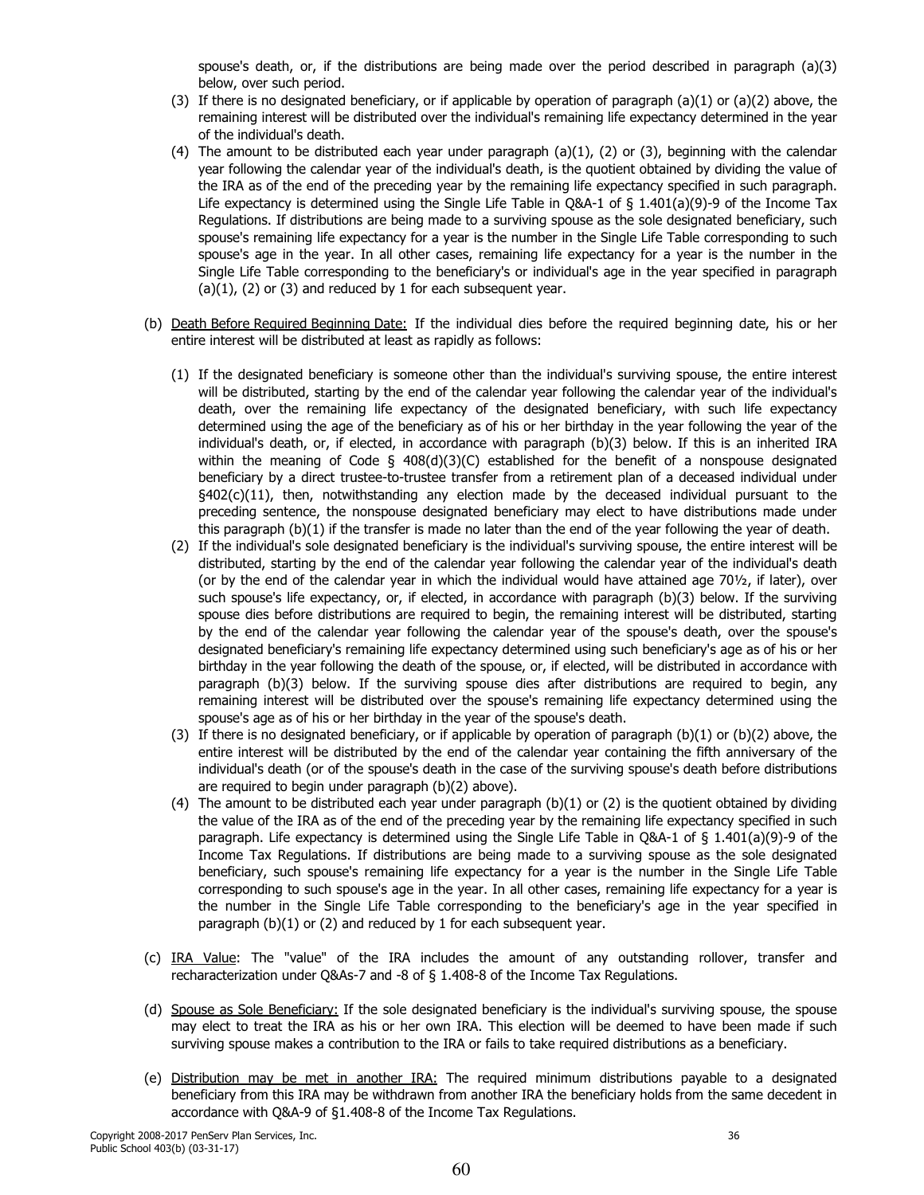spouse's death, or, if the distributions are being made over the period described in paragraph (a)(3) below, over such period.

(3) If there is no designated beneficiary, or if applicable by operation of paragraph (a)(1) or (a)(2) above, the remaining interest will be distributed over the individual's remaining life expectancy determined in the year of the individual's death.

(4) The amount to be distributed each year under paragraph (a)(1), (2) or (3), beginning with the calendar year following the calendar year of the individual's death, is the quotient obtained by dividing the value of the IRA as of the end of the preceding year by the remaining life expectancy specified in such paragraph. Life expectancy is determined using the Single Life Table in Q&A-1 of § 1.401(a)(9)-9 of the Income Tax Regulations. If distributions are being made to a surviving spouse as the sole designated beneficiary, such spouse's remaining life expectancy for a year is the number in the Single Life Table corresponding to such spouse's age in the year. In all other cases, remaining life expectancy for a year is the number in the Single Life Table corresponding to the beneficiary's or individual's age in the year specified in paragraph (a)(1), (2) or (3) and reduced by 1 for each subsequent year.

(b) Death Before Required Beginning Date: If the individual dies before the required beginning date, his or her entire interest will be distributed at least as rapidly as follows:

(1) If the designated beneficiary is someone other than the individual's surviving spouse, the entire interest will be distributed, starting by the end of the calendar year following the calendar year of the individual's death, over the remaining life expectancy of the designated beneficiary, with such life expectancy determined using the age of the beneficiary as of his or her birthday in the year following the year of the individual's death, or, if elected, in accordance with paragraph (b)(3) below. If this is an inherited IRA within the meaning of Code § 408(d)(3)(C) established for the benefit of a nonspouse designated beneficiary by a direct trustee-to-trustee transfer from a retirement plan of a deceased individual under §402(c)(11), then, notwithstanding any election made by the deceased individual pursuant to the preceding sentence, the nonspouse designated beneficiary may elect to have distributions made under this paragraph (b)(1) if the transfer is made no later than the end of the year following the year of death.

(2) If the individual's sole designated beneficiary is the individual's surviving spouse, the entire interest will be distributed, starting by the end of the calendar year following the calendar year of the individual's death (or by the end of the calendar year in which the individual would have attained age 70½, if later), over such spouse's life expectancy, or, if elected, in accordance with paragraph (b)(3) below. If the surviving spouse dies before distributions are required to begin, the remaining interest will be distributed, starting by the end of the calendar year following the calendar year of the spouse's death, over the spouse's designated beneficiary's remaining life expectancy determined using such beneficiary's age as of his or her birthday in the year following the death of the spouse, or, if elected, will be distributed in accordance with paragraph (b)(3) below. If the surviving spouse dies after distributions are required to begin, any remaining interest will be distributed over the spouse's remaining life expectancy determined using the spouse's age as of his or her birthday in the year of the spouse's death.

(3) If there is no designated beneficiary, or if applicable by operation of paragraph (b)(1) or (b)(2) above, the entire interest will be distributed by the end of the calendar year containing the fifth anniversary of the individual's death (or of the spouse's death in the case of the surviving spouse's death before distributions are required to begin under paragraph (b)(2) above).

(4) The amount to be distributed each year under paragraph (b)(1) or (2) is the quotient obtained by dividing the value of the IRA as of the end of the preceding year by the remaining life expectancy specified in such paragraph. Life expectancy is determined using the Single Life Table in Q&A-1 of § 1.401(a)(9)-9 of the Income Tax Regulations. If distributions are being made to a surviving spouse as the sole designated beneficiary, such spouse's remaining life expectancy for a year is the number in the Single Life Table corresponding to such spouse's age in the year. In all other cases, remaining life expectancy for a year is the number in the Single Life Table corresponding to the beneficiary's age in the year specified in paragraph (b)(1) or (2) and reduced by 1 for each subsequent year.

(c) IRA Value: The "value" of the IRA includes the amount of any outstanding rollover, transfer and recharacterization under Q&As-7 and -8 of § 1.408-8 of the Income Tax Regulations.

(d) Spouse as Sole Beneficiary: If the sole designated beneficiary is the individual's surviving spouse, the spouse may elect to treat the IRA as his or her own IRA. This election will be deemed to have been made if such surviving spouse makes a contribution to the IRA or fails to take required distributions as a beneficiary.

(e) Distribution may be met in another IRA: The required minimum distributions payable to a designated beneficiary from this IRA may be withdrawn from another IRA the beneficiary holds from the same decedent in accordance with Q&A-9 of §1.408-8 of the Income Tax Regulations.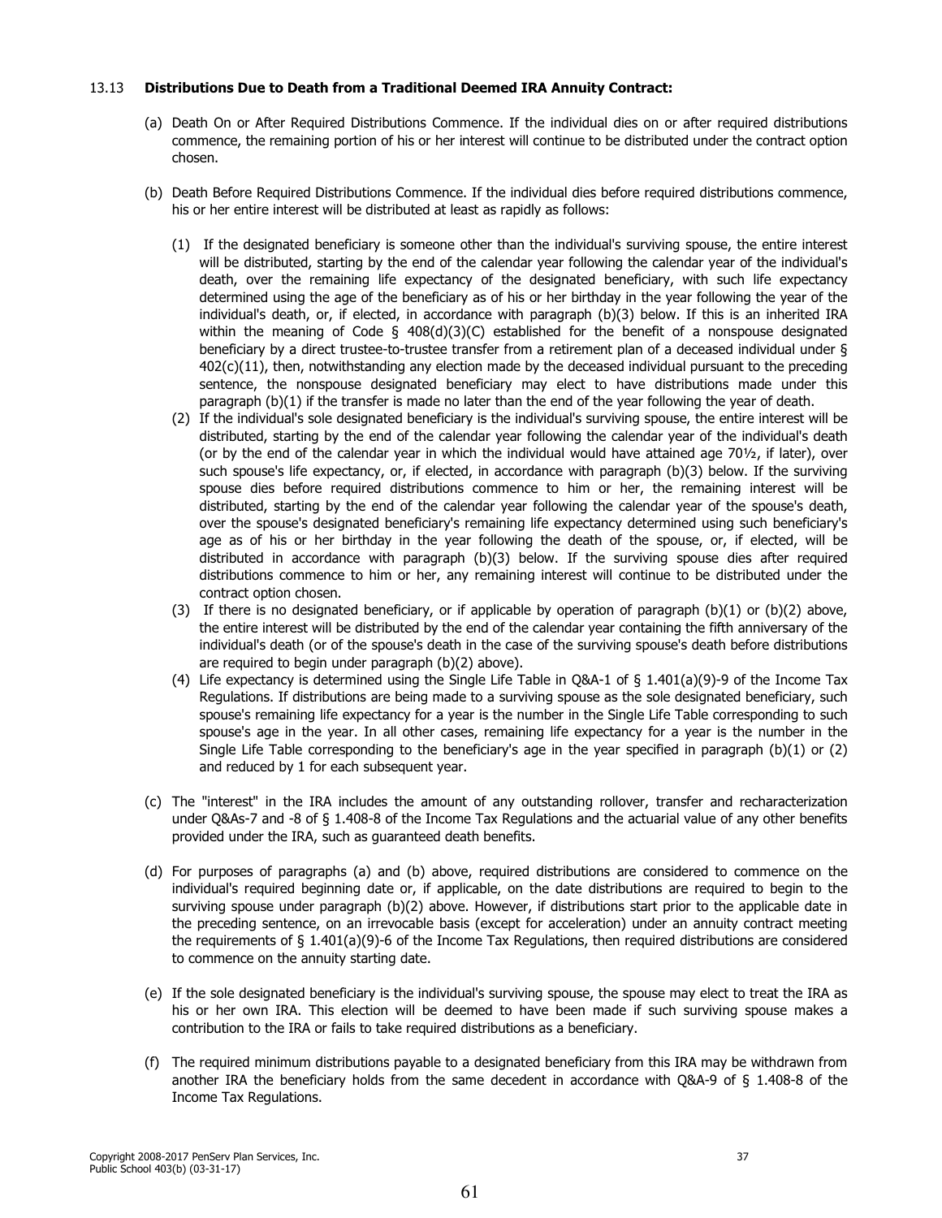### 13.13 **Distributions Due to Death from a Traditional Deemed IRA Annuity Contract:**

(a) Death On or After Required Distributions Commence. If the individual dies on or after required distributions commence, the remaining portion of his or her interest will continue to be distributed under the contract option chosen.

(b) Death Before Required Distributions Commence. If the individual dies before required distributions commence, his or her entire interest will be distributed at least as rapidly as follows:

(1) If the designated beneficiary is someone other than the individual's surviving spouse, the entire interest will be distributed, starting by the end of the calendar year following the calendar year of the individual's death, over the remaining life expectancy of the designated beneficiary, with such life expectancy determined using the age of the beneficiary as of his or her birthday in the year following the year of the individual's death, or, if elected, in accordance with paragraph (b)(3) below. If this is an inherited IRA within the meaning of Code § 408(d)(3)(C) established for the benefit of a nonspouse designated beneficiary by a direct trustee-to-trustee transfer from a retirement plan of a deceased individual under § 402(c)(11), then, notwithstanding any election made by the deceased individual pursuant to the preceding sentence, the nonspouse designated beneficiary may elect to have distributions made under this paragraph (b)(1) if the transfer is made no later than the end of the year following the year of death.

(2) If the individual's sole designated beneficiary is the individual's surviving spouse, the entire interest will be distributed, starting by the end of the calendar year following the calendar year of the individual's death (or by the end of the calendar year in which the individual would have attained age 70½, if later), over such spouse's life expectancy, or, if elected, in accordance with paragraph (b)(3) below. If the surviving spouse dies before required distributions commence to him or her, the remaining interest will be distributed, starting by the end of the calendar year following the calendar year of the spouse's death, over the spouse's designated beneficiary's remaining life expectancy determined using such beneficiary's age as of his or her birthday in the year following the death of the spouse, or, if elected, will be distributed in accordance with paragraph (b)(3) below. If the surviving spouse dies after required distributions commence to him or her, any remaining interest will continue to be distributed under the contract option chosen.

(3) If there is no designated beneficiary, or if applicable by operation of paragraph (b)(1) or (b)(2) above, the entire interest will be distributed by the end of the calendar year containing the fifth anniversary of the individual's death (or of the spouse's death in the case of the surviving spouse's death before distributions are required to begin under paragraph (b)(2) above).

(4) Life expectancy is determined using the Single Life Table in Q&A-1 of § 1.401(a)(9)-9 of the Income Tax Regulations. If distributions are being made to a surviving spouse as the sole designated beneficiary, such spouse's remaining life expectancy for a year is the number in the Single Life Table corresponding to such spouse's age in the year. In all other cases, remaining life expectancy for a year is the number in the Single Life Table corresponding to the beneficiary's age in the year specified in paragraph (b)(1) or (2) and reduced by 1 for each subsequent year.

(c) The "interest" in the IRA includes the amount of any outstanding rollover, transfer and recharacterization under Q&As-7 and -8 of § 1.408-8 of the Income Tax Regulations and the actuarial value of any other benefits provided under the IRA, such as guaranteed death benefits.

(d) For purposes of paragraphs (a) and (b) above, required distributions are considered to commence on the individual's required beginning date or, if applicable, on the date distributions are required to begin to the surviving spouse under paragraph (b)(2) above. However, if distributions start prior to the applicable date in the preceding sentence, on an irrevocable basis (except for acceleration) under an annuity contract meeting the requirements of § 1.401(a)(9)-6 of the Income Tax Regulations, then required distributions are considered to commence on the annuity starting date.

(e) If the sole designated beneficiary is the individual's surviving spouse, the spouse may elect to treat the IRA as his or her own IRA. This election will be deemed to have been made if such surviving spouse makes a contribution to the IRA or fails to take required distributions as a beneficiary.

(f) The required minimum distributions payable to a designated beneficiary from this IRA may be withdrawn from another IRA the beneficiary holds from the same decedent in accordance with Q&A-9 of § 1.408-8 of the Income Tax Regulations.

Copyright 2008-2017 PenServ Plan Services, Inc.
Public School 403(b) (03-31-17)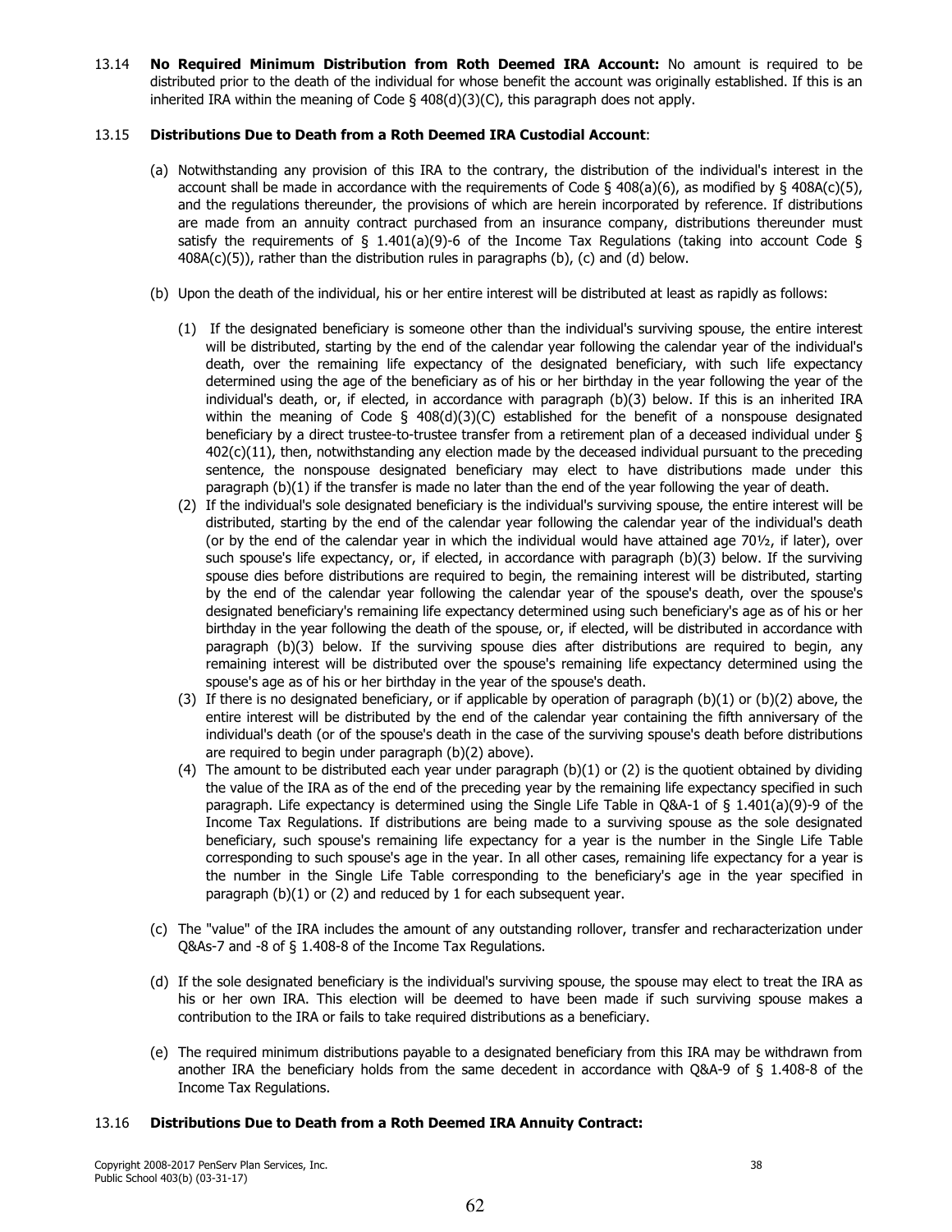13.14 **No Required Minimum Distribution from Roth Deemed IRA Account:** No amount is required to be distributed prior to the death of the individual for whose benefit the account was originally established. If this is an inherited IRA within the meaning of Code § 408(d)(3)(C), this paragraph does not apply.

13.15 **Distributions Due to Death from a Roth Deemed IRA Custodial Account**:

(a) Notwithstanding any provision of this IRA to the contrary, the distribution of the individual's interest in the account shall be made in accordance with the requirements of Code § 408(a)(6), as modified by § 408A(c)(5), and the regulations thereunder, the provisions of which are herein incorporated by reference. If distributions are made from an annuity contract purchased from an insurance company, distributions thereunder must satisfy the requirements of § 1.401(a)(9)-6 of the Income Tax Regulations (taking into account Code § 408A(c)(5)), rather than the distribution rules in paragraphs (b), (c) and (d) below.

(b) Upon the death of the individual, his or her entire interest will be distributed at least as rapidly as follows:

(1) If the designated beneficiary is someone other than the individual's surviving spouse, the entire interest will be distributed, starting by the end of the calendar year following the calendar year of the individual's death, over the remaining life expectancy of the designated beneficiary, with such life expectancy determined using the age of the beneficiary as of his or her birthday in the year following the year of the individual's death, or, if elected, in accordance with paragraph (b)(3) below. If this is an inherited IRA within the meaning of Code § 408(d)(3)(C) established for the benefit of a nonspouse designated beneficiary by a direct trustee-to-trustee transfer from a retirement plan of a deceased individual under § 402(c)(11), then, notwithstanding any election made by the deceased individual pursuant to the preceding sentence, the nonspouse designated beneficiary may elect to have distributions made under this paragraph (b)(1) if the transfer is made no later than the end of the year following the year of death.

(2) If the individual's sole designated beneficiary is the individual's surviving spouse, the entire interest will be distributed, starting by the end of the calendar year following the calendar year of the individual's death (or by the end of the calendar year in which the individual would have attained age 70½, if later), over such spouse's life expectancy, or, if elected, in accordance with paragraph (b)(3) below. If the surviving spouse dies before distributions are required to begin, the remaining interest will be distributed, starting by the end of the calendar year following the calendar year of the spouse's death, over the spouse's designated beneficiary's remaining life expectancy determined using such beneficiary's age as of his or her birthday in the year following the death of the spouse, or, if elected, will be distributed in accordance with paragraph (b)(3) below. If the surviving spouse dies after distributions are required to begin, any remaining interest will be distributed over the spouse's remaining life expectancy determined using the spouse's age as of his or her birthday in the year of the spouse's death.

(3) If there is no designated beneficiary, or if applicable by operation of paragraph (b)(1) or (b)(2) above, the entire interest will be distributed by the end of the calendar year containing the fifth anniversary of the individual's death (or of the spouse's death in the case of the surviving spouse's death before distributions are required to begin under paragraph (b)(2) above).

(4) The amount to be distributed each year under paragraph (b)(1) or (2) is the quotient obtained by dividing the value of the IRA as of the end of the preceding year by the remaining life expectancy specified in such paragraph. Life expectancy is determined using the Single Life Table in Q&A-1 of § 1.401(a)(9)-9 of the Income Tax Regulations. If distributions are being made to a surviving spouse as the sole designated beneficiary, such spouse's remaining life expectancy for a year is the number in the Single Life Table corresponding to such spouse's age in the year. In all other cases, remaining life expectancy for a year is the number in the Single Life Table corresponding to the beneficiary's age in the year specified in paragraph (b)(1) or (2) and reduced by 1 for each subsequent year.

(c) The "value" of the IRA includes the amount of any outstanding rollover, transfer and recharacterization under Q&As-7 and -8 of § 1.408-8 of the Income Tax Regulations.

(d) If the sole designated beneficiary is the individual's surviving spouse, the spouse may elect to treat the IRA as his or her own IRA. This election will be deemed to have been made if such surviving spouse makes a contribution to the IRA or fails to take required distributions as a beneficiary.

(e) The required minimum distributions payable to a designated beneficiary from this IRA may be withdrawn from another IRA the beneficiary holds from the same decedent in accordance with Q&A-9 of § 1.408-8 of the Income Tax Regulations.

13.16 **Distributions Due to Death from a Roth Deemed IRA Annuity Contract:**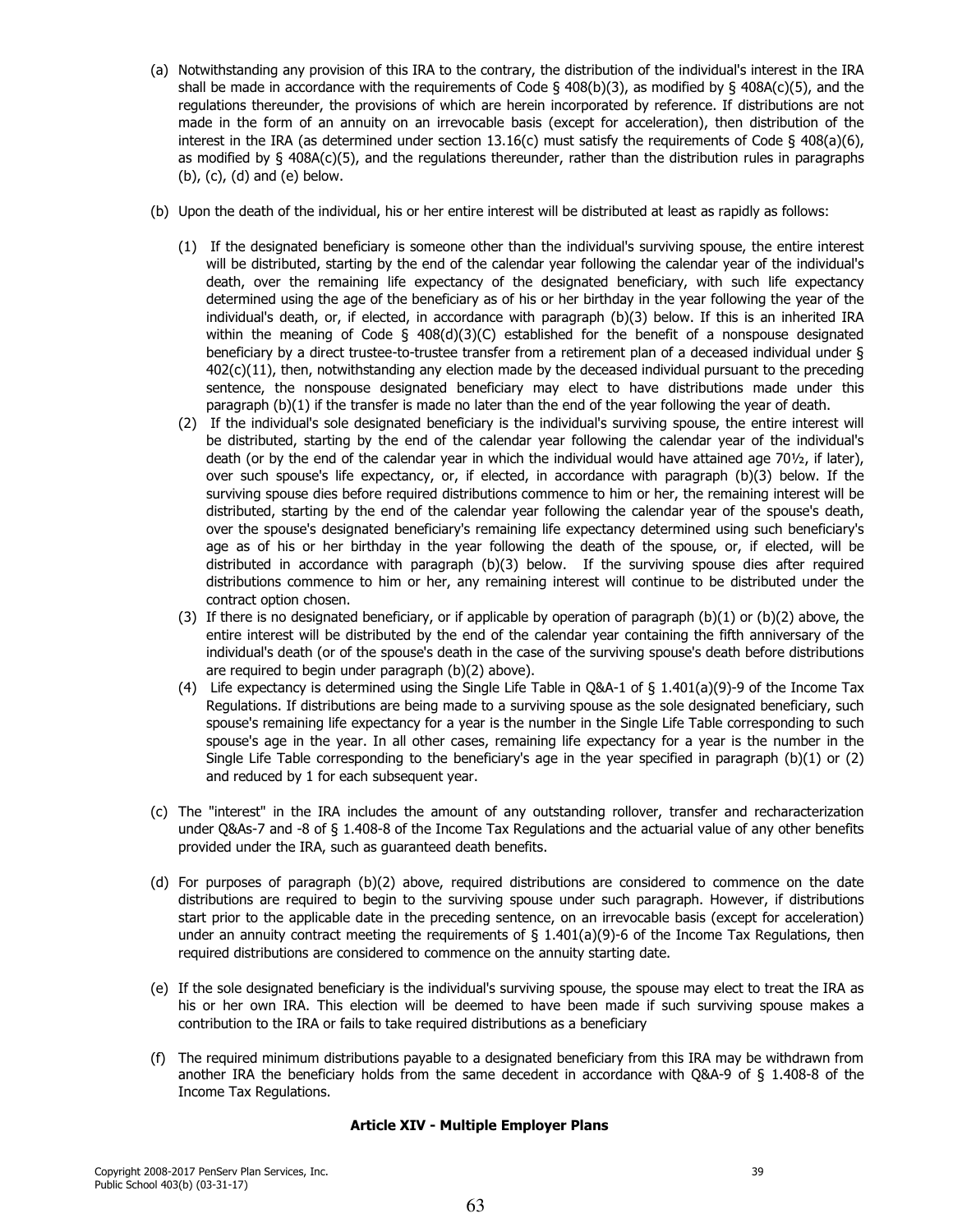(a) Notwithstanding any provision of this IRA to the contrary, the distribution of the individual's interest in the IRA shall be made in accordance with the requirements of Code § 408(b)(3), as modified by § 408A(c)(5), and the regulations thereunder, the provisions of which are herein incorporated by reference. If distributions are not made in the form of an annuity on an irrevocable basis (except for acceleration), then distribution of the interest in the IRA (as determined under section 13.16(c) must satisfy the requirements of Code § 408(a)(6), as modified by § 408A(c)(5), and the regulations thereunder, rather than the distribution rules in paragraphs (b), (c), (d) and (e) below.

(b) Upon the death of the individual, his or her entire interest will be distributed at least as rapidly as follows:

   (1) If the designated beneficiary is someone other than the individual's surviving spouse, the entire interest will be distributed, starting by the end of the calendar year following the calendar year of the individual's death, over the remaining life expectancy of the designated beneficiary, with such life expectancy determined using the age of the beneficiary as of his or her birthday in the year following the year of the individual's death, or, if elected, in accordance with paragraph (b)(3) below. If this is an inherited IRA within the meaning of Code § 408(d)(3)(C) established for the benefit of a nonspouse designated beneficiary by a direct trustee-to-trustee transfer from a retirement plan of a deceased individual under § 402(c)(11), then, notwithstanding any election made by the deceased individual pursuant to the preceding sentence, the nonspouse designated beneficiary may elect to have distributions made under this paragraph (b)(1) if the transfer is made no later than the end of the year following the year of death.

   (2) If the individual's sole designated beneficiary is the individual's surviving spouse, the entire interest will be distributed, starting by the end of the calendar year following the calendar year of the individual's death (or by the end of the calendar year in which the individual would have attained age 70½, if later), over such spouse's life expectancy, or, if elected, in accordance with paragraph (b)(3) below. If the surviving spouse dies before required distributions commence to him or her, the remaining interest will be distributed, starting by the end of the calendar year following the calendar year of the spouse's death, over the spouse's designated beneficiary's remaining life expectancy determined using such beneficiary's age as of his or her birthday in the year following the death of the spouse, or, if elected, will be distributed in accordance with paragraph (b)(3) below. If the surviving spouse dies after required distributions commence to him or her, any remaining interest will continue to be distributed under the contract option chosen.

   (3) If there is no designated beneficiary, or if applicable by operation of paragraph (b)(1) or (b)(2) above, the entire interest will be distributed by the end of the calendar year containing the fifth anniversary of the individual's death (or of the spouse's death in the case of the surviving spouse's death before distributions are required to begin under paragraph (b)(2) above).

   (4) Life expectancy is determined using the Single Life Table in Q&A-1 of § 1.401(a)(9)-9 of the Income Tax Regulations. If distributions are being made to a surviving spouse as the sole designated beneficiary, such spouse's remaining life expectancy for a year is the number in the Single Life Table corresponding to such spouse's age in the year. In all other cases, remaining life expectancy for a year is the number in the Single Life Table corresponding to the beneficiary's age in the year specified in paragraph (b)(1) or (2) and reduced by 1 for each subsequent year.

(c) The "interest" in the IRA includes the amount of any outstanding rollover, transfer and recharacterization under Q&As-7 and -8 of § 1.408-8 of the Income Tax Regulations and the actuarial value of any other benefits provided under the IRA, such as guaranteed death benefits.

(d) For purposes of paragraph (b)(2) above, required distributions are considered to commence on the date distributions are required to begin to the surviving spouse under such paragraph. However, if distributions start prior to the applicable date in the preceding sentence, on an irrevocable basis (except for acceleration) under an annuity contract meeting the requirements of § 1.401(a)(9)-6 of the Income Tax Regulations, then required distributions are considered to commence on the annuity starting date.

(e) If the sole designated beneficiary is the individual's surviving spouse, the spouse may elect to treat the IRA as his or her own IRA. This election will be deemed to have been made if such surviving spouse makes a contribution to the IRA or fails to take required distributions as a beneficiary

(f) The required minimum distributions payable to a designated beneficiary from this IRA may be withdrawn from another IRA the beneficiary holds from the same decedent in accordance with Q&A-9 of § 1.408-8 of the Income Tax Regulations.

## Article XIV - Multiple Employer Plans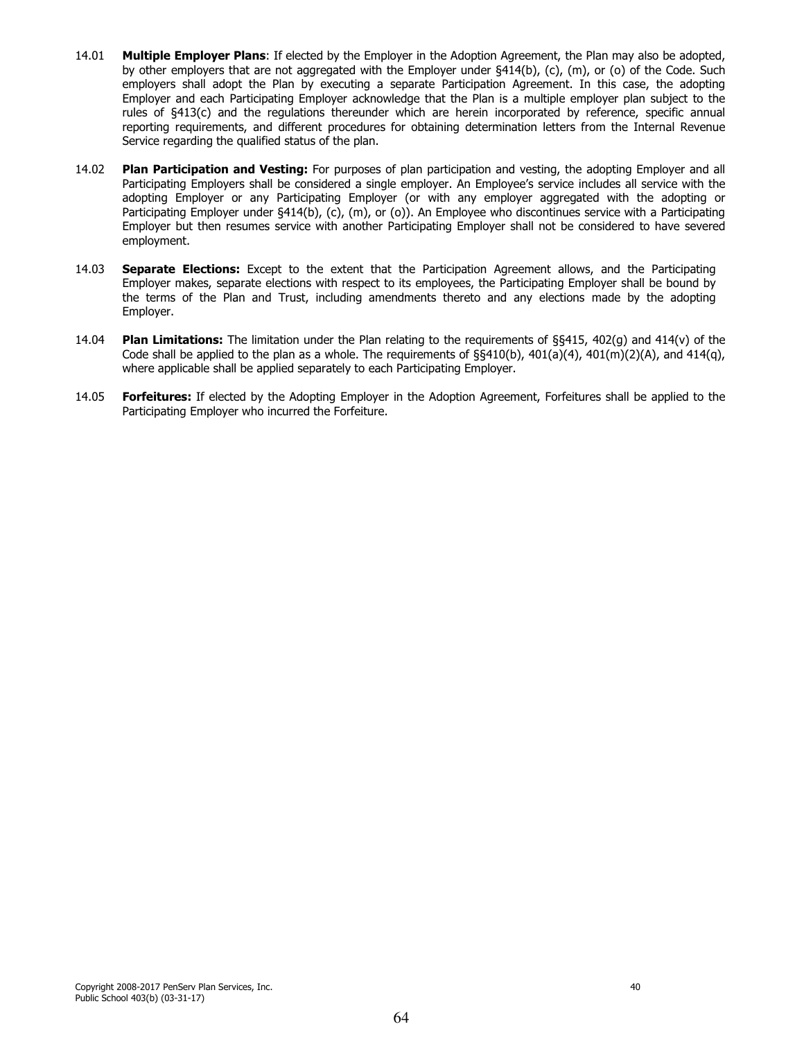14.01 **Multiple Employer Plans**: If elected by the Employer in the Adoption Agreement, the Plan may also be adopted, by other employers that are not aggregated with the Employer under §414(b), (c), (m), or (o) of the Code. Such employers shall adopt the Plan by executing a separate Participation Agreement. In this case, the adopting Employer and each Participating Employer acknowledge that the Plan is a multiple employer plan subject to the rules of §413(c) and the regulations thereunder which are herein incorporated by reference, specific annual reporting requirements, and different procedures for obtaining determination letters from the Internal Revenue Service regarding the qualified status of the plan.

14.02 **Plan Participation and Vesting:** For purposes of plan participation and vesting, the adopting Employer and all Participating Employers shall be considered a single employer. An Employee's service includes all service with the adopting Employer or any Participating Employer (or with any employer aggregated with the adopting or Participating Employer under §414(b), (c), (m), or (o)). An Employee who discontinues service with a Participating Employer but then resumes service with another Participating Employer shall not be considered to have severed employment.

14.03 **Separate Elections:** Except to the extent that the Participation Agreement allows, and the Participating Employer makes, separate elections with respect to its employees, the Participating Employer shall be bound by the terms of the Plan and Trust, including amendments thereto and any elections made by the adopting Employer.

14.04 **Plan Limitations:** The limitation under the Plan relating to the requirements of §§415, 402(g) and 414(v) of the Code shall be applied to the plan as a whole. The requirements of §§410(b), 401(a)(4), 401(m)(2)(A), and 414(q), where applicable shall be applied separately to each Participating Employer.

14.05 **Forfeitures:** If elected by the Adopting Employer in the Adoption Agreement, Forfeitures shall be applied to the Participating Employer who incurred the Forfeiture.